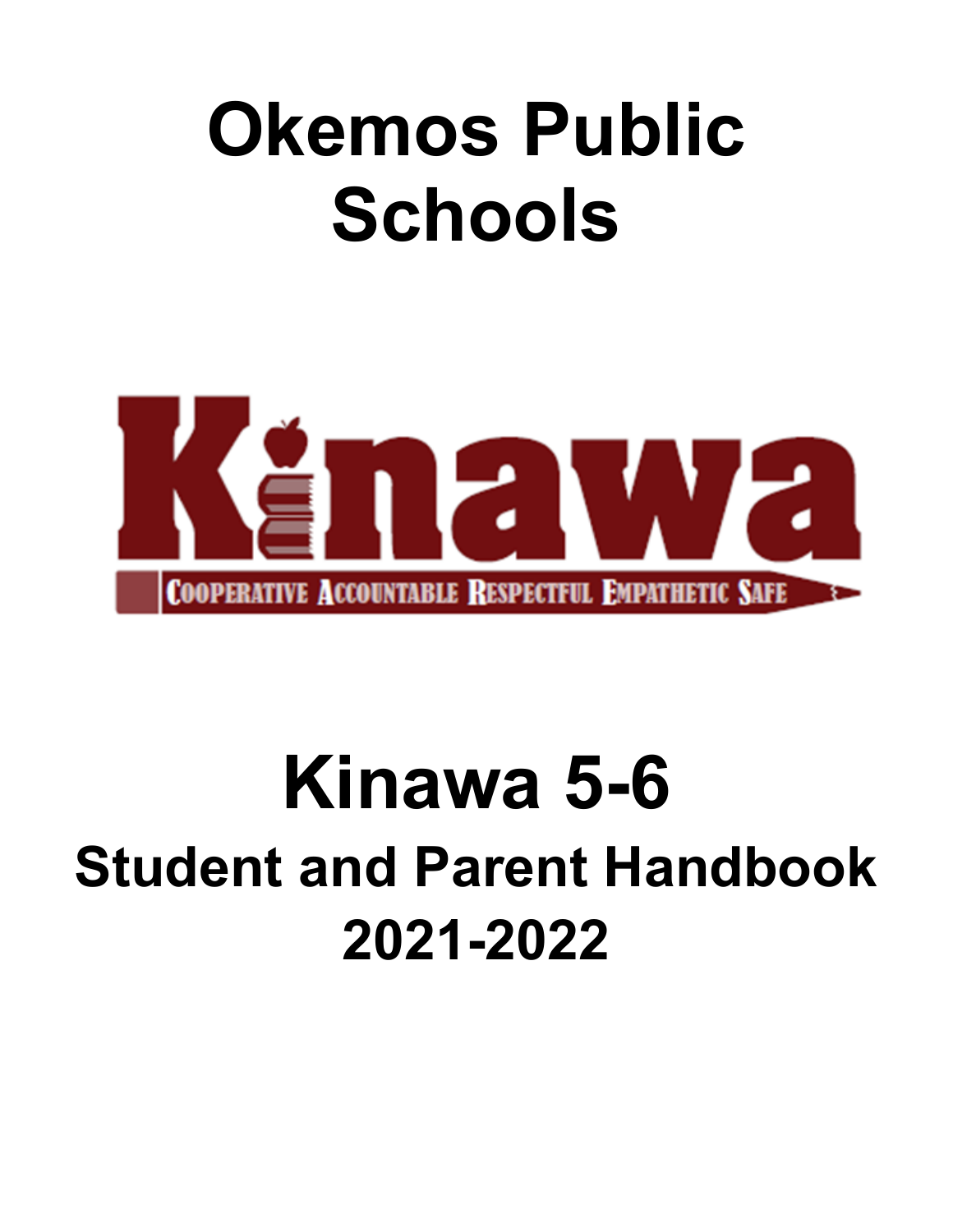# Okemos Public Schools

Kinawa

COOPERATIVE ACCOUNTABLE RESPECTFUL EMPATHETIC SAFE

# Kinawa 5-6

## Student and Parent Handbook

## 2021-2022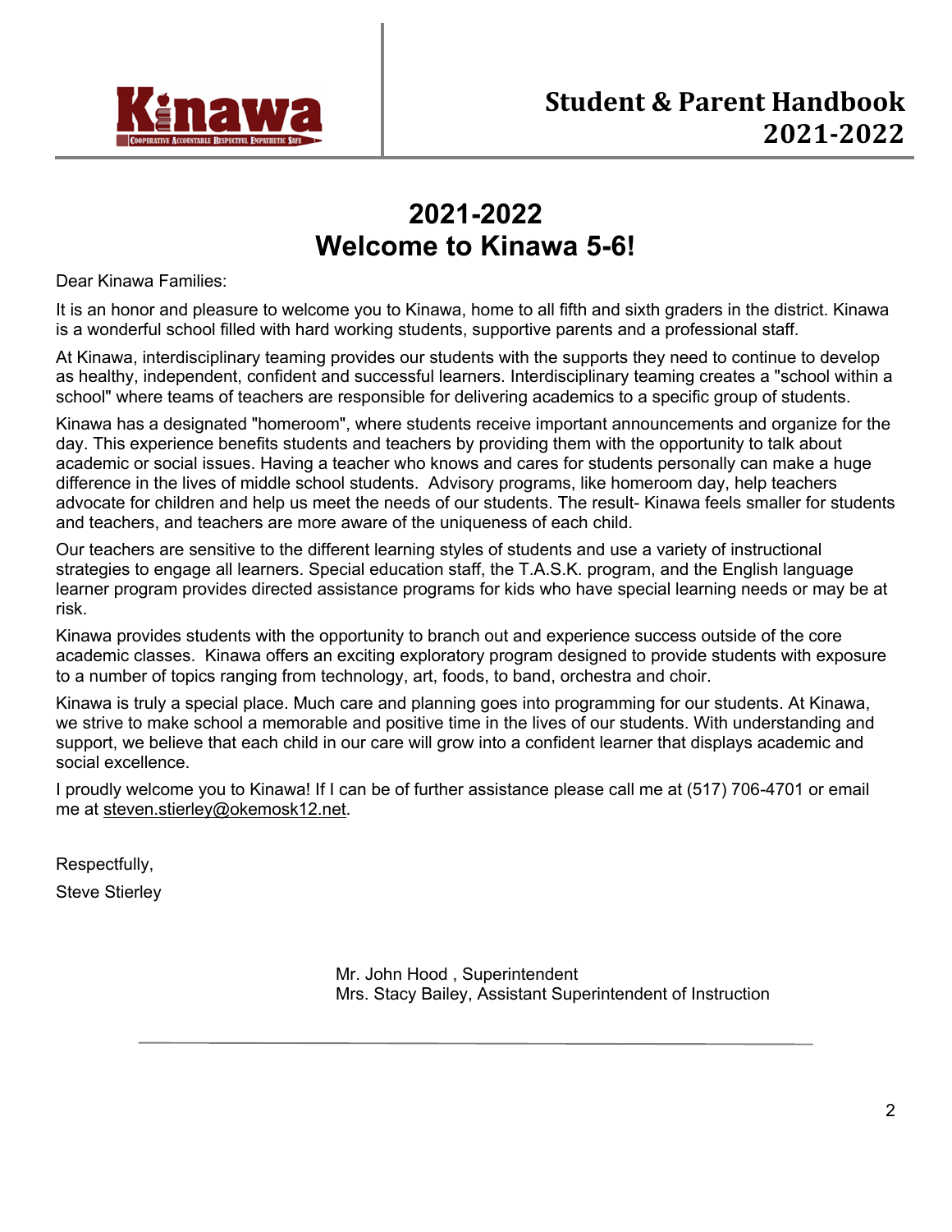# 2021-2022 Welcome to Kinawa 5-6!

Dear Kinawa Families:

It is an honor and pleasure to welcome you to Kinawa, home to all fifth and sixth graders in the district. Kinawa is a wonderful school filled with hard working students, supportive parents and a professional staff.

At Kinawa, interdisciplinary teaming provides our students with the supports they need to continue to develop as healthy, independent, confident and successful learners. Interdisciplinary teaming creates a "school within a school" where teams of teachers are responsible for delivering academics to a specific group of students.

Kinawa has a designated "homeroom", where students receive important announcements and organize for the day. This experience benefits students and teachers by providing them with the opportunity to talk about academic or social issues. Having a teacher who knows and cares for students personally can make a huge difference in the lives of middle school students. Advisory programs, like homeroom day, help teachers advocate for children and help us meet the needs of our students. The result- Kinawa feels smaller for students and teachers, and teachers are more aware of the uniqueness of each child.

Our teachers are sensitive to the different learning styles of students and use a variety of instructional strategies to engage all learners. Special education staff, the T.A.S.K. program, and the English language learner program provides directed assistance programs for kids who have special learning needs or may be at risk.

Kinawa provides students with the opportunity to branch out and experience success outside of the core academic classes. Kinawa offers an exciting exploratory program designed to provide students with exposure to a number of topics ranging from technology, art, foods, to band, orchestra and choir.

Kinawa is truly a special place. Much care and planning goes into programming for our students. At Kinawa, we strive to make school a memorable and positive time in the lives of our students. With understanding and support, we believe that each child in our care will grow into a confident learner that displays academic and social excellence.

I proudly welcome you to Kinawa! If I can be of further assistance please call me at (517) 706-4701 or email me at steven.stierley@okemosk12.net.

Respectfully,

Steve Stierley

Mr. John Hood , Superintendent
Mrs. Stacy Bailey, Assistant Superintendent of Instruction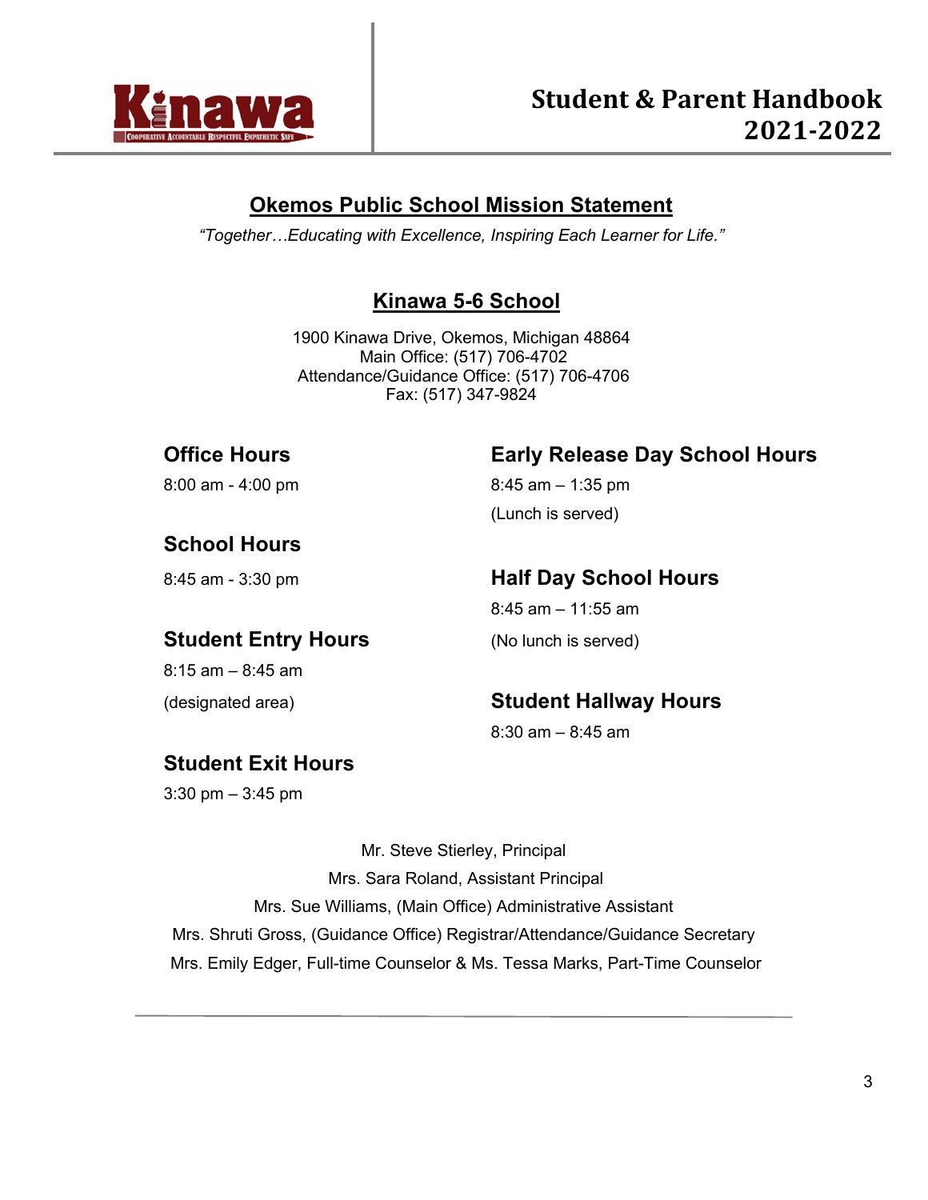Kinawa

COOPERATIVE ACCOUNTABLE RESPECTFUL EMPATHETIC SAFE

# Student & Parent Handbook 2021-2022

## Okemos Public School Mission Statement

*"Together…Educating with Excellence, Inspiring Each Learner for Life."*

## Kinawa 5-6 School

1900 Kinawa Drive, Okemos, Michigan 48864
Main Office: (517) 706-4702
Attendance/Guidance Office: (517) 706-4706
Fax: (517) 347-9824

### Office Hours

8:00 am - 4:00 pm

### School Hours

8:45 am - 3:30 pm

### Student Entry Hours

8:15 am – 8:45 am

(designated area)

### Student Exit Hours

3:30 pm – 3:45 pm

### Early Release Day School Hours

8:45 am – 1:35 pm

(Lunch is served)

### Half Day School Hours

8:45 am – 11:55 am

(No lunch is served)

### Student Hallway Hours

8:30 am – 8:45 am

Mr. Steve Stierley, Principal
Mrs. Sara Roland, Assistant Principal
Mrs. Sue Williams, (Main Office) Administrative Assistant
Mrs. Shruti Gross, (Guidance Office) Registrar/Attendance/Guidance Secretary
Mrs. Emily Edger, Full-time Counselor & Ms. Tessa Marks, Part-Time Counselor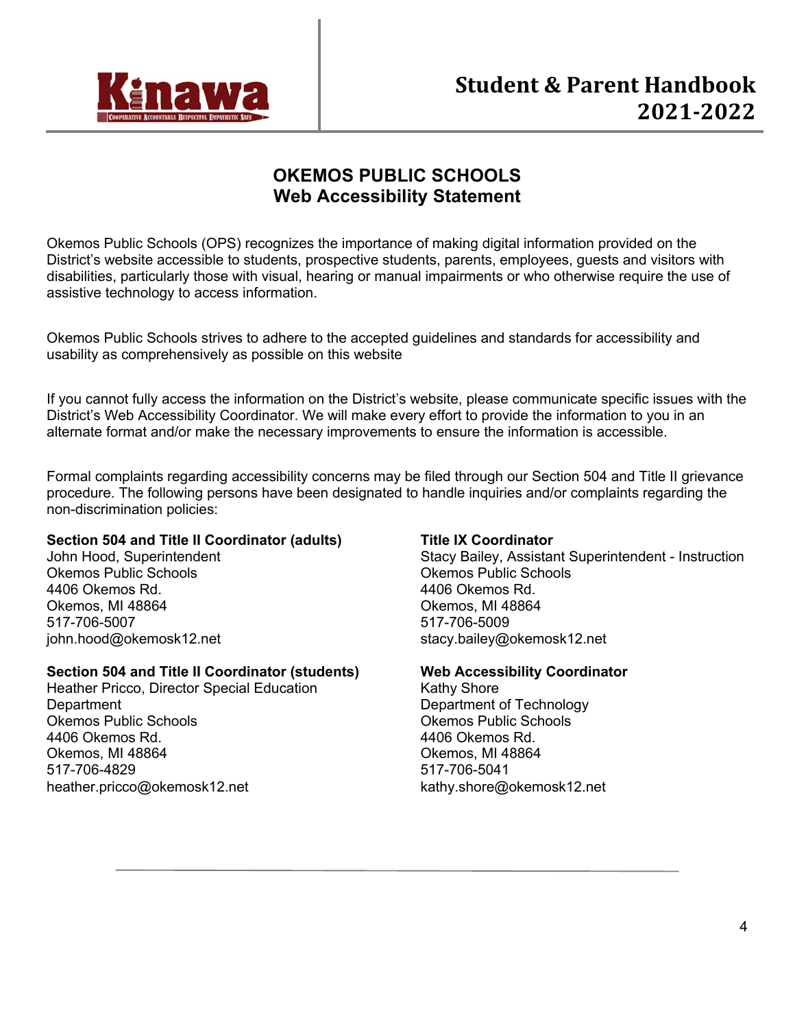# OKEMOS PUBLIC SCHOOLS
## Web Accessibility Statement

Okemos Public Schools (OPS) recognizes the importance of making digital information provided on the District's website accessible to students, prospective students, parents, employees, guests and visitors with disabilities, particularly those with visual, hearing or manual impairments or who otherwise require the use of assistive technology to access information.

Okemos Public Schools strives to adhere to the accepted guidelines and standards for accessibility and usability as comprehensively as possible on this website

If you cannot fully access the information on the District's website, please communicate specific issues with the District's Web Accessibility Coordinator. We will make every effort to provide the information to you in an alternate format and/or make the necessary improvements to ensure the information is accessible.

Formal complaints regarding accessibility concerns may be filed through our Section 504 and Title II grievance procedure. The following persons have been designated to handle inquiries and/or complaints regarding the non-discrimination policies:

**Section 504 and Title II Coordinator (adults)**
John Hood, Superintendent
Okemos Public Schools
4406 Okemos Rd.
Okemos, MI 48864
517-706-5007
john.hood@okemosk12.net

**Section 504 and Title II Coordinator (students)**
Heather Pricco, Director Special Education Department
Okemos Public Schools
4406 Okemos Rd.
Okemos, MI 48864
517-706-4829
heather.pricco@okemosk12.net

**Title IX Coordinator**
Stacy Bailey, Assistant Superintendent - Instruction
Okemos Public Schools
4406 Okemos Rd.
Okemos, MI 48864
517-706-5009
stacy.bailey@okemosk12.net

**Web Accessibility Coordinator**
Kathy Shore
Department of Technology
Okemos Public Schools
4406 Okemos Rd.
Okemos, MI 48864
517-706-5041
kathy.shore@okemosk12.net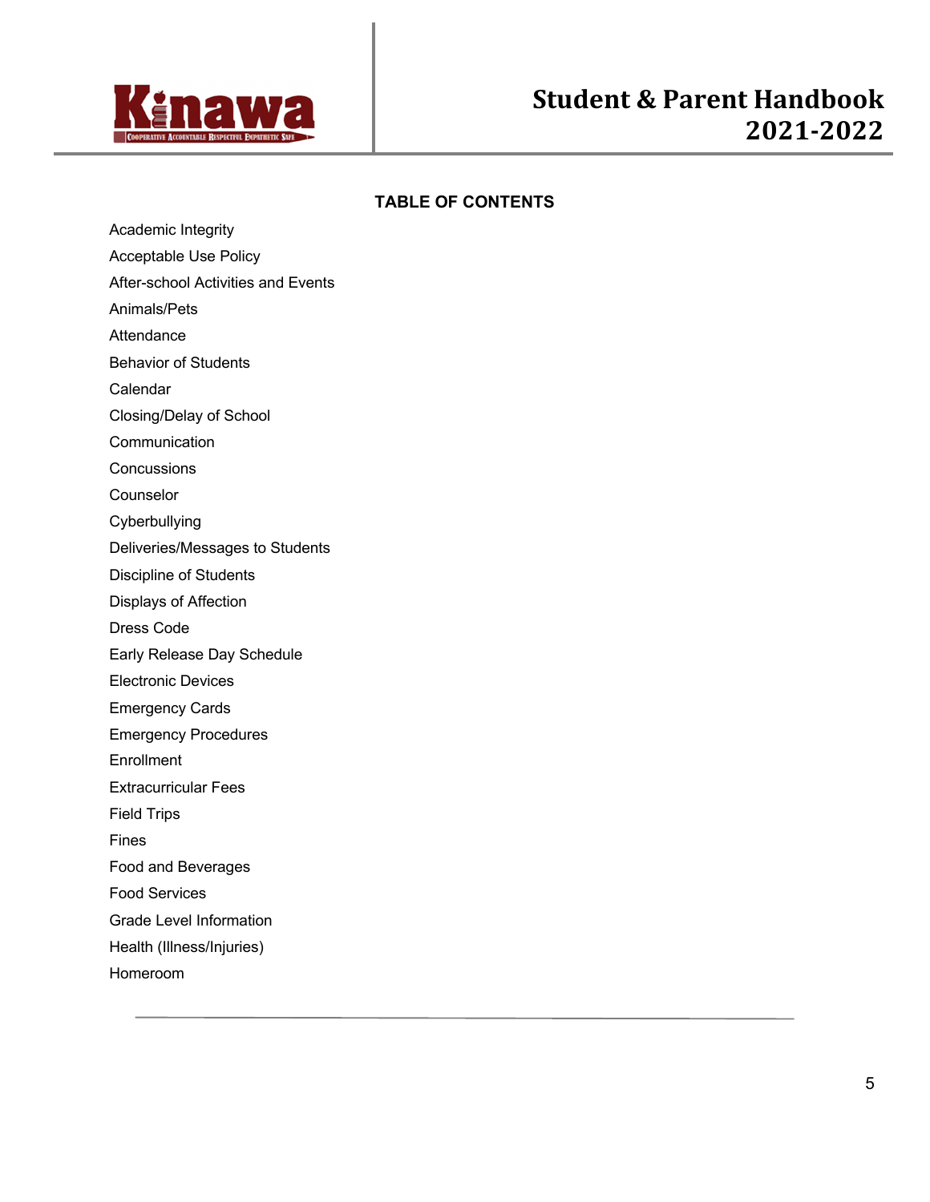## TABLE OF CONTENTS

Academic Integrity

Acceptable Use Policy

After-school Activities and Events

Animals/Pets

Attendance

Behavior of Students

Calendar

Closing/Delay of School

Communication

Concussions

Counselor

Cyberbullying

Deliveries/Messages to Students

Discipline of Students

Displays of Affection

Dress Code

Early Release Day Schedule

Electronic Devices

Emergency Cards

Emergency Procedures

Enrollment

Extracurricular Fees

Field Trips

Fines

Food and Beverages

Food Services

Grade Level Information

Health (Illness/Injuries)

Homeroom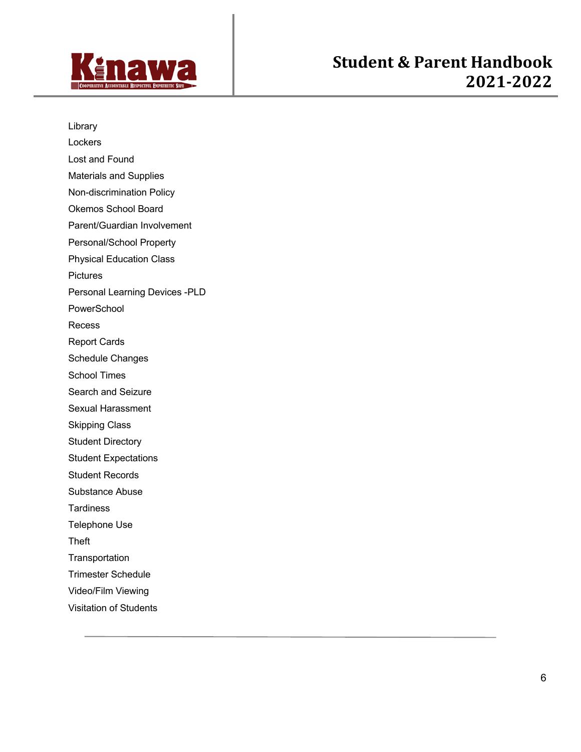Library

Lockers

Lost and Found

Materials and Supplies

Non-discrimination Policy

Okemos School Board

Parent/Guardian Involvement

Personal/School Property

Physical Education Class

Pictures

Personal Learning Devices -PLD

PowerSchool

Recess

Report Cards

Schedule Changes

School Times

Search and Seizure

Sexual Harassment

Skipping Class

Student Directory

Student Expectations

Student Records

Substance Abuse

Tardiness

Telephone Use

Theft

Transportation

Trimester Schedule

Video/Film Viewing

Visitation of Students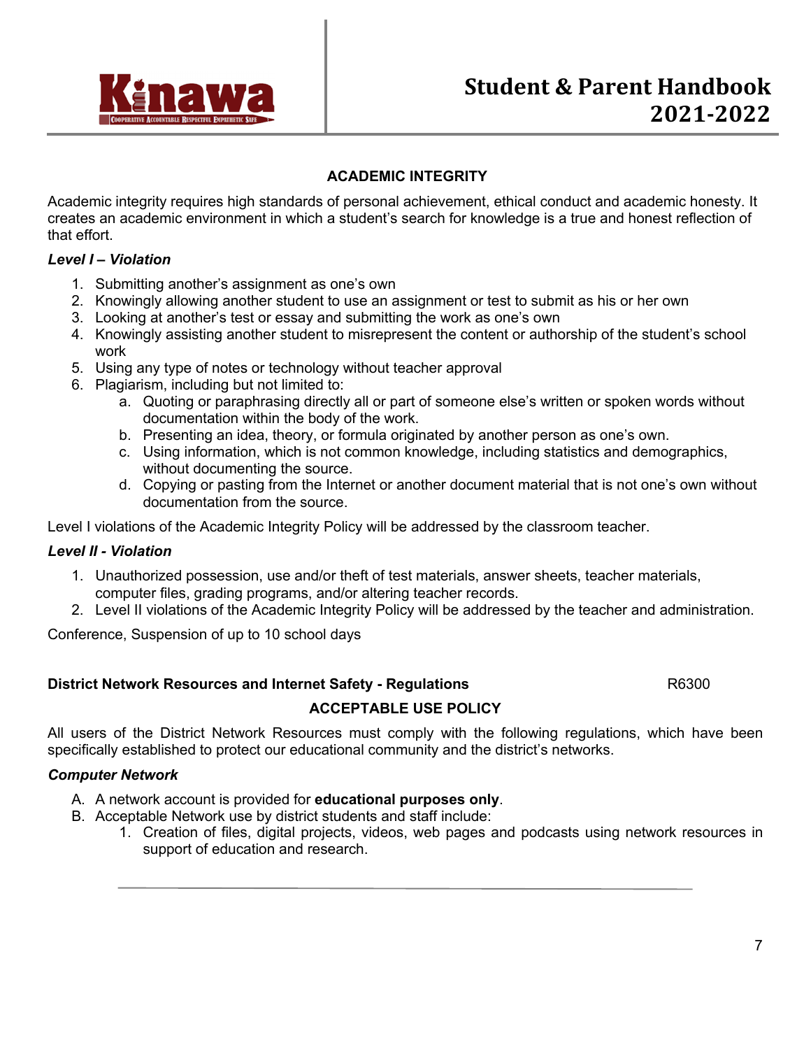## ACADEMIC INTEGRITY

Academic integrity requires high standards of personal achievement, ethical conduct and academic honesty. It creates an academic environment in which a student's search for knowledge is a true and honest reflection of that effort.

***Level I – Violation***

1. Submitting another's assignment as one's own
2. Knowingly allowing another student to use an assignment or test to submit as his or her own
3. Looking at another's test or essay and submitting the work as one's own
4. Knowingly assisting another student to misrepresent the content or authorship of the student's school work
5. Using any type of notes or technology without teacher approval
6. Plagiarism, including but not limited to:
   a. Quoting or paraphrasing directly all or part of someone else's written or spoken words without documentation within the body of the work.
   b. Presenting an idea, theory, or formula originated by another person as one's own.
   c. Using information, which is not common knowledge, including statistics and demographics, without documenting the source.
   d. Copying or pasting from the Internet or another document material that is not one's own without documentation from the source.

Level I violations of the Academic Integrity Policy will be addressed by the classroom teacher.

***Level II - Violation***

1. Unauthorized possession, use and/or theft of test materials, answer sheets, teacher materials, computer files, grading programs, and/or altering teacher records.
2. Level II violations of the Academic Integrity Policy will be addressed by the teacher and administration.

Conference, Suspension of up to 10 school days

**District Network Resources and Internet Safety - Regulations** R6300

## ACCEPTABLE USE POLICY

All users of the District Network Resources must comply with the following regulations, which have been specifically established to protect our educational community and the district's networks.

***Computer Network***

A. A network account is provided for **educational purposes only**.
B. Acceptable Network use by district students and staff include:
   1. Creation of files, digital projects, videos, web pages and podcasts using network resources in support of education and research.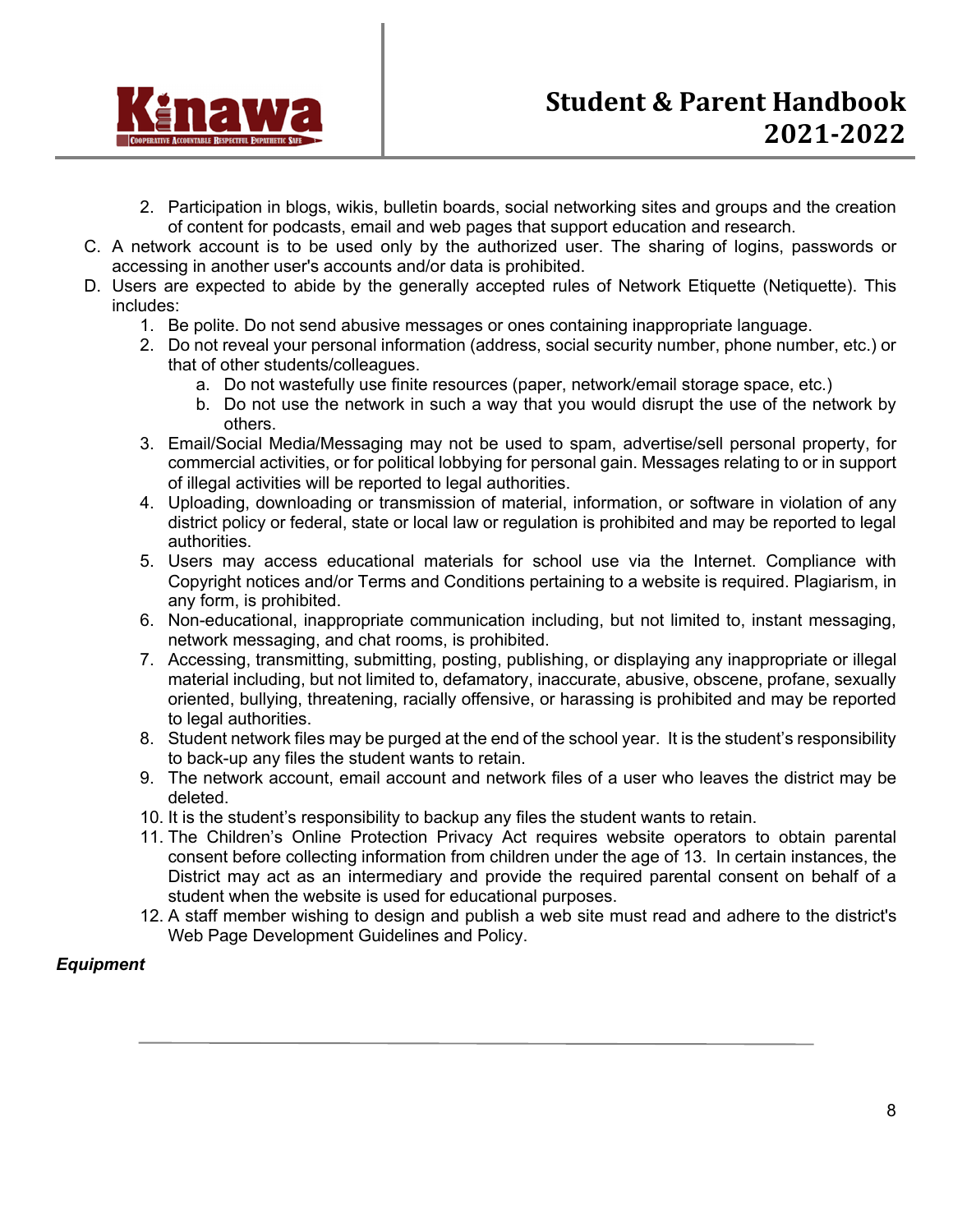2. Participation in blogs, wikis, bulletin boards, social networking sites and groups and the creation of content for podcasts, email and web pages that support education and research.

C. A network account is to be used only by the authorized user. The sharing of logins, passwords or accessing in another user's accounts and/or data is prohibited.

D. Users are expected to abide by the generally accepted rules of Network Etiquette (Netiquette). This includes:
   1. Be polite. Do not send abusive messages or ones containing inappropriate language.
   2. Do not reveal your personal information (address, social security number, phone number, etc.) or that of other students/colleagues.
      a. Do not wastefully use finite resources (paper, network/email storage space, etc.)
      b. Do not use the network in such a way that you would disrupt the use of the network by others.
   3. Email/Social Media/Messaging may not be used to spam, advertise/sell personal property, for commercial activities, or for political lobbying for personal gain. Messages relating to or in support of illegal activities will be reported to legal authorities.
   4. Uploading, downloading or transmission of material, information, or software in violation of any district policy or federal, state or local law or regulation is prohibited and may be reported to legal authorities.
   5. Users may access educational materials for school use via the Internet. Compliance with Copyright notices and/or Terms and Conditions pertaining to a website is required. Plagiarism, in any form, is prohibited.
   6. Non-educational, inappropriate communication including, but not limited to, instant messaging, network messaging, and chat rooms, is prohibited.
   7. Accessing, transmitting, submitting, posting, publishing, or displaying any inappropriate or illegal material including, but not limited to, defamatory, inaccurate, abusive, obscene, profane, sexually oriented, bullying, threatening, racially offensive, or harassing is prohibited and may be reported to legal authorities.
   8. Student network files may be purged at the end of the school year. It is the student's responsibility to back-up any files the student wants to retain.
   9. The network account, email account and network files of a user who leaves the district may be deleted.
   10. It is the student's responsibility to backup any files the student wants to retain.
   11. The Children's Online Protection Privacy Act requires website operators to obtain parental consent before collecting information from children under the age of 13. In certain instances, the District may act as an intermediary and provide the required parental consent on behalf of a student when the website is used for educational purposes.
   12. A staff member wishing to design and publish a web site must read and adhere to the district's Web Page Development Guidelines and Policy.

***Equipment***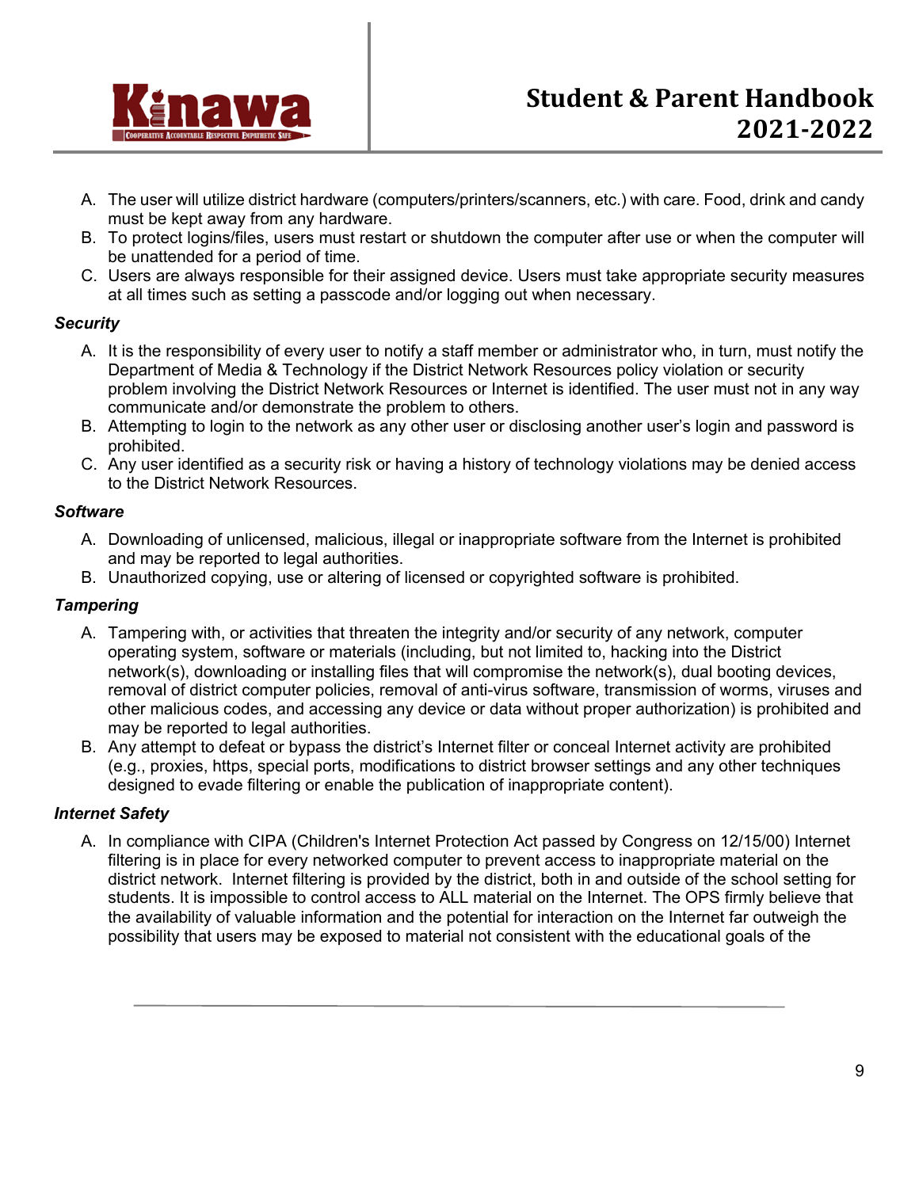A. The user will utilize district hardware (computers/printers/scanners, etc.) with care. Food, drink and candy must be kept away from any hardware.
B. To protect logins/files, users must restart or shutdown the computer after use or when the computer will be unattended for a period of time.
C. Users are always responsible for their assigned device. Users must take appropriate security measures at all times such as setting a passcode and/or logging out when necessary.

***Security***

A. It is the responsibility of every user to notify a staff member or administrator who, in turn, must notify the Department of Media & Technology if the District Network Resources policy violation or security problem involving the District Network Resources or Internet is identified. The user must not in any way communicate and/or demonstrate the problem to others.
B. Attempting to login to the network as any other user or disclosing another user's login and password is prohibited.
C. Any user identified as a security risk or having a history of technology violations may be denied access to the District Network Resources.

***Software***

A. Downloading of unlicensed, malicious, illegal or inappropriate software from the Internet is prohibited and may be reported to legal authorities.
B. Unauthorized copying, use or altering of licensed or copyrighted software is prohibited.

***Tampering***

A. Tampering with, or activities that threaten the integrity and/or security of any network, computer operating system, software or materials (including, but not limited to, hacking into the District network(s), downloading or installing files that will compromise the network(s), dual booting devices, removal of district computer policies, removal of anti-virus software, transmission of worms, viruses and other malicious codes, and accessing any device or data without proper authorization) is prohibited and may be reported to legal authorities.
B. Any attempt to defeat or bypass the district's Internet filter or conceal Internet activity are prohibited (e.g., proxies, https, special ports, modifications to district browser settings and any other techniques designed to evade filtering or enable the publication of inappropriate content).

***Internet Safety***

A. In compliance with CIPA (Children's Internet Protection Act passed by Congress on 12/15/00) Internet filtering is in place for every networked computer to prevent access to inappropriate material on the district network. Internet filtering is provided by the district, both in and outside of the school setting for students. It is impossible to control access to ALL material on the Internet. The OPS firmly believe that the availability of valuable information and the potential for interaction on the Internet far outweigh the possibility that users may be exposed to material not consistent with the educational goals of the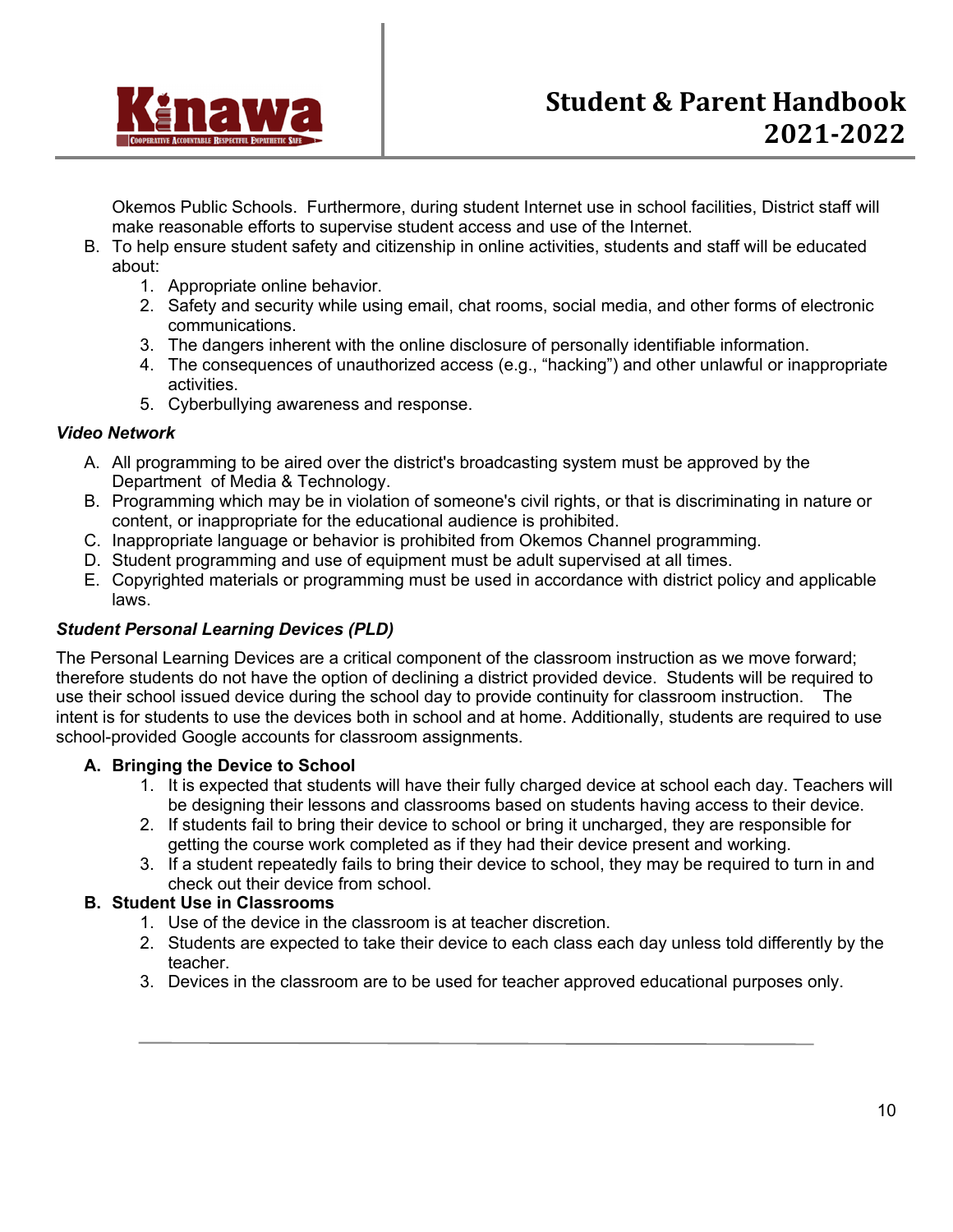Okemos Public Schools. Furthermore, during student Internet use in school facilities, District staff will make reasonable efforts to supervise student access and use of the Internet.

B. To help ensure student safety and citizenship in online activities, students and staff will be educated about:
   1. Appropriate online behavior.
   2. Safety and security while using email, chat rooms, social media, and other forms of electronic communications.
   3. The dangers inherent with the online disclosure of personally identifiable information.
   4. The consequences of unauthorized access (e.g., “hacking”) and other unlawful or inappropriate activities.
   5. Cyberbullying awareness and response.

***Video Network***

A. All programming to be aired over the district's broadcasting system must be approved by the Department of Media & Technology.
B. Programming which may be in violation of someone's civil rights, or that is discriminating in nature or content, or inappropriate for the educational audience is prohibited.
C. Inappropriate language or behavior is prohibited from Okemos Channel programming.
D. Student programming and use of equipment must be adult supervised at all times.
E. Copyrighted materials or programming must be used in accordance with district policy and applicable laws.

***Student Personal Learning Devices (PLD)***

The Personal Learning Devices are a critical component of the classroom instruction as we move forward; therefore students do not have the option of declining a district provided device. Students will be required to use their school issued device during the school day to provide continuity for classroom instruction. The intent is for students to use the devices both in school and at home. Additionally, students are required to use school-provided Google accounts for classroom assignments.

**A. Bringing the Device to School**
   1. It is expected that students will have their fully charged device at school each day. Teachers will be designing their lessons and classrooms based on students having access to their device.
   2. If students fail to bring their device to school or bring it uncharged, they are responsible for getting the course work completed as if they had their device present and working.
   3. If a student repeatedly fails to bring their device to school, they may be required to turn in and check out their device from school.

**B. Student Use in Classrooms**
   1. Use of the device in the classroom is at teacher discretion.
   2. Students are expected to take their device to each class each day unless told differently by the teacher.
   3. Devices in the classroom are to be used for teacher approved educational purposes only.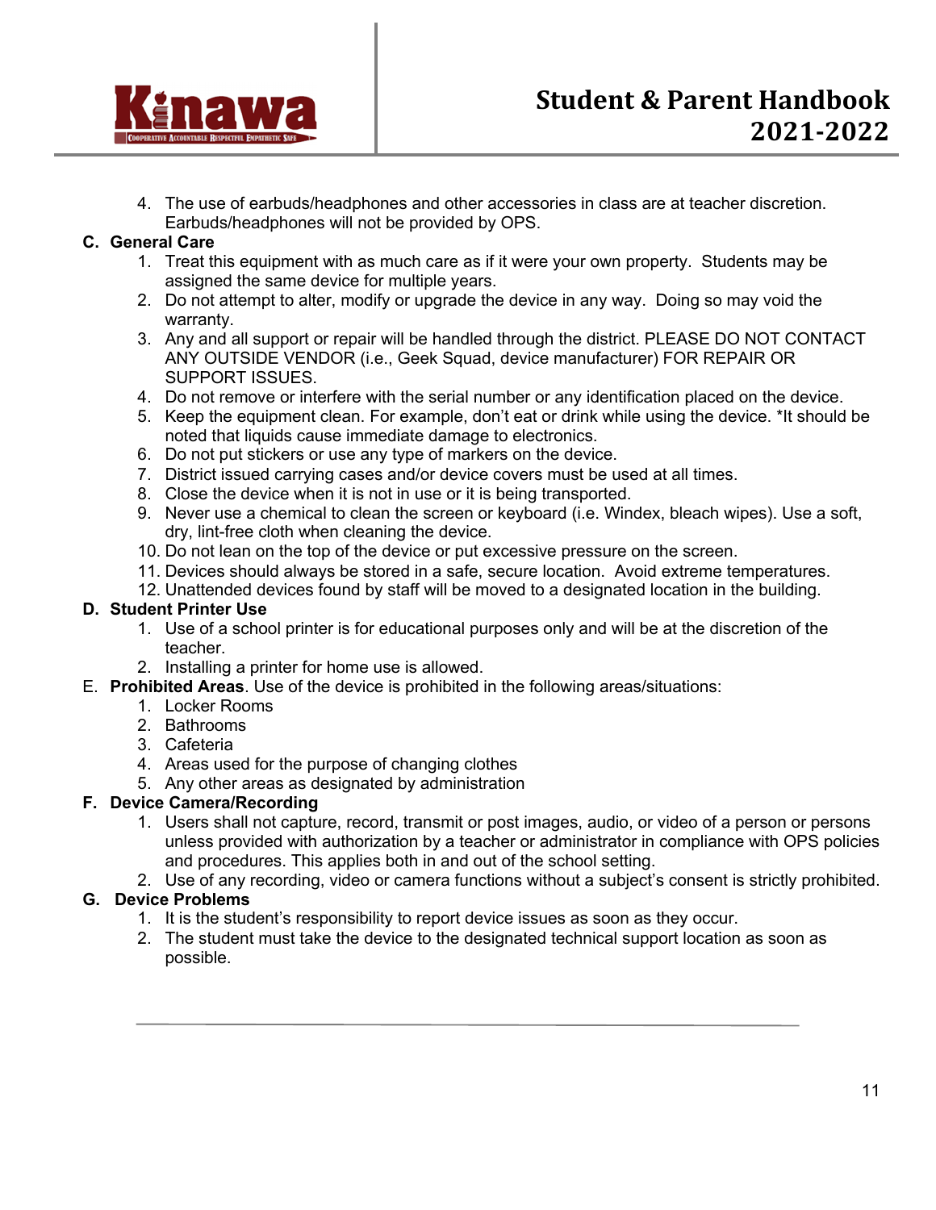4. The use of earbuds/headphones and other accessories in class are at teacher discretion. Earbuds/headphones will not be provided by OPS.

**C. General Care**

1. Treat this equipment with as much care as if it were your own property. Students may be assigned the same device for multiple years.
2. Do not attempt to alter, modify or upgrade the device in any way. Doing so may void the warranty.
3. Any and all support or repair will be handled through the district. PLEASE DO NOT CONTACT ANY OUTSIDE VENDOR (i.e., Geek Squad, device manufacturer) FOR REPAIR OR SUPPORT ISSUES.
4. Do not remove or interfere with the serial number or any identification placed on the device.
5. Keep the equipment clean. For example, don't eat or drink while using the device. *It should be noted that liquids cause immediate damage to electronics.
6. Do not put stickers or use any type of markers on the device.
7. District issued carrying cases and/or device covers must be used at all times.
8. Close the device when it is not in use or it is being transported.
9. Never use a chemical to clean the screen or keyboard (i.e. Windex, bleach wipes). Use a soft, dry, lint-free cloth when cleaning the device.
10. Do not lean on the top of the device or put excessive pressure on the screen.
11. Devices should always be stored in a safe, secure location. Avoid extreme temperatures.
12. Unattended devices found by staff will be moved to a designated location in the building.

**D. Student Printer Use**

1. Use of a school printer is for educational purposes only and will be at the discretion of the teacher.
2. Installing a printer for home use is allowed.

E. **Prohibited Areas**. Use of the device is prohibited in the following areas/situations:

1. Locker Rooms
2. Bathrooms
3. Cafeteria
4. Areas used for the purpose of changing clothes
5. Any other areas as designated by administration

**F. Device Camera/Recording**

1. Users shall not capture, record, transmit or post images, audio, or video of a person or persons unless provided with authorization by a teacher or administrator in compliance with OPS policies and procedures. This applies both in and out of the school setting.
2. Use of any recording, video or camera functions without a subject's consent is strictly prohibited.

**G. Device Problems**

1. It is the student's responsibility to report device issues as soon as they occur.
2. The student must take the device to the designated technical support location as soon as possible.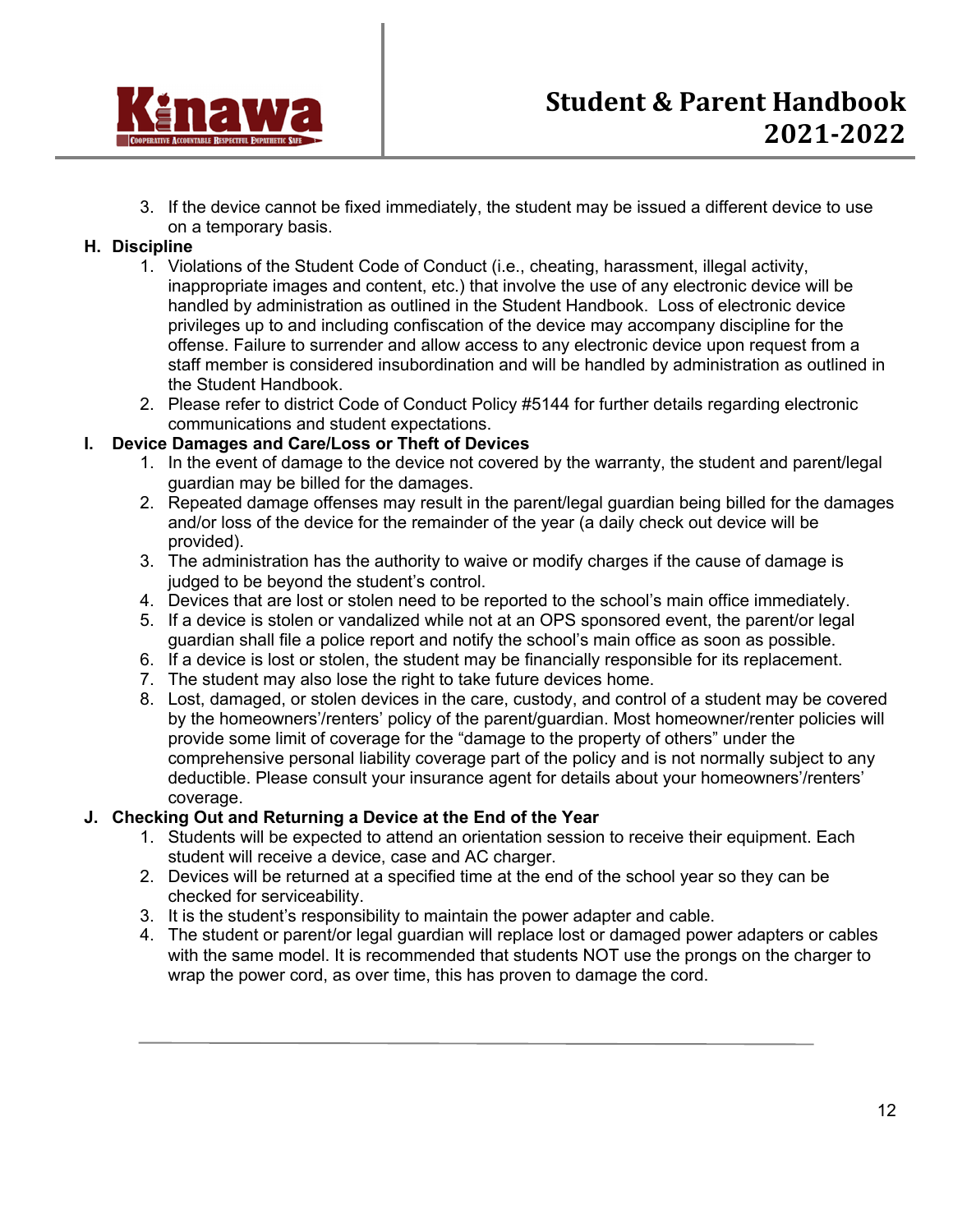3. If the device cannot be fixed immediately, the student may be issued a different device to use on a temporary basis.

**H. Discipline**

1. Violations of the Student Code of Conduct (i.e., cheating, harassment, illegal activity, inappropriate images and content, etc.) that involve the use of any electronic device will be handled by administration as outlined in the Student Handbook. Loss of electronic device privileges up to and including confiscation of the device may accompany discipline for the offense. Failure to surrender and allow access to any electronic device upon request from a staff member is considered insubordination and will be handled by administration as outlined in the Student Handbook.
2. Please refer to district Code of Conduct Policy #5144 for further details regarding electronic communications and student expectations.

**I. Device Damages and Care/Loss or Theft of Devices**

1. In the event of damage to the device not covered by the warranty, the student and parent/legal guardian may be billed for the damages.
2. Repeated damage offenses may result in the parent/legal guardian being billed for the damages and/or loss of the device for the remainder of the year (a daily check out device will be provided).
3. The administration has the authority to waive or modify charges if the cause of damage is judged to be beyond the student's control.
4. Devices that are lost or stolen need to be reported to the school's main office immediately.
5. If a device is stolen or vandalized while not at an OPS sponsored event, the parent/or legal guardian shall file a police report and notify the school's main office as soon as possible.
6. If a device is lost or stolen, the student may be financially responsible for its replacement.
7. The student may also lose the right to take future devices home.
8. Lost, damaged, or stolen devices in the care, custody, and control of a student may be covered by the homeowners'/renters' policy of the parent/guardian. Most homeowner/renter policies will provide some limit of coverage for the "damage to the property of others" under the comprehensive personal liability coverage part of the policy and is not normally subject to any deductible. Please consult your insurance agent for details about your homeowners'/renters' coverage.

**J. Checking Out and Returning a Device at the End of the Year**

1. Students will be expected to attend an orientation session to receive their equipment. Each student will receive a device, case and AC charger.
2. Devices will be returned at a specified time at the end of the school year so they can be checked for serviceability.
3. It is the student's responsibility to maintain the power adapter and cable.
4. The student or parent/or legal guardian will replace lost or damaged power adapters or cables with the same model. It is recommended that students NOT use the prongs on the charger to wrap the power cord, as over time, this has proven to damage the cord.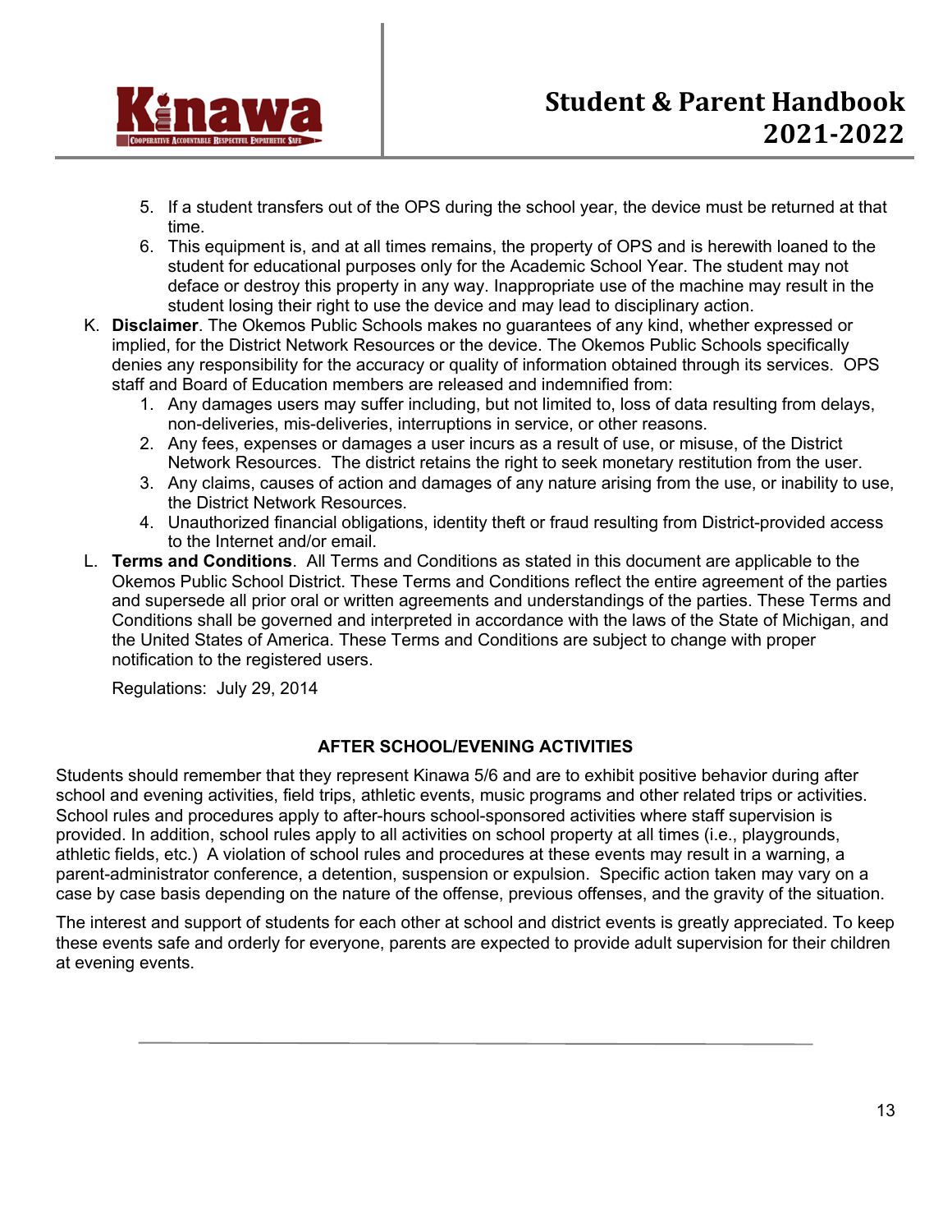5. If a student transfers out of the OPS during the school year, the device must be returned at that time.
6. This equipment is, and at all times remains, the property of OPS and is herewith loaned to the student for educational purposes only for the Academic School Year. The student may not deface or destroy this property in any way. Inappropriate use of the machine may result in the student losing their right to use the device and may lead to disciplinary action.

K. **Disclaimer**. The Okemos Public Schools makes no guarantees of any kind, whether expressed or implied, for the District Network Resources or the device. The Okemos Public Schools specifically denies any responsibility for the accuracy or quality of information obtained through its services. OPS staff and Board of Education members are released and indemnified from:
   1. Any damages users may suffer including, but not limited to, loss of data resulting from delays, non-deliveries, mis-deliveries, interruptions in service, or other reasons.
   2. Any fees, expenses or damages a user incurs as a result of use, or misuse, of the District Network Resources. The district retains the right to seek monetary restitution from the user.
   3. Any claims, causes of action and damages of any nature arising from the use, or inability to use, the District Network Resources.
   4. Unauthorized financial obligations, identity theft or fraud resulting from District-provided access to the Internet and/or email.

L. **Terms and Conditions**. All Terms and Conditions as stated in this document are applicable to the Okemos Public School District. These Terms and Conditions reflect the entire agreement of the parties and supersede all prior oral or written agreements and understandings of the parties. These Terms and Conditions shall be governed and interpreted in accordance with the laws of the State of Michigan, and the United States of America. These Terms and Conditions are subject to change with proper notification to the registered users.

   Regulations: July 29, 2014

## AFTER SCHOOL/EVENING ACTIVITIES

Students should remember that they represent Kinawa 5/6 and are to exhibit positive behavior during after school and evening activities, field trips, athletic events, music programs and other related trips or activities. School rules and procedures apply to after-hours school-sponsored activities where staff supervision is provided. In addition, school rules apply to all activities on school property at all times (i.e., playgrounds, athletic fields, etc.) A violation of school rules and procedures at these events may result in a warning, a parent-administrator conference, a detention, suspension or expulsion. Specific action taken may vary on a case by case basis depending on the nature of the offense, previous offenses, and the gravity of the situation.

The interest and support of students for each other at school and district events is greatly appreciated. To keep these events safe and orderly for everyone, parents are expected to provide adult supervision for their children at evening events.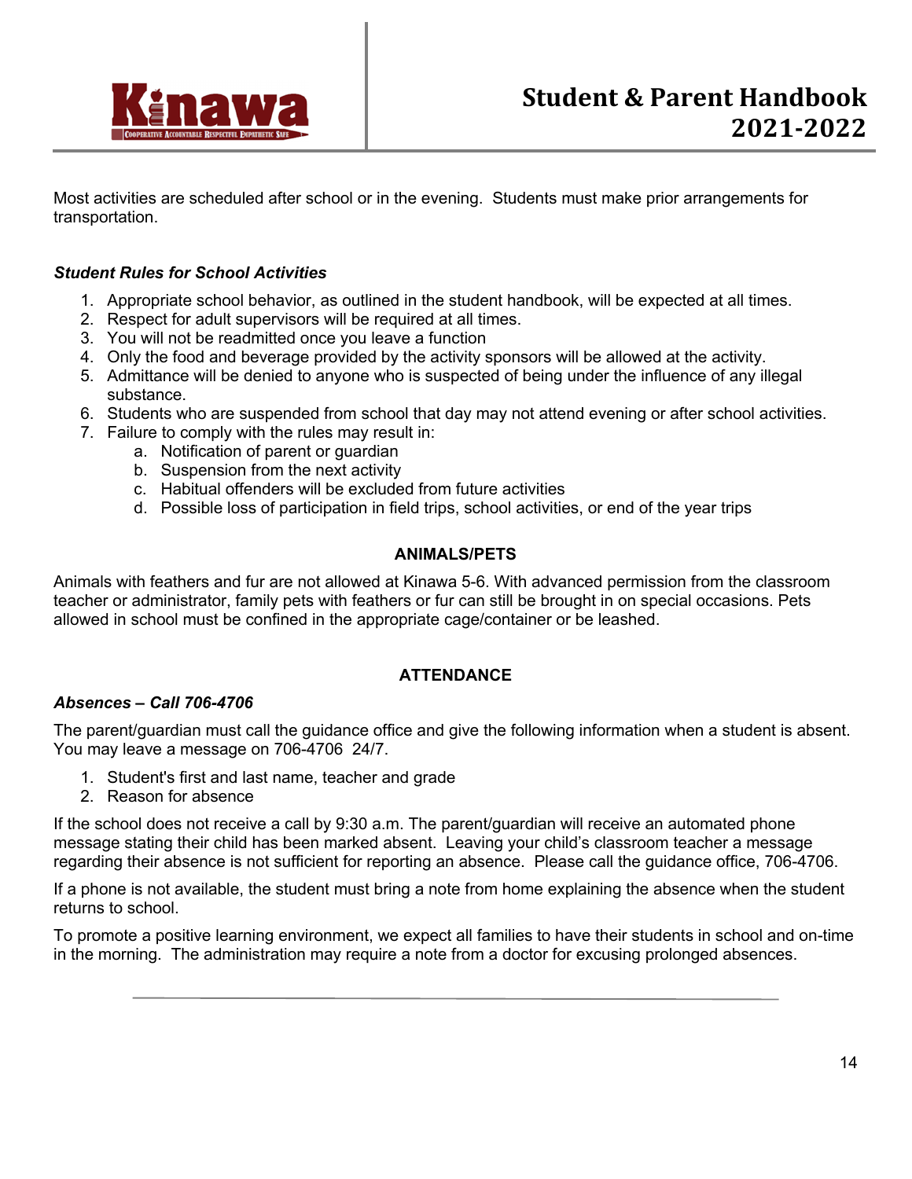Most activities are scheduled after school or in the evening. Students must make prior arrangements for transportation.

***Student Rules for School Activities***

1. Appropriate school behavior, as outlined in the student handbook, will be expected at all times.
2. Respect for adult supervisors will be required at all times.
3. You will not be readmitted once you leave a function
4. Only the food and beverage provided by the activity sponsors will be allowed at the activity.
5. Admittance will be denied to anyone who is suspected of being under the influence of any illegal substance.
6. Students who are suspended from school that day may not attend evening or after school activities.
7. Failure to comply with the rules may result in:
   a. Notification of parent or guardian
   b. Suspension from the next activity
   c. Habitual offenders will be excluded from future activities
   d. Possible loss of participation in field trips, school activities, or end of the year trips

## ANIMALS/PETS

Animals with feathers and fur are not allowed at Kinawa 5-6. With advanced permission from the classroom teacher or administrator, family pets with feathers or fur can still be brought in on special occasions. Pets allowed in school must be confined in the appropriate cage/container or be leashed.

## ATTENDANCE

***Absences – Call 706-4706***

The parent/guardian must call the guidance office and give the following information when a student is absent. You may leave a message on 706-4706 24/7.

1. Student's first and last name, teacher and grade
2. Reason for absence

If the school does not receive a call by 9:30 a.m. The parent/guardian will receive an automated phone message stating their child has been marked absent. Leaving your child's classroom teacher a message regarding their absence is not sufficient for reporting an absence. Please call the guidance office, 706-4706.

If a phone is not available, the student must bring a note from home explaining the absence when the student returns to school.

To promote a positive learning environment, we expect all families to have their students in school and on-time in the morning. The administration may require a note from a doctor for excusing prolonged absences.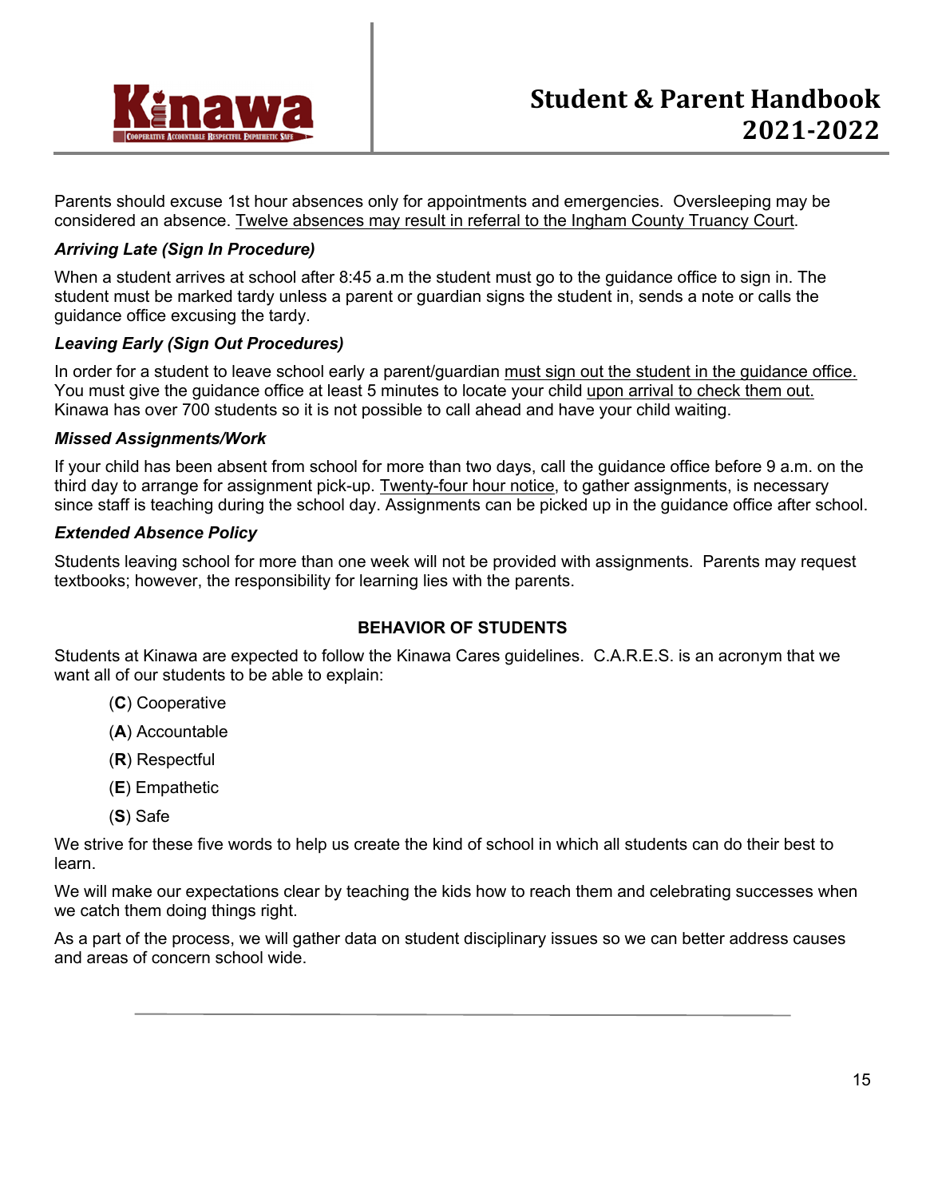Parents should excuse 1st hour absences only for appointments and emergencies. Oversleeping may be considered an absence. <u>Twelve absences may result in referral to the Ingham County Truancy Court</u>.

***Arriving Late (Sign In Procedure)***

When a student arrives at school after 8:45 a.m the student must go to the guidance office to sign in. The student must be marked tardy unless a parent or guardian signs the student in, sends a note or calls the guidance office excusing the tardy.

***Leaving Early (Sign Out Procedures)***

In order for a student to leave school early a parent/guardian <u>must sign out the student in the guidance office.</u> You must give the guidance office at least 5 minutes to locate your child <u>upon arrival to check them out.</u> Kinawa has over 700 students so it is not possible to call ahead and have your child waiting.

***Missed Assignments/Work***

If your child has been absent from school for more than two days, call the guidance office before 9 a.m. on the third day to arrange for assignment pick-up. <u>Twenty-four hour notice</u>, to gather assignments, is necessary since staff is teaching during the school day. Assignments can be picked up in the guidance office after school.

***Extended Absence Policy***

Students leaving school for more than one week will not be provided with assignments. Parents may request textbooks; however, the responsibility for learning lies with the parents.

## BEHAVIOR OF STUDENTS

Students at Kinawa are expected to follow the Kinawa Cares guidelines. C.A.R.E.S. is an acronym that we want all of our students to be able to explain:

- (**C**) Cooperative
- (**A**) Accountable
- (**R**) Respectful
- (**E**) Empathetic
- (**S**) Safe

We strive for these five words to help us create the kind of school in which all students can do their best to learn.

We will make our expectations clear by teaching the kids how to reach them and celebrating successes when we catch them doing things right.

As a part of the process, we will gather data on student disciplinary issues so we can better address causes and areas of concern school wide.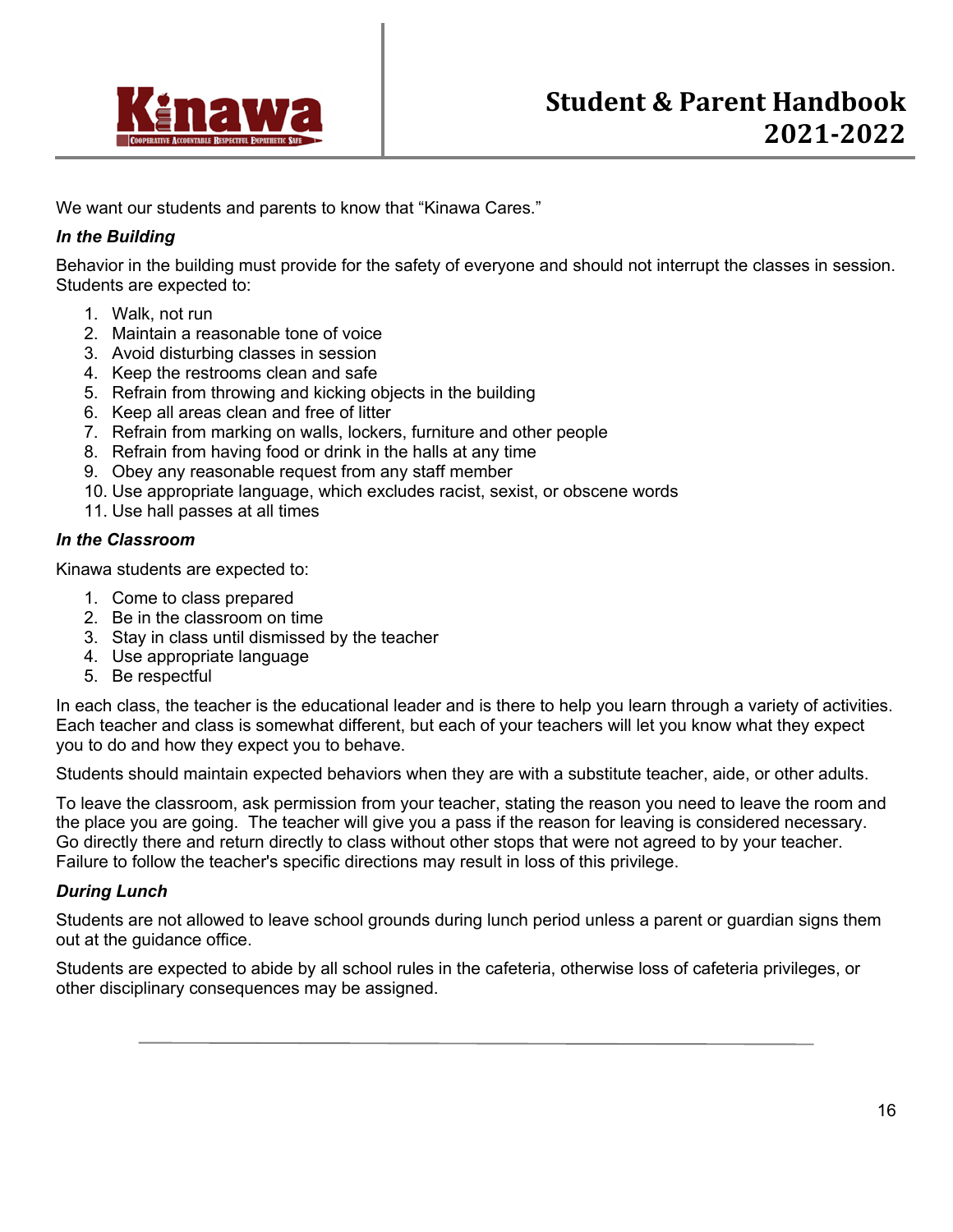We want our students and parents to know that "Kinawa Cares."

***In the Building***

Behavior in the building must provide for the safety of everyone and should not interrupt the classes in session. Students are expected to:

1. Walk, not run
2. Maintain a reasonable tone of voice
3. Avoid disturbing classes in session
4. Keep the restrooms clean and safe
5. Refrain from throwing and kicking objects in the building
6. Keep all areas clean and free of litter
7. Refrain from marking on walls, lockers, furniture and other people
8. Refrain from having food or drink in the halls at any time
9. Obey any reasonable request from any staff member
10. Use appropriate language, which excludes racist, sexist, or obscene words
11. Use hall passes at all times

***In the Classroom***

Kinawa students are expected to:

1. Come to class prepared
2. Be in the classroom on time
3. Stay in class until dismissed by the teacher
4. Use appropriate language
5. Be respectful

In each class, the teacher is the educational leader and is there to help you learn through a variety of activities. Each teacher and class is somewhat different, but each of your teachers will let you know what they expect you to do and how they expect you to behave.

Students should maintain expected behaviors when they are with a substitute teacher, aide, or other adults.

To leave the classroom, ask permission from your teacher, stating the reason you need to leave the room and the place you are going. The teacher will give you a pass if the reason for leaving is considered necessary. Go directly there and return directly to class without other stops that were not agreed to by your teacher. Failure to follow the teacher's specific directions may result in loss of this privilege.

***During Lunch***

Students are not allowed to leave school grounds during lunch period unless a parent or guardian signs them out at the guidance office.

Students are expected to abide by all school rules in the cafeteria, otherwise loss of cafeteria privileges, or other disciplinary consequences may be assigned.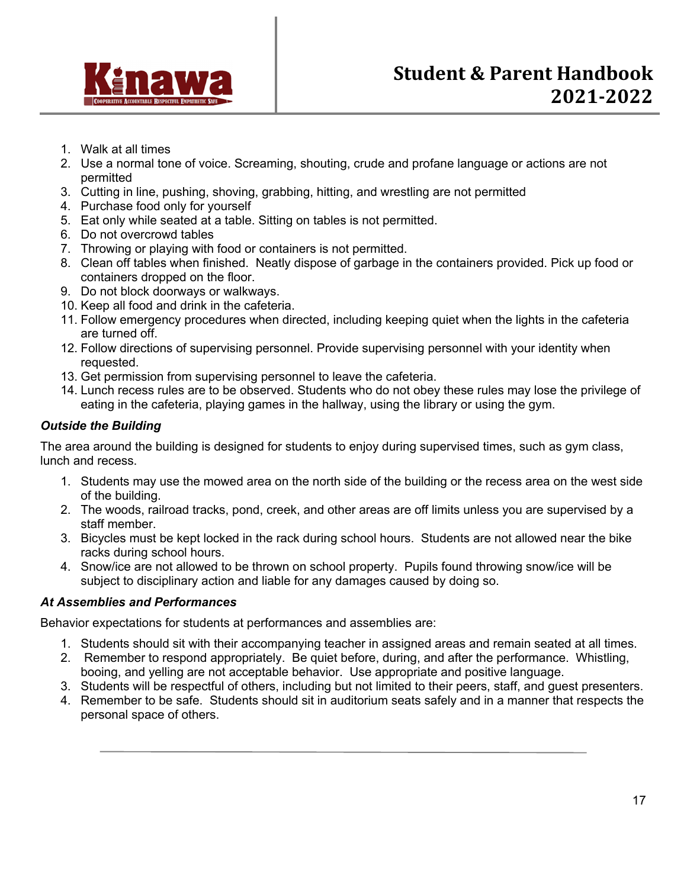1. Walk at all times
2. Use a normal tone of voice. Screaming, shouting, crude and profane language or actions are not permitted
3. Cutting in line, pushing, shoving, grabbing, hitting, and wrestling are not permitted
4. Purchase food only for yourself
5. Eat only while seated at a table. Sitting on tables is not permitted.
6. Do not overcrowd tables
7. Throwing or playing with food or containers is not permitted.
8. Clean off tables when finished. Neatly dispose of garbage in the containers provided. Pick up food or containers dropped on the floor.
9. Do not block doorways or walkways.
10. Keep all food and drink in the cafeteria.
11. Follow emergency procedures when directed, including keeping quiet when the lights in the cafeteria are turned off.
12. Follow directions of supervising personnel. Provide supervising personnel with your identity when requested.
13. Get permission from supervising personnel to leave the cafeteria.
14. Lunch recess rules are to be observed. Students who do not obey these rules may lose the privilege of eating in the cafeteria, playing games in the hallway, using the library or using the gym.

### *Outside the Building*

The area around the building is designed for students to enjoy during supervised times, such as gym class, lunch and recess.

1. Students may use the mowed area on the north side of the building or the recess area on the west side of the building.
2. The woods, railroad tracks, pond, creek, and other areas are off limits unless you are supervised by a staff member.
3. Bicycles must be kept locked in the rack during school hours. Students are not allowed near the bike racks during school hours.
4. Snow/ice are not allowed to be thrown on school property. Pupils found throwing snow/ice will be subject to disciplinary action and liable for any damages caused by doing so.

### *At Assemblies and Performances*

Behavior expectations for students at performances and assemblies are:

1. Students should sit with their accompanying teacher in assigned areas and remain seated at all times.
2. Remember to respond appropriately. Be quiet before, during, and after the performance. Whistling, booing, and yelling are not acceptable behavior. Use appropriate and positive language.
3. Students will be respectful of others, including but not limited to their peers, staff, and guest presenters.
4. Remember to be safe. Students should sit in auditorium seats safely and in a manner that respects the personal space of others.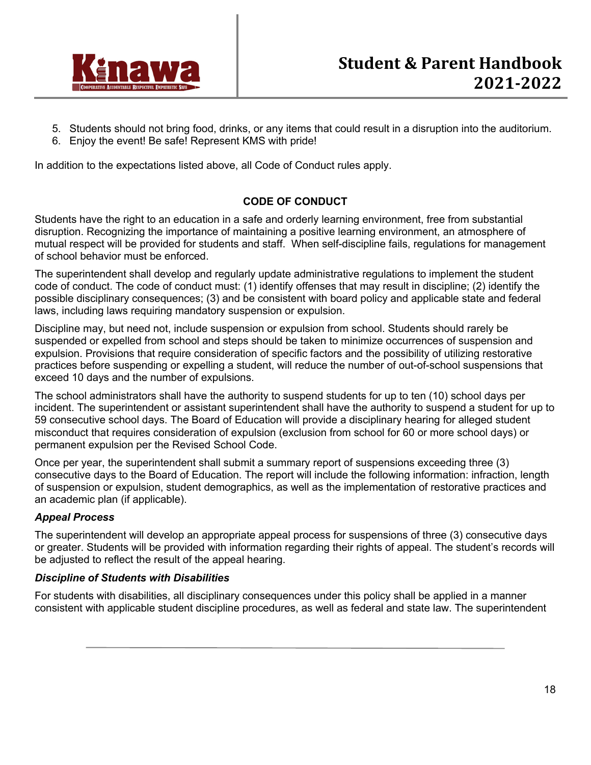5. Students should not bring food, drinks, or any items that could result in a disruption into the auditorium.
6. Enjoy the event! Be safe! Represent KMS with pride!

In addition to the expectations listed above, all Code of Conduct rules apply.

## CODE OF CONDUCT

Students have the right to an education in a safe and orderly learning environment, free from substantial disruption. Recognizing the importance of maintaining a positive learning environment, an atmosphere of mutual respect will be provided for students and staff. When self-discipline fails, regulations for management of school behavior must be enforced.

The superintendent shall develop and regularly update administrative regulations to implement the student code of conduct. The code of conduct must: (1) identify offenses that may result in discipline; (2) identify the possible disciplinary consequences; (3) and be consistent with board policy and applicable state and federal laws, including laws requiring mandatory suspension or expulsion.

Discipline may, but need not, include suspension or expulsion from school. Students should rarely be suspended or expelled from school and steps should be taken to minimize occurrences of suspension and expulsion. Provisions that require consideration of specific factors and the possibility of utilizing restorative practices before suspending or expelling a student, will reduce the number of out-of-school suspensions that exceed 10 days and the number of expulsions.

The school administrators shall have the authority to suspend students for up to ten (10) school days per incident. The superintendent or assistant superintendent shall have the authority to suspend a student for up to 59 consecutive school days. The Board of Education will provide a disciplinary hearing for alleged student misconduct that requires consideration of expulsion (exclusion from school for 60 or more school days) or permanent expulsion per the Revised School Code.

Once per year, the superintendent shall submit a summary report of suspensions exceeding three (3) consecutive days to the Board of Education. The report will include the following information: infraction, length of suspension or expulsion, student demographics, as well as the implementation of restorative practices and an academic plan (if applicable).

### *Appeal Process*

The superintendent will develop an appropriate appeal process for suspensions of three (3) consecutive days or greater. Students will be provided with information regarding their rights of appeal. The student's records will be adjusted to reflect the result of the appeal hearing.

### *Discipline of Students with Disabilities*

For students with disabilities, all disciplinary consequences under this policy shall be applied in a manner consistent with applicable student discipline procedures, as well as federal and state law. The superintendent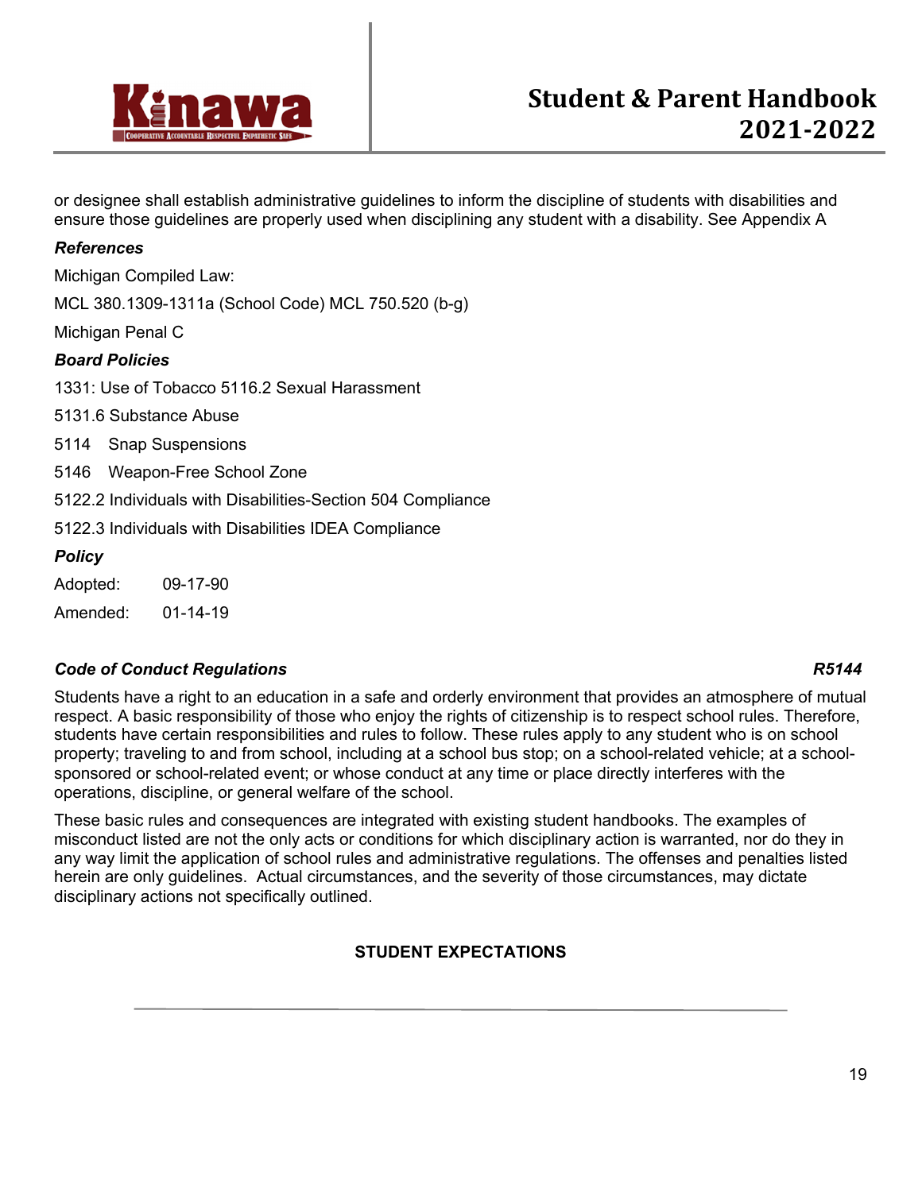or designee shall establish administrative guidelines to inform the discipline of students with disabilities and ensure those guidelines are properly used when disciplining any student with a disability. See Appendix A

***References***

Michigan Compiled Law:

MCL 380.1309-1311a (School Code) MCL 750.520 (b-g)

Michigan Penal C

***Board Policies***

1331: Use of Tobacco 5116.2 Sexual Harassment

5131.6 Substance Abuse

5114 Snap Suspensions

5146 Weapon-Free School Zone

5122.2 Individuals with Disabilities-Section 504 Compliance

5122.3 Individuals with Disabilities IDEA Compliance

***Policy***

Adopted: 09-17-90

Amended: 01-14-19

### *Code of Conduct Regulations* — *R5144*

Students have a right to an education in a safe and orderly environment that provides an atmosphere of mutual respect. A basic responsibility of those who enjoy the rights of citizenship is to respect school rules. Therefore, students have certain responsibilities and rules to follow. These rules apply to any student who is on school property; traveling to and from school, including at a school bus stop; on a school-related vehicle; at a school-sponsored or school-related event; or whose conduct at any time or place directly interferes with the operations, discipline, or general welfare of the school.

These basic rules and consequences are integrated with existing student handbooks. The examples of misconduct listed are not the only acts or conditions for which disciplinary action is warranted, nor do they in any way limit the application of school rules and administrative regulations. The offenses and penalties listed herein are only guidelines. Actual circumstances, and the severity of those circumstances, may dictate disciplinary actions not specifically outlined.

**STUDENT EXPECTATIONS**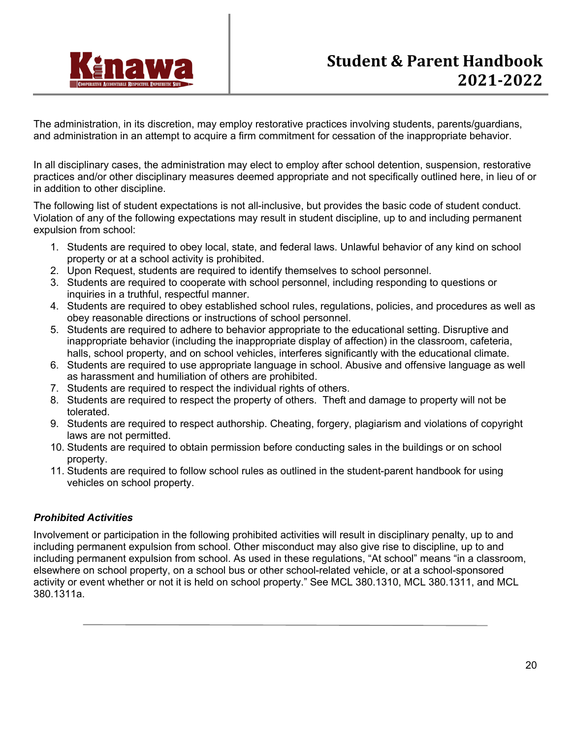The administration, in its discretion, may employ restorative practices involving students, parents/guardians, and administration in an attempt to acquire a firm commitment for cessation of the inappropriate behavior.

In all disciplinary cases, the administration may elect to employ after school detention, suspension, restorative practices and/or other disciplinary measures deemed appropriate and not specifically outlined here, in lieu of or in addition to other discipline.

The following list of student expectations is not all-inclusive, but provides the basic code of student conduct. Violation of any of the following expectations may result in student discipline, up to and including permanent expulsion from school:

1. Students are required to obey local, state, and federal laws. Unlawful behavior of any kind on school property or at a school activity is prohibited.
2. Upon Request, students are required to identify themselves to school personnel.
3. Students are required to cooperate with school personnel, including responding to questions or inquiries in a truthful, respectful manner.
4. Students are required to obey established school rules, regulations, policies, and procedures as well as obey reasonable directions or instructions of school personnel.
5. Students are required to adhere to behavior appropriate to the educational setting. Disruptive and inappropriate behavior (including the inappropriate display of affection) in the classroom, cafeteria, halls, school property, and on school vehicles, interferes significantly with the educational climate.
6. Students are required to use appropriate language in school. Abusive and offensive language as well as harassment and humiliation of others are prohibited.
7. Students are required to respect the individual rights of others.
8. Students are required to respect the property of others. Theft and damage to property will not be tolerated.
9. Students are required to respect authorship. Cheating, forgery, plagiarism and violations of copyright laws are not permitted.
10. Students are required to obtain permission before conducting sales in the buildings or on school property.
11. Students are required to follow school rules as outlined in the student-parent handbook for using vehicles on school property.

### *Prohibited Activities*

Involvement or participation in the following prohibited activities will result in disciplinary penalty, up to and including permanent expulsion from school. Other misconduct may also give rise to discipline, up to and including permanent expulsion from school. As used in these regulations, "At school" means "in a classroom, elsewhere on school property, on a school bus or other school-related vehicle, or at a school-sponsored activity or event whether or not it is held on school property." See MCL 380.1310, MCL 380.1311, and MCL 380.1311a.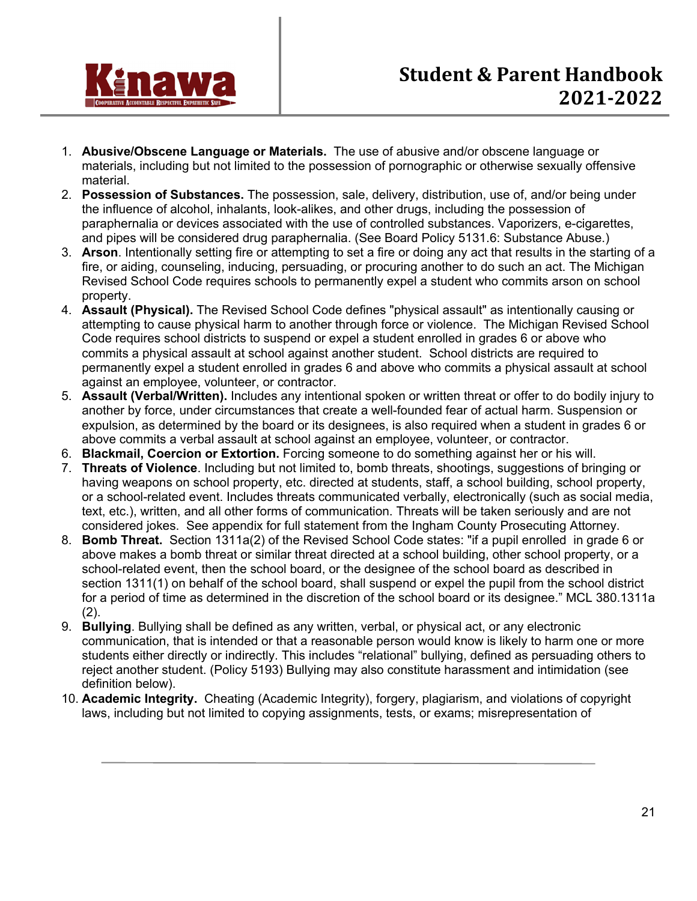1. **Abusive/Obscene Language or Materials.** The use of abusive and/or obscene language or materials, including but not limited to the possession of pornographic or otherwise sexually offensive material.
2. **Possession of Substances.** The possession, sale, delivery, distribution, use of, and/or being under the influence of alcohol, inhalants, look-alikes, and other drugs, including the possession of paraphernalia or devices associated with the use of controlled substances. Vaporizers, e-cigarettes, and pipes will be considered drug paraphernalia. (See Board Policy 5131.6: Substance Abuse.)
3. **Arson**. Intentionally setting fire or attempting to set a fire or doing any act that results in the starting of a fire, or aiding, counseling, inducing, persuading, or procuring another to do such an act. The Michigan Revised School Code requires schools to permanently expel a student who commits arson on school property.
4. **Assault (Physical).** The Revised School Code defines "physical assault" as intentionally causing or attempting to cause physical harm to another through force or violence. The Michigan Revised School Code requires school districts to suspend or expel a student enrolled in grades 6 or above who commits a physical assault at school against another student. School districts are required to permanently expel a student enrolled in grades 6 and above who commits a physical assault at school against an employee, volunteer, or contractor.
5. **Assault (Verbal/Written).** Includes any intentional spoken or written threat or offer to do bodily injury to another by force, under circumstances that create a well-founded fear of actual harm. Suspension or expulsion, as determined by the board or its designees, is also required when a student in grades 6 or above commits a verbal assault at school against an employee, volunteer, or contractor.
6. **Blackmail, Coercion or Extortion.** Forcing someone to do something against her or his will.
7. **Threats of Violence**. Including but not limited to, bomb threats, shootings, suggestions of bringing or having weapons on school property, etc. directed at students, staff, a school building, school property, or a school-related event. Includes threats communicated verbally, electronically (such as social media, text, etc.), written, and all other forms of communication. Threats will be taken seriously and are not considered jokes. See appendix for full statement from the Ingham County Prosecuting Attorney.
8. **Bomb Threat.** Section 1311a(2) of the Revised School Code states: "if a pupil enrolled in grade 6 or above makes a bomb threat or similar threat directed at a school building, other school property, or a school-related event, then the school board, or the designee of the school board as described in section 1311(1) on behalf of the school board, shall suspend or expel the pupil from the school district for a period of time as determined in the discretion of the school board or its designee." MCL 380.1311a (2).
9. **Bullying**. Bullying shall be defined as any written, verbal, or physical act, or any electronic communication, that is intended or that a reasonable person would know is likely to harm one or more students either directly or indirectly. This includes "relational" bullying, defined as persuading others to reject another student. (Policy 5193) Bullying may also constitute harassment and intimidation (see definition below).
10. **Academic Integrity.** Cheating (Academic Integrity), forgery, plagiarism, and violations of copyright laws, including but not limited to copying assignments, tests, or exams; misrepresentation of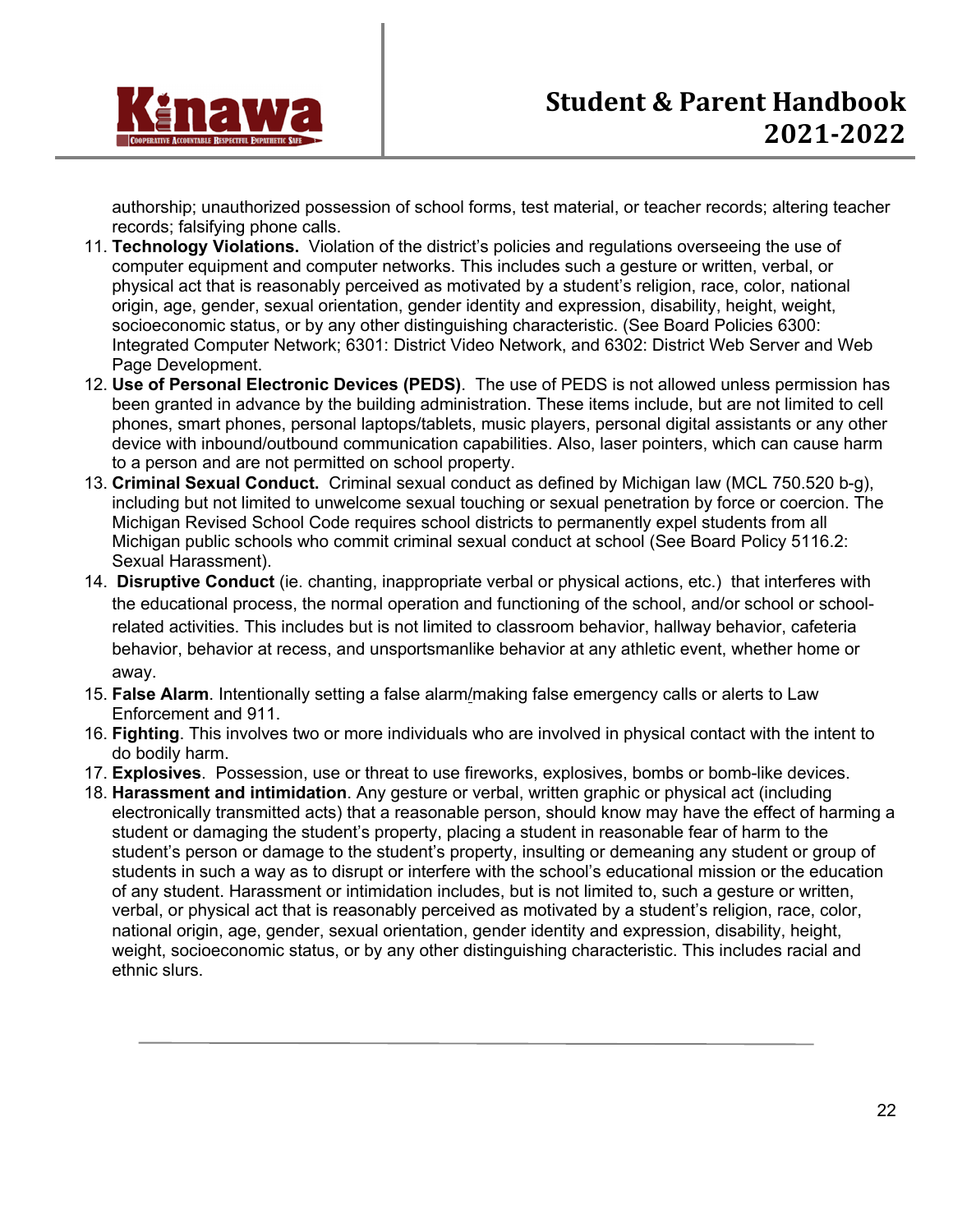authorship; unauthorized possession of school forms, test material, or teacher records; altering teacher records; falsifying phone calls.

11. **Technology Violations.** Violation of the district's policies and regulations overseeing the use of computer equipment and computer networks. This includes such a gesture or written, verbal, or physical act that is reasonably perceived as motivated by a student's religion, race, color, national origin, age, gender, sexual orientation, gender identity and expression, disability, height, weight, socioeconomic status, or by any other distinguishing characteristic. (See Board Policies 6300: Integrated Computer Network; 6301: District Video Network, and 6302: District Web Server and Web Page Development.
12. **Use of Personal Electronic Devices (PEDS)**. The use of PEDS is not allowed unless permission has been granted in advance by the building administration. These items include, but are not limited to cell phones, smart phones, personal laptops/tablets, music players, personal digital assistants or any other device with inbound/outbound communication capabilities. Also, laser pointers, which can cause harm to a person and are not permitted on school property.
13. **Criminal Sexual Conduct.** Criminal sexual conduct as defined by Michigan law (MCL 750.520 b-g), including but not limited to unwelcome sexual touching or sexual penetration by force or coercion. The Michigan Revised School Code requires school districts to permanently expel students from all Michigan public schools who commit criminal sexual conduct at school (See Board Policy 5116.2: Sexual Harassment).
14. **Disruptive Conduct** (ie. chanting, inappropriate verbal or physical actions, etc.) that interferes with the educational process, the normal operation and functioning of the school, and/or school or school-related activities. This includes but is not limited to classroom behavior, hallway behavior, cafeteria behavior, behavior at recess, and unsportsmanlike behavior at any athletic event, whether home or away.
15. **False Alarm**. Intentionally setting a false alarm/making false emergency calls or alerts to Law Enforcement and 911.
16. **Fighting**. This involves two or more individuals who are involved in physical contact with the intent to do bodily harm.
17. **Explosives**. Possession, use or threat to use fireworks, explosives, bombs or bomb-like devices.
18. **Harassment and intimidation**. Any gesture or verbal, written graphic or physical act (including electronically transmitted acts) that a reasonable person, should know may have the effect of harming a student or damaging the student's property, placing a student in reasonable fear of harm to the student's person or damage to the student's property, insulting or demeaning any student or group of students in such a way as to disrupt or interfere with the school's educational mission or the education of any student. Harassment or intimidation includes, but is not limited to, such a gesture or written, verbal, or physical act that is reasonably perceived as motivated by a student's religion, race, color, national origin, age, gender, sexual orientation, gender identity and expression, disability, height, weight, socioeconomic status, or by any other distinguishing characteristic. This includes racial and ethnic slurs.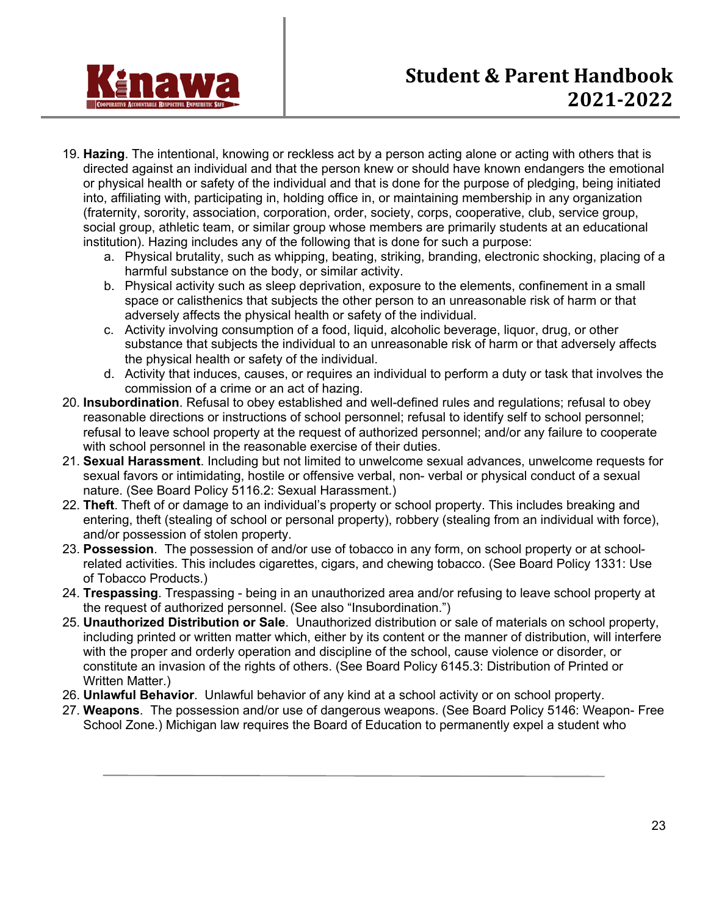19. **Hazing**. The intentional, knowing or reckless act by a person acting alone or acting with others that is directed against an individual and that the person knew or should have known endangers the emotional or physical health or safety of the individual and that is done for the purpose of pledging, being initiated into, affiliating with, participating in, holding office in, or maintaining membership in any organization (fraternity, sorority, association, corporation, order, society, corps, cooperative, club, service group, social group, athletic team, or similar group whose members are primarily students at an educational institution). Hazing includes any of the following that is done for such a purpose:
    a. Physical brutality, such as whipping, beating, striking, branding, electronic shocking, placing of a harmful substance on the body, or similar activity.
    b. Physical activity such as sleep deprivation, exposure to the elements, confinement in a small space or calisthenics that subjects the other person to an unreasonable risk of harm or that adversely affects the physical health or safety of the individual.
    c. Activity involving consumption of a food, liquid, alcoholic beverage, liquor, drug, or other substance that subjects the individual to an unreasonable risk of harm or that adversely affects the physical health or safety of the individual.
    d. Activity that induces, causes, or requires an individual to perform a duty or task that involves the commission of a crime or an act of hazing.
20. **Insubordination**. Refusal to obey established and well-defined rules and regulations; refusal to obey reasonable directions or instructions of school personnel; refusal to identify self to school personnel; refusal to leave school property at the request of authorized personnel; and/or any failure to cooperate with school personnel in the reasonable exercise of their duties.
21. **Sexual Harassment**. Including but not limited to unwelcome sexual advances, unwelcome requests for sexual favors or intimidating, hostile or offensive verbal, non- verbal or physical conduct of a sexual nature. (See Board Policy 5116.2: Sexual Harassment.)
22. **Theft**. Theft of or damage to an individual's property or school property. This includes breaking and entering, theft (stealing of school or personal property), robbery (stealing from an individual with force), and/or possession of stolen property.
23. **Possession**. The possession of and/or use of tobacco in any form, on school property or at school-related activities. This includes cigarettes, cigars, and chewing tobacco. (See Board Policy 1331: Use of Tobacco Products.)
24. **Trespassing**. Trespassing - being in an unauthorized area and/or refusing to leave school property at the request of authorized personnel. (See also "Insubordination.")
25. **Unauthorized Distribution or Sale**. Unauthorized distribution or sale of materials on school property, including printed or written matter which, either by its content or the manner of distribution, will interfere with the proper and orderly operation and discipline of the school, cause violence or disorder, or constitute an invasion of the rights of others. (See Board Policy 6145.3: Distribution of Printed or Written Matter.)
26. **Unlawful Behavior**. Unlawful behavior of any kind at a school activity or on school property.
27. **Weapons**. The possession and/or use of dangerous weapons. (See Board Policy 5146: Weapon- Free School Zone.) Michigan law requires the Board of Education to permanently expel a student who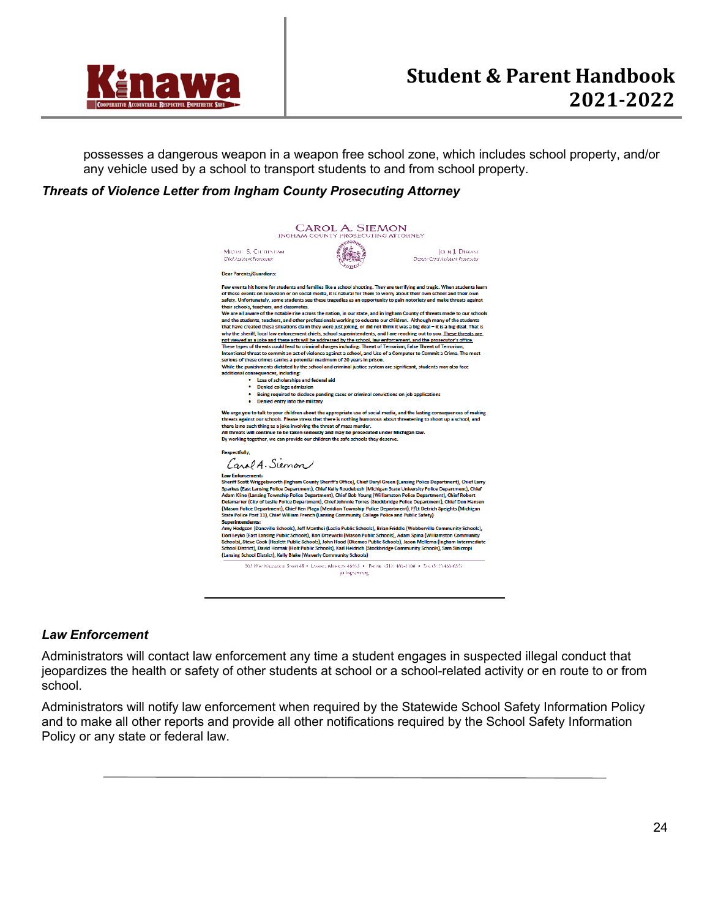possesses a dangerous weapon in a weapon free school zone, which includes school property, and/or any vehicle used by a school to transport students to and from school property.

***Threats of Violence Letter from Ingham County Prosecuting Attorney***

CAROL A. SIEMON
INGHAM COUNTY PROSECUTING ATTORNEY

Michael S. Cheltenham
Chief Assistant Prosecutor

John J. Dewane
Deputy Chief Assistant Prosecutor

**Dear Parents/Guardians:**

Few events hit home for students and families like a school shooting. They are terrifying and tragic. When students learn of these events on television or on social media, it is natural for them to worry about their own school and their own safety. Unfortunately, some students see these tragedies as an opportunity to gain notoriety and make threats against their schools, teachers, and classmates.

We are all aware of the notable rise across the nation, in our state, and in Ingham County of threats made to our schools and the students, teachers, and other professionals working to educate our children. Although many of the students that have created these situations claim they were just joking, or did not think it was a big deal – it is a big deal. That is why the sheriff, local law enforcement chiefs, school superintendents, and I are reaching out to you. These threats are not viewed as a joke and these acts will be addressed by the school, law enforcement, and the prosecutor's office.

These types of threats could lead to criminal charges including: Threat of Terrorism, False Threat of Terrorism, Intentional threat to commit an act of violence against a school, and Use of a Computer to Commit a Crime. The most serious of these crimes carries a potential maximum of 20 years in prison.

While the punishments dictated by the school and criminal justice system are significant, students may also face additional consequences, including:

- Loss of scholarships and federal aid
- Denied college admission
- Being required to disclose pending cases or criminal convictions on job applications
- Denied entry into the military

We urge you to talk to your children about the appropriate use of social media, and the lasting consequences of making threats against our schools. Please stress that there is nothing humorous about threatening to shoot up a school, and there is no such thing as a joke involving the threat of mass murder.

**All threats will continue to be taken seriously and may be prosecuted under Michigan law.**

By working together, we can provide our children the safe schools they deserve.

Respectfully,

Carol A. Siemon

**Law Enforcement:**
Sheriff Scott Wriggelsworth (Ingham County Sheriff's Office), Chief Daryl Green (Lansing Police Department), Chief Larry Sparkes (East Lansing Police Department), Chief Kelly Roudebush (Michigan State University Police Department), Chief Adam Kline (Lansing Township Police Department), Chief Bob Young (Williamston Police Department), Chief Robert Delamarter (City of Leslie Police Department), Chief Johnnie Torres (Stockbridge Police Department), Chief Don Hansen (Mason Police Department), Chief Ken Plaga (Meridian Township Police Department), F/Lt Detrich Speights (Michigan State Police Post 11), Chief William French (Lansing Community College Police and Public Safety)

**Superintendents:**
Amy Hodgson (Dansville Schools), Jeff Manthei (Leslie Public Schools), Brian Friddle (Webberville Community Schools), Dori Leyko (East Lansing Public Schools), Ron Drzewicki (Mason Public Schools), Adam Spina (Williamston Community Schools), Steve Cook (Haslett Public Schools), John Hood (Okemos Public Schools), Jason Mellema (Ingham Intermediate School District), David Hornak (Holt Public Schools), Karl Heidrich (Stockbridge Community Schools), Sam Sinicropi (Lansing School District), Kelly Blake (Waverly Community Schools)

303 West Kalamazoo Street 4R • Lansing, Michigan 48933 • Phone (517) 483-6108 • Fax (517) 483-6397
pa.ingham.org

***Law Enforcement***

Administrators will contact law enforcement any time a student engages in suspected illegal conduct that jeopardizes the health or safety of other students at school or a school-related activity or en route to or from school.

Administrators will notify law enforcement when required by the Statewide School Safety Information Policy and to make all other reports and provide all other notifications required by the School Safety Information Policy or any state or federal law.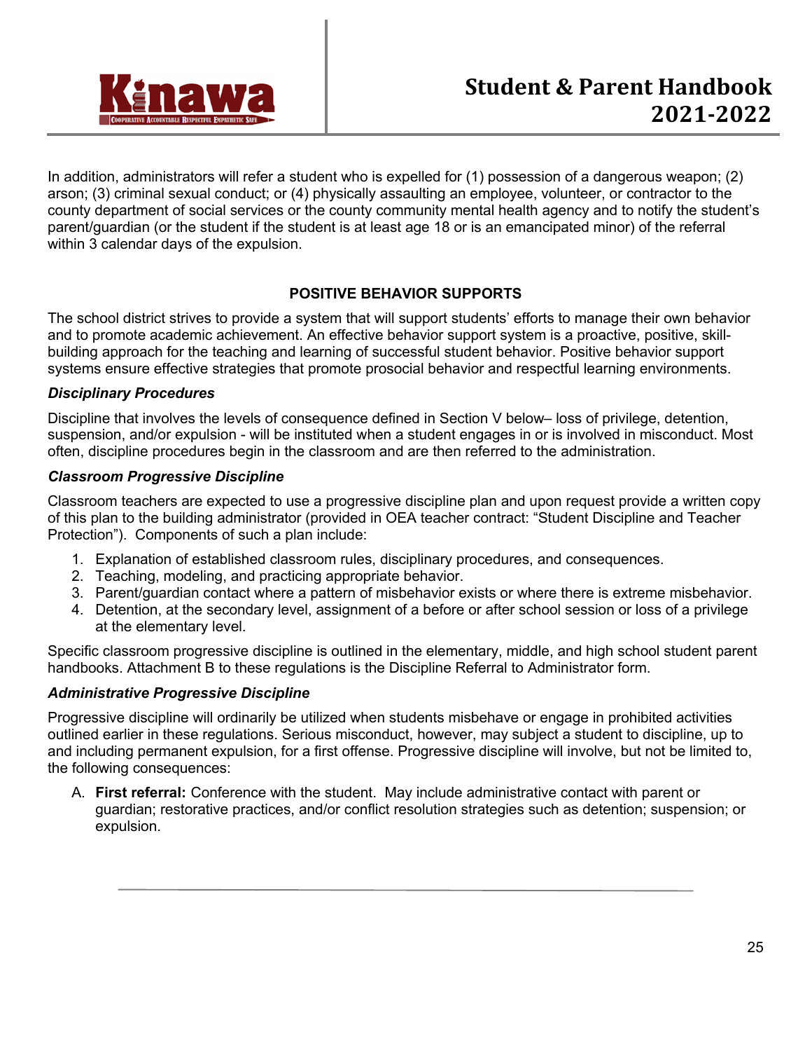In addition, administrators will refer a student who is expelled for (1) possession of a dangerous weapon; (2) arson; (3) criminal sexual conduct; or (4) physically assaulting an employee, volunteer, or contractor to the county department of social services or the county community mental health agency and to notify the student's parent/guardian (or the student if the student is at least age 18 or is an emancipated minor) of the referral within 3 calendar days of the expulsion.

## POSITIVE BEHAVIOR SUPPORTS

The school district strives to provide a system that will support students' efforts to manage their own behavior and to promote academic achievement. An effective behavior support system is a proactive, positive, skill-building approach for the teaching and learning of successful student behavior. Positive behavior support systems ensure effective strategies that promote prosocial behavior and respectful learning environments.

### *Disciplinary Procedures*

Discipline that involves the levels of consequence defined in Section V below– loss of privilege, detention, suspension, and/or expulsion - will be instituted when a student engages in or is involved in misconduct. Most often, discipline procedures begin in the classroom and are then referred to the administration.

### *Classroom Progressive Discipline*

Classroom teachers are expected to use a progressive discipline plan and upon request provide a written copy of this plan to the building administrator (provided in OEA teacher contract: "Student Discipline and Teacher Protection"). Components of such a plan include:

1. Explanation of established classroom rules, disciplinary procedures, and consequences.
2. Teaching, modeling, and practicing appropriate behavior.
3. Parent/guardian contact where a pattern of misbehavior exists or where there is extreme misbehavior.
4. Detention, at the secondary level, assignment of a before or after school session or loss of a privilege at the elementary level.

Specific classroom progressive discipline is outlined in the elementary, middle, and high school student parent handbooks. Attachment B to these regulations is the Discipline Referral to Administrator form.

### *Administrative Progressive Discipline*

Progressive discipline will ordinarily be utilized when students misbehave or engage in prohibited activities outlined earlier in these regulations. Serious misconduct, however, may subject a student to discipline, up to and including permanent expulsion, for a first offense. Progressive discipline will involve, but not be limited to, the following consequences:

A. **First referral:** Conference with the student. May include administrative contact with parent or guardian; restorative practices, and/or conflict resolution strategies such as detention; suspension; or expulsion.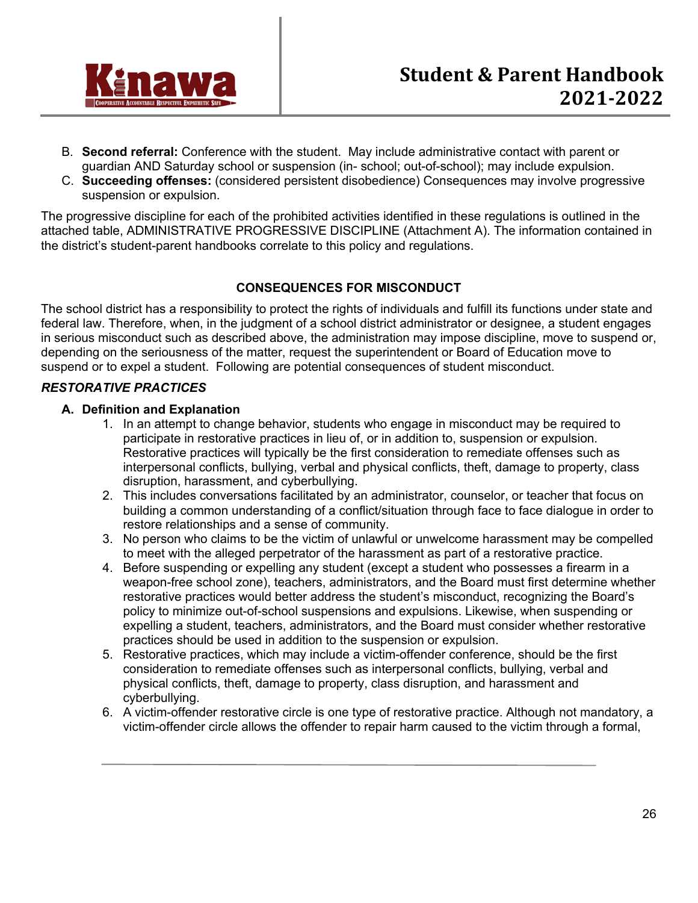B. **Second referral:** Conference with the student. May include administrative contact with parent or guardian AND Saturday school or suspension (in- school; out-of-school); may include expulsion.
C. **Succeeding offenses:** (considered persistent disobedience) Consequences may involve progressive suspension or expulsion.

The progressive discipline for each of the prohibited activities identified in these regulations is outlined in the attached table, ADMINISTRATIVE PROGRESSIVE DISCIPLINE (Attachment A). The information contained in the district's student-parent handbooks correlate to this policy and regulations.

## CONSEQUENCES FOR MISCONDUCT

The school district has a responsibility to protect the rights of individuals and fulfill its functions under state and federal law. Therefore, when, in the judgment of a school district administrator or designee, a student engages in serious misconduct such as described above, the administration may impose discipline, move to suspend or, depending on the seriousness of the matter, request the superintendent or Board of Education move to suspend or to expel a student. Following are potential consequences of student misconduct.

### *RESTORATIVE PRACTICES*

**A. Definition and Explanation**

1. In an attempt to change behavior, students who engage in misconduct may be required to participate in restorative practices in lieu of, or in addition to, suspension or expulsion. Restorative practices will typically be the first consideration to remediate offenses such as interpersonal conflicts, bullying, verbal and physical conflicts, theft, damage to property, class disruption, harassment, and cyberbullying.
2. This includes conversations facilitated by an administrator, counselor, or teacher that focus on building a common understanding of a conflict/situation through face to face dialogue in order to restore relationships and a sense of community.
3. No person who claims to be the victim of unlawful or unwelcome harassment may be compelled to meet with the alleged perpetrator of the harassment as part of a restorative practice.
4. Before suspending or expelling any student (except a student who possesses a firearm in a weapon-free school zone), teachers, administrators, and the Board must first determine whether restorative practices would better address the student's misconduct, recognizing the Board's policy to minimize out-of-school suspensions and expulsions. Likewise, when suspending or expelling a student, teachers, administrators, and the Board must consider whether restorative practices should be used in addition to the suspension or expulsion.
5. Restorative practices, which may include a victim-offender conference, should be the first consideration to remediate offenses such as interpersonal conflicts, bullying, verbal and physical conflicts, theft, damage to property, class disruption, and harassment and cyberbullying.
6. A victim-offender restorative circle is one type of restorative practice. Although not mandatory, a victim-offender circle allows the offender to repair harm caused to the victim through a formal,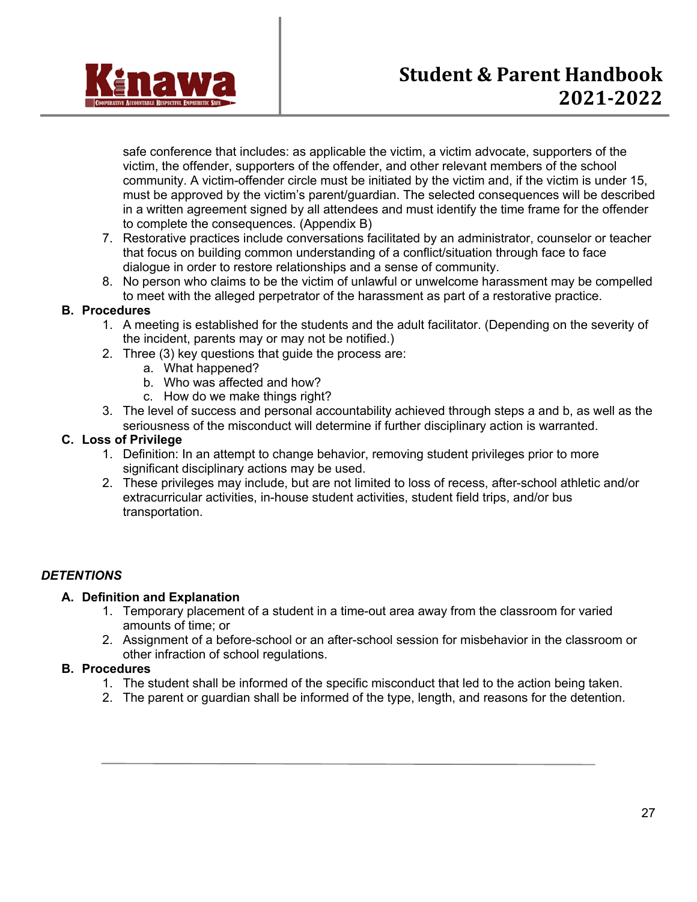safe conference that includes: as applicable the victim, a victim advocate, supporters of the victim, the offender, supporters of the offender, and other relevant members of the school community. A victim-offender circle must be initiated by the victim and, if the victim is under 15, must be approved by the victim's parent/guardian. The selected consequences will be described in a written agreement signed by all attendees and must identify the time frame for the offender to complete the consequences. (Appendix B)

7. Restorative practices include conversations facilitated by an administrator, counselor or teacher that focus on building common understanding of a conflict/situation through face to face dialogue in order to restore relationships and a sense of community.
8. No person who claims to be the victim of unlawful or unwelcome harassment may be compelled to meet with the alleged perpetrator of the harassment as part of a restorative practice.

**B. Procedures**

1. A meeting is established for the students and the adult facilitator. (Depending on the severity of the incident, parents may or may not be notified.)
2. Three (3) key questions that guide the process are:
   a. What happened?
   b. Who was affected and how?
   c. How do we make things right?
3. The level of success and personal accountability achieved through steps a and b, as well as the seriousness of the misconduct will determine if further disciplinary action is warranted.

**C. Loss of Privilege**

1. Definition: In an attempt to change behavior, removing student privileges prior to more significant disciplinary actions may be used.
2. These privileges may include, but are not limited to loss of recess, after-school athletic and/or extracurricular activities, in-house student activities, student field trips, and/or bus transportation.

## *DETENTIONS*

**A. Definition and Explanation**

1. Temporary placement of a student in a time-out area away from the classroom for varied amounts of time; or
2. Assignment of a before-school or an after-school session for misbehavior in the classroom or other infraction of school regulations.

**B. Procedures**

1. The student shall be informed of the specific misconduct that led to the action being taken.
2. The parent or guardian shall be informed of the type, length, and reasons for the detention.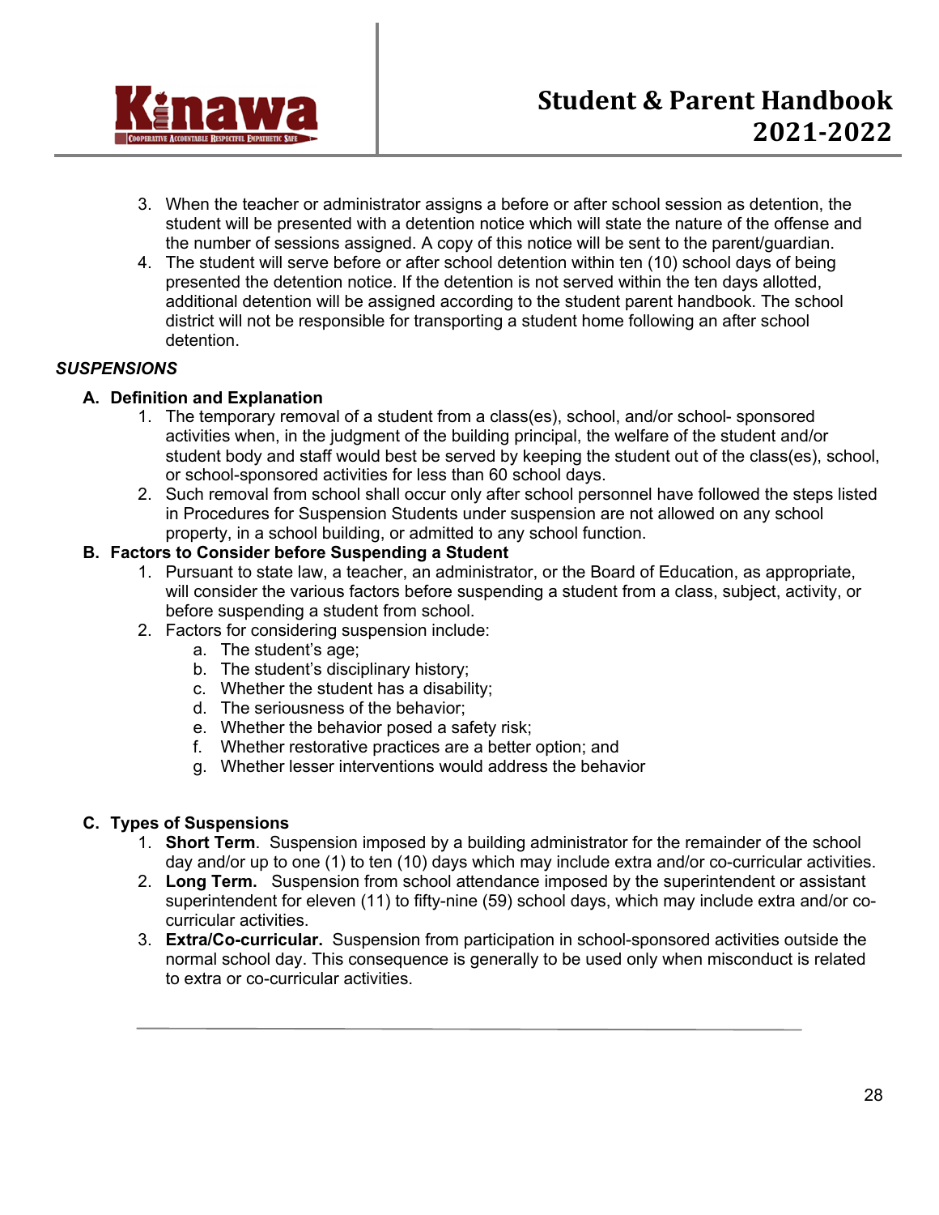3. When the teacher or administrator assigns a before or after school session as detention, the student will be presented with a detention notice which will state the nature of the offense and the number of sessions assigned. A copy of this notice will be sent to the parent/guardian.
4. The student will serve before or after school detention within ten (10) school days of being presented the detention notice. If the detention is not served within the ten days allotted, additional detention will be assigned according to the student parent handbook. The school district will not be responsible for transporting a student home following an after school detention.

***SUSPENSIONS***

**A. Definition and Explanation**

1. The temporary removal of a student from a class(es), school, and/or school- sponsored activities when, in the judgment of the building principal, the welfare of the student and/or student body and staff would best be served by keeping the student out of the class(es), school, or school-sponsored activities for less than 60 school days.
2. Such removal from school shall occur only after school personnel have followed the steps listed in Procedures for Suspension Students under suspension are not allowed on any school property, in a school building, or admitted to any school function.

**B. Factors to Consider before Suspending a Student**

1. Pursuant to state law, a teacher, an administrator, or the Board of Education, as appropriate, will consider the various factors before suspending a student from a class, subject, activity, or before suspending a student from school.
2. Factors for considering suspension include:
   a. The student's age;
   b. The student's disciplinary history;
   c. Whether the student has a disability;
   d. The seriousness of the behavior;
   e. Whether the behavior posed a safety risk;
   f. Whether restorative practices are a better option; and
   g. Whether lesser interventions would address the behavior

**C. Types of Suspensions**

1. **Short Term**. Suspension imposed by a building administrator for the remainder of the school day and/or up to one (1) to ten (10) days which may include extra and/or co-curricular activities.
2. **Long Term.** Suspension from school attendance imposed by the superintendent or assistant superintendent for eleven (11) to fifty-nine (59) school days, which may include extra and/or co-curricular activities.
3. **Extra/Co-curricular.** Suspension from participation in school-sponsored activities outside the normal school day. This consequence is generally to be used only when misconduct is related to extra or co-curricular activities.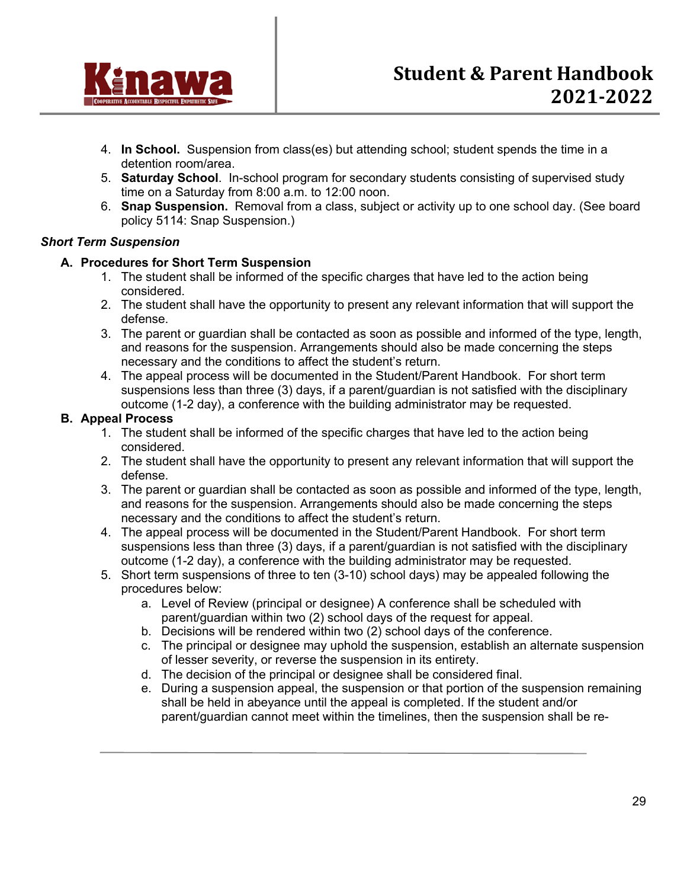4. **In School.** Suspension from class(es) but attending school; student spends the time in a detention room/area.
5. **Saturday School**. In-school program for secondary students consisting of supervised study time on a Saturday from 8:00 a.m. to 12:00 noon.
6. **Snap Suspension.** Removal from a class, subject or activity up to one school day. (See board policy 5114: Snap Suspension.)

***Short Term Suspension***

**A. Procedures for Short Term Suspension**

1. The student shall be informed of the specific charges that have led to the action being considered.
2. The student shall have the opportunity to present any relevant information that will support the defense.
3. The parent or guardian shall be contacted as soon as possible and informed of the type, length, and reasons for the suspension. Arrangements should also be made concerning the steps necessary and the conditions to affect the student's return.
4. The appeal process will be documented in the Student/Parent Handbook. For short term suspensions less than three (3) days, if a parent/guardian is not satisfied with the disciplinary outcome (1-2 day), a conference with the building administrator may be requested.

**B. Appeal Process**

1. The student shall be informed of the specific charges that have led to the action being considered.
2. The student shall have the opportunity to present any relevant information that will support the defense.
3. The parent or guardian shall be contacted as soon as possible and informed of the type, length, and reasons for the suspension. Arrangements should also be made concerning the steps necessary and the conditions to affect the student's return.
4. The appeal process will be documented in the Student/Parent Handbook. For short term suspensions less than three (3) days, if a parent/guardian is not satisfied with the disciplinary outcome (1-2 day), a conference with the building administrator may be requested.
5. Short term suspensions of three to ten (3-10) school days) may be appealed following the procedures below:
   a. Level of Review (principal or designee) A conference shall be scheduled with parent/guardian within two (2) school days of the request for appeal.
   b. Decisions will be rendered within two (2) school days of the conference.
   c. The principal or designee may uphold the suspension, establish an alternate suspension of lesser severity, or reverse the suspension in its entirety.
   d. The decision of the principal or designee shall be considered final.
   e. During a suspension appeal, the suspension or that portion of the suspension remaining shall be held in abeyance until the appeal is completed. If the student and/or parent/guardian cannot meet within the timelines, then the suspension shall be re-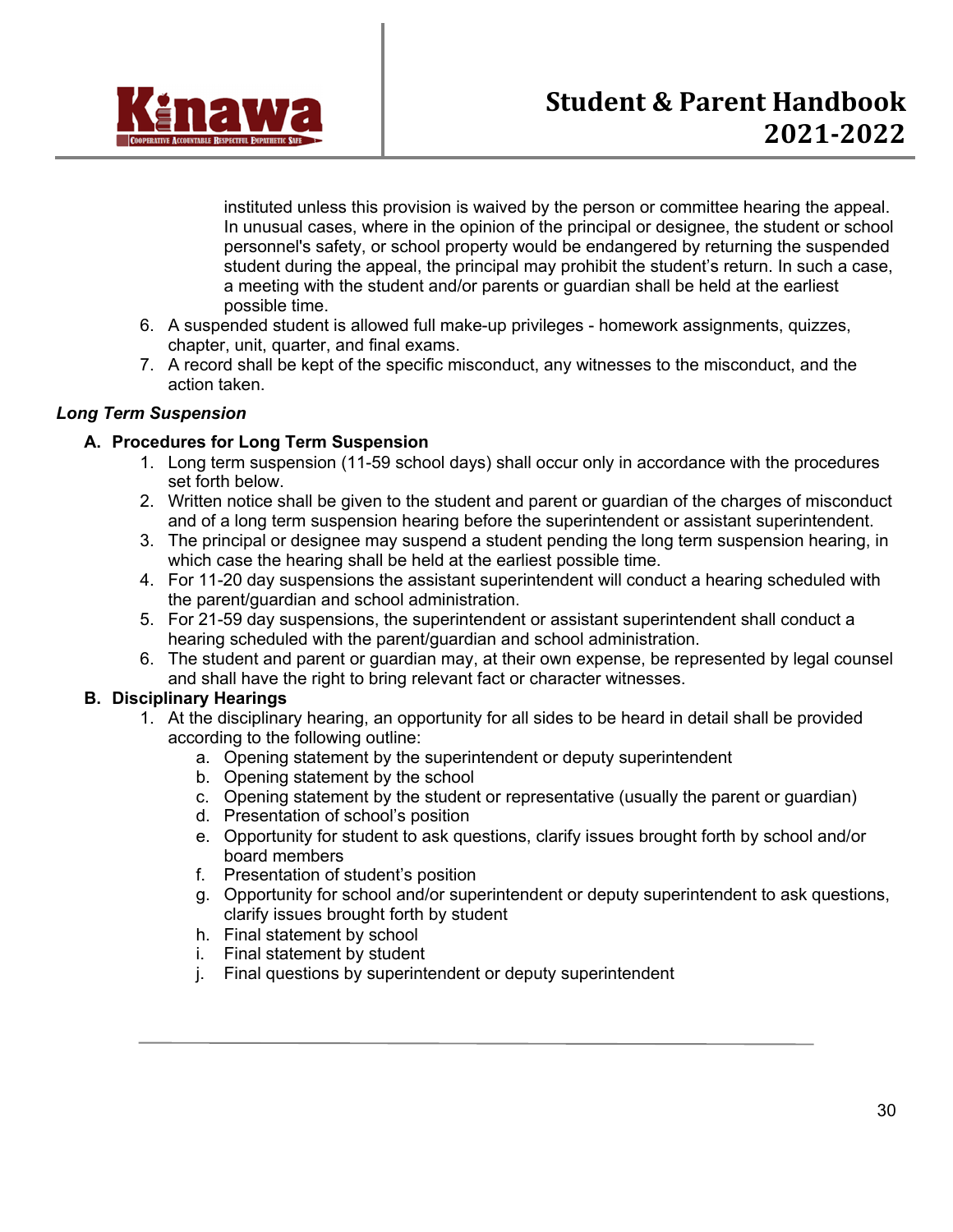instituted unless this provision is waived by the person or committee hearing the appeal. In unusual cases, where in the opinion of the principal or designee, the student or school personnel's safety, or school property would be endangered by returning the suspended student during the appeal, the principal may prohibit the student's return. In such a case, a meeting with the student and/or parents or guardian shall be held at the earliest possible time.

6. A suspended student is allowed full make-up privileges - homework assignments, quizzes, chapter, unit, quarter, and final exams.
7. A record shall be kept of the specific misconduct, any witnesses to the misconduct, and the action taken.

***Long Term Suspension***

**A. Procedures for Long Term Suspension**

1. Long term suspension (11-59 school days) shall occur only in accordance with the procedures set forth below.
2. Written notice shall be given to the student and parent or guardian of the charges of misconduct and of a long term suspension hearing before the superintendent or assistant superintendent.
3. The principal or designee may suspend a student pending the long term suspension hearing, in which case the hearing shall be held at the earliest possible time.
4. For 11-20 day suspensions the assistant superintendent will conduct a hearing scheduled with the parent/guardian and school administration.
5. For 21-59 day suspensions, the superintendent or assistant superintendent shall conduct a hearing scheduled with the parent/guardian and school administration.
6. The student and parent or guardian may, at their own expense, be represented by legal counsel and shall have the right to bring relevant fact or character witnesses.

**B. Disciplinary Hearings**

1. At the disciplinary hearing, an opportunity for all sides to be heard in detail shall be provided according to the following outline:
   a. Opening statement by the superintendent or deputy superintendent
   b. Opening statement by the school
   c. Opening statement by the student or representative (usually the parent or guardian)
   d. Presentation of school's position
   e. Opportunity for student to ask questions, clarify issues brought forth by school and/or board members
   f. Presentation of student's position
   g. Opportunity for school and/or superintendent or deputy superintendent to ask questions, clarify issues brought forth by student
   h. Final statement by school
   i. Final statement by student
   j. Final questions by superintendent or deputy superintendent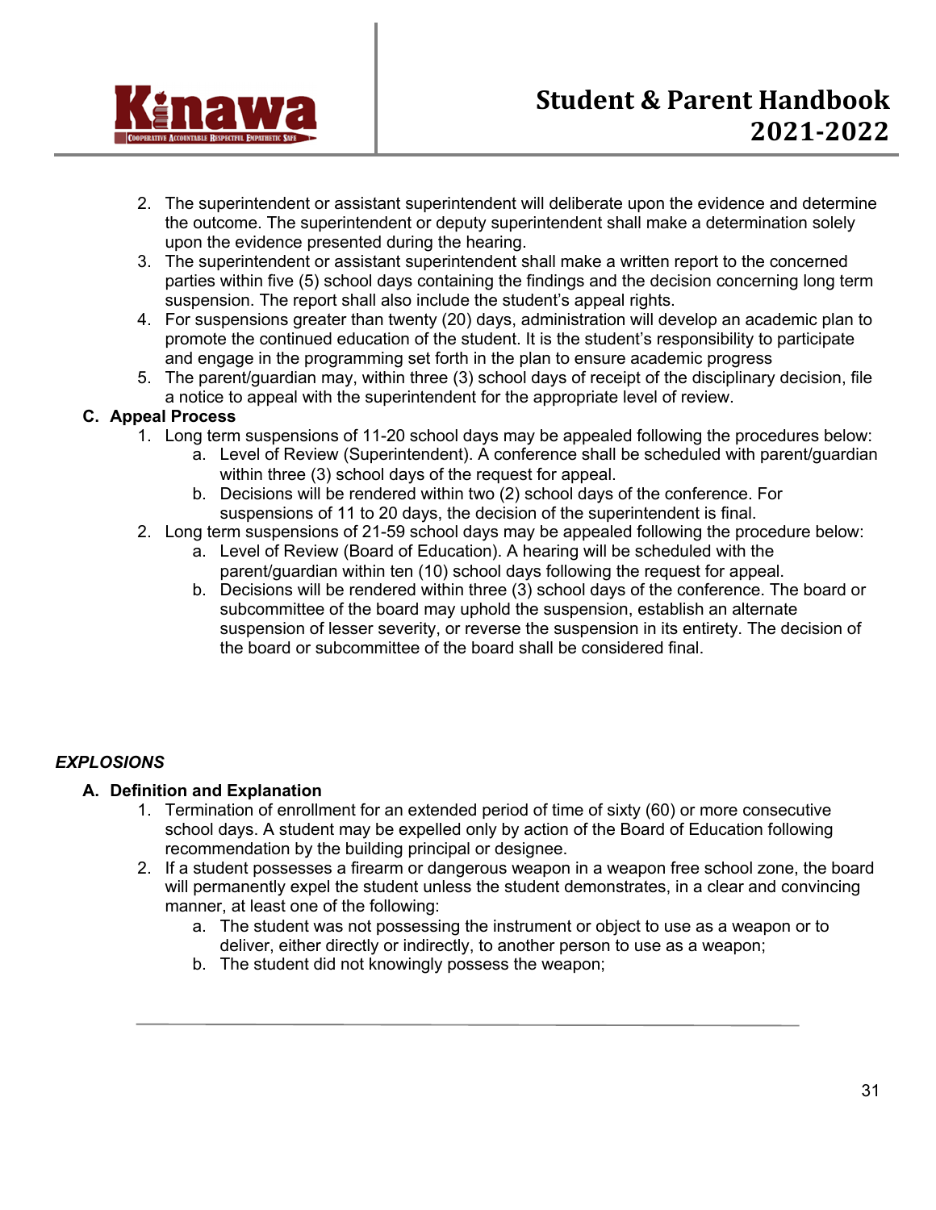2. The superintendent or assistant superintendent will deliberate upon the evidence and determine the outcome. The superintendent or deputy superintendent shall make a determination solely upon the evidence presented during the hearing.
3. The superintendent or assistant superintendent shall make a written report to the concerned parties within five (5) school days containing the findings and the decision concerning long term suspension. The report shall also include the student's appeal rights.
4. For suspensions greater than twenty (20) days, administration will develop an academic plan to promote the continued education of the student. It is the student's responsibility to participate and engage in the programming set forth in the plan to ensure academic progress
5. The parent/guardian may, within three (3) school days of receipt of the disciplinary decision, file a notice to appeal with the superintendent for the appropriate level of review.

**C. Appeal Process**

1. Long term suspensions of 11-20 school days may be appealed following the procedures below:
   a. Level of Review (Superintendent). A conference shall be scheduled with parent/guardian within three (3) school days of the request for appeal.
   b. Decisions will be rendered within two (2) school days of the conference. For suspensions of 11 to 20 days, the decision of the superintendent is final.
2. Long term suspensions of 21-59 school days may be appealed following the procedure below:
   a. Level of Review (Board of Education). A hearing will be scheduled with the parent/guardian within ten (10) school days following the request for appeal.
   b. Decisions will be rendered within three (3) school days of the conference. The board or subcommittee of the board may uphold the suspension, establish an alternate suspension of lesser severity, or reverse the suspension in its entirety. The decision of the board or subcommittee of the board shall be considered final.

***EXPLOSIONS***

**A. Definition and Explanation**

1. Termination of enrollment for an extended period of time of sixty (60) or more consecutive school days. A student may be expelled only by action of the Board of Education following recommendation by the building principal or designee.
2. If a student possesses a firearm or dangerous weapon in a weapon free school zone, the board will permanently expel the student unless the student demonstrates, in a clear and convincing manner, at least one of the following:
   a. The student was not possessing the instrument or object to use as a weapon or to deliver, either directly or indirectly, to another person to use as a weapon;
   b. The student did not knowingly possess the weapon;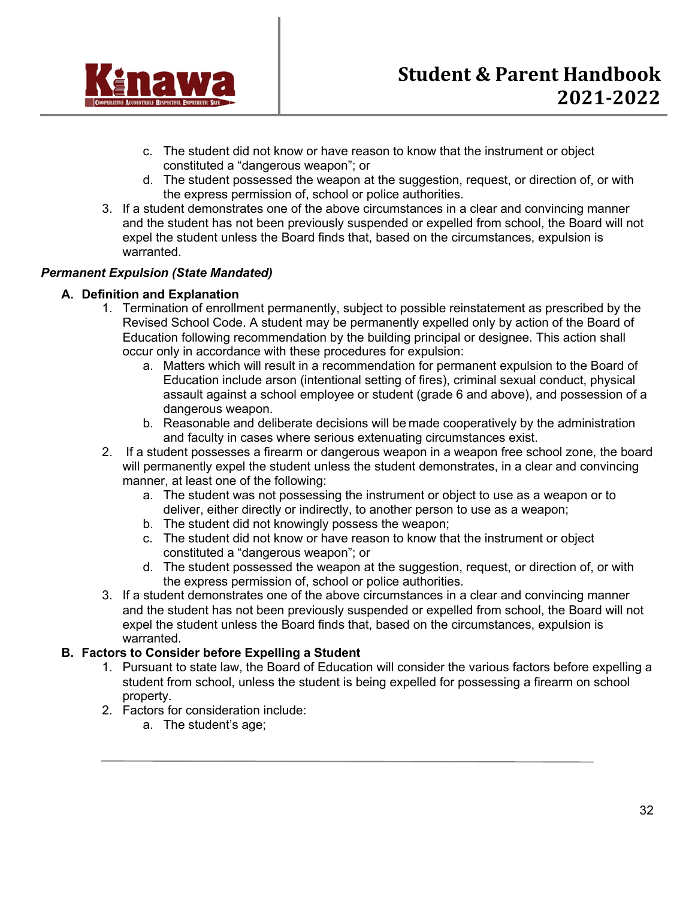c. The student did not know or have reason to know that the instrument or object constituted a "dangerous weapon"; or
d. The student possessed the weapon at the suggestion, request, or direction of, or with the express permission of, school or police authorities.

3. If a student demonstrates one of the above circumstances in a clear and convincing manner and the student has not been previously suspended or expelled from school, the Board will not expel the student unless the Board finds that, based on the circumstances, expulsion is warranted.

***Permanent Expulsion (State Mandated)***

**A. Definition and Explanation**

1. Termination of enrollment permanently, subject to possible reinstatement as prescribed by the Revised School Code. A student may be permanently expelled only by action of the Board of Education following recommendation by the building principal or designee. This action shall occur only in accordance with these procedures for expulsion:
   a. Matters which will result in a recommendation for permanent expulsion to the Board of Education include arson (intentional setting of fires), criminal sexual conduct, physical assault against a school employee or student (grade 6 and above), and possession of a dangerous weapon.
   b. Reasonable and deliberate decisions will be made cooperatively by the administration and faculty in cases where serious extenuating circumstances exist.
2. If a student possesses a firearm or dangerous weapon in a weapon free school zone, the board will permanently expel the student unless the student demonstrates, in a clear and convincing manner, at least one of the following:
   a. The student was not possessing the instrument or object to use as a weapon or to deliver, either directly or indirectly, to another person to use as a weapon;
   b. The student did not knowingly possess the weapon;
   c. The student did not know or have reason to know that the instrument or object constituted a "dangerous weapon"; or
   d. The student possessed the weapon at the suggestion, request, or direction of, or with the express permission of, school or police authorities.
3. If a student demonstrates one of the above circumstances in a clear and convincing manner and the student has not been previously suspended or expelled from school, the Board will not expel the student unless the Board finds that, based on the circumstances, expulsion is warranted.

**B. Factors to Consider before Expelling a Student**

1. Pursuant to state law, the Board of Education will consider the various factors before expelling a student from school, unless the student is being expelled for possessing a firearm on school property.
2. Factors for consideration include:
   a. The student's age;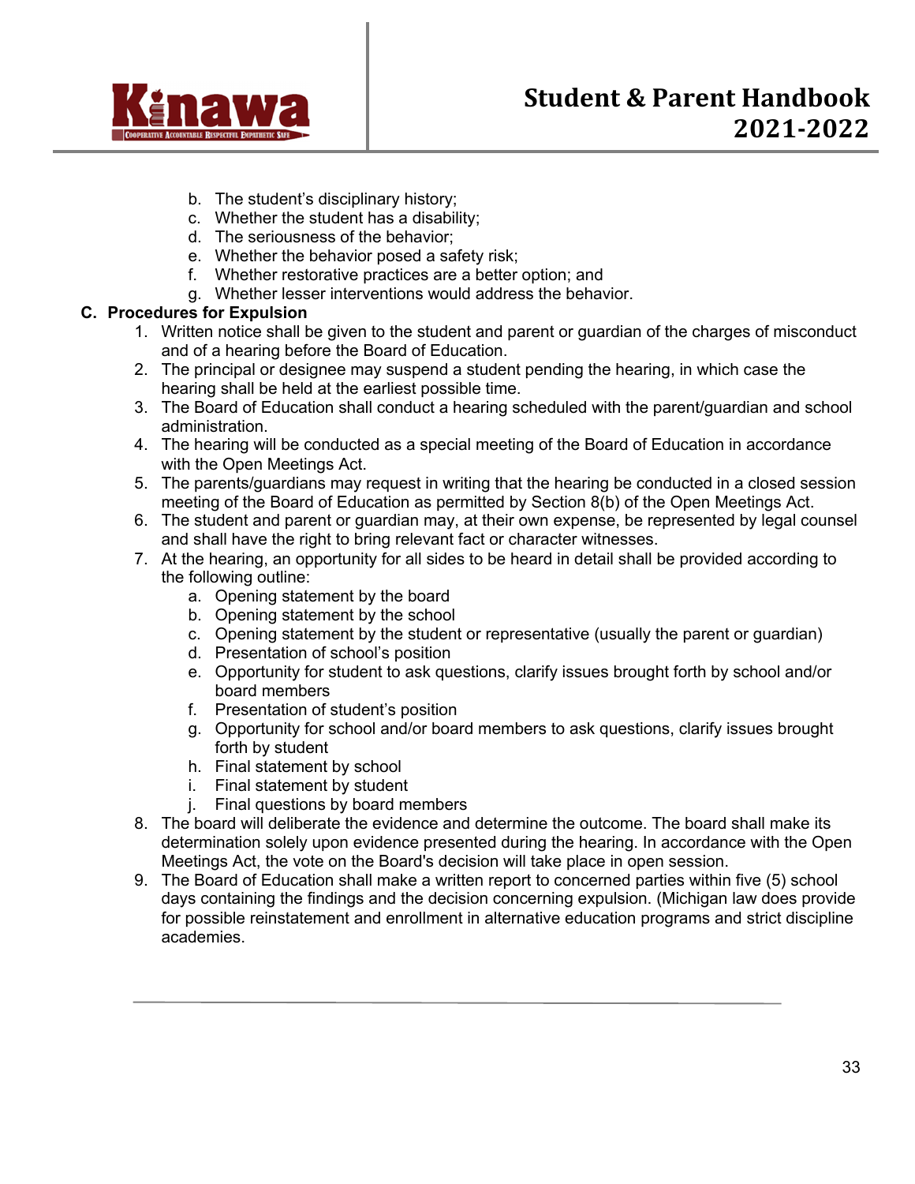b. The student's disciplinary history;
c. Whether the student has a disability;
d. The seriousness of the behavior;
e. Whether the behavior posed a safety risk;
f. Whether restorative practices are a better option; and
g. Whether lesser interventions would address the behavior.

**C. Procedures for Expulsion**

1. Written notice shall be given to the student and parent or guardian of the charges of misconduct and of a hearing before the Board of Education.
2. The principal or designee may suspend a student pending the hearing, in which case the hearing shall be held at the earliest possible time.
3. The Board of Education shall conduct a hearing scheduled with the parent/guardian and school administration.
4. The hearing will be conducted as a special meeting of the Board of Education in accordance with the Open Meetings Act.
5. The parents/guardians may request in writing that the hearing be conducted in a closed session meeting of the Board of Education as permitted by Section 8(b) of the Open Meetings Act.
6. The student and parent or guardian may, at their own expense, be represented by legal counsel and shall have the right to bring relevant fact or character witnesses.
7. At the hearing, an opportunity for all sides to be heard in detail shall be provided according to the following outline:
    a. Opening statement by the board
    b. Opening statement by the school
    c. Opening statement by the student or representative (usually the parent or guardian)
    d. Presentation of school's position
    e. Opportunity for student to ask questions, clarify issues brought forth by school and/or board members
    f. Presentation of student's position
    g. Opportunity for school and/or board members to ask questions, clarify issues brought forth by student
    h. Final statement by school
    i. Final statement by student
    j. Final questions by board members
8. The board will deliberate the evidence and determine the outcome. The board shall make its determination solely upon evidence presented during the hearing. In accordance with the Open Meetings Act, the vote on the Board's decision will take place in open session.
9. The Board of Education shall make a written report to concerned parties within five (5) school days containing the findings and the decision concerning expulsion. (Michigan law does provide for possible reinstatement and enrollment in alternative education programs and strict discipline academies.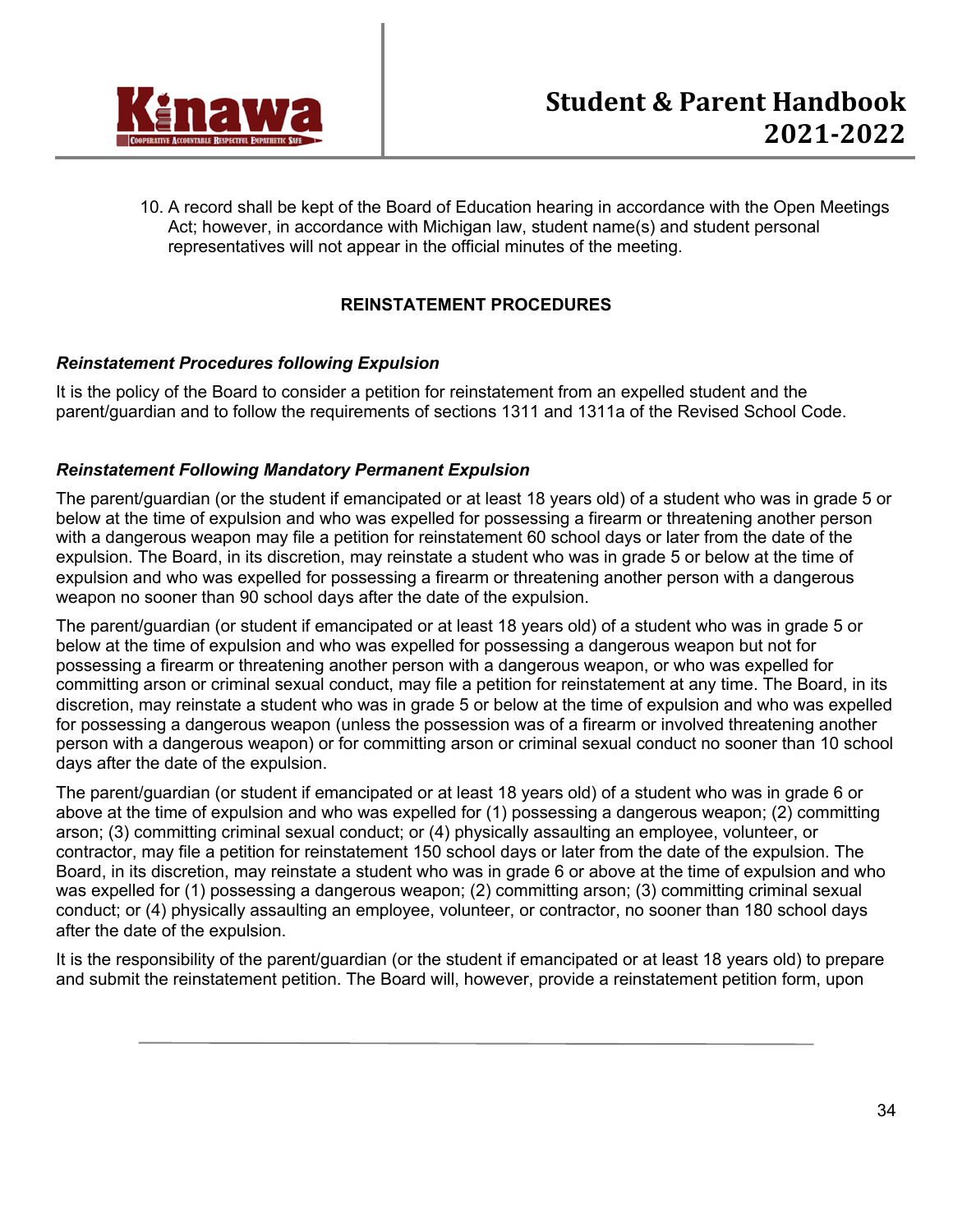10. A record shall be kept of the Board of Education hearing in accordance with the Open Meetings Act; however, in accordance with Michigan law, student name(s) and student personal representatives will not appear in the official minutes of the meeting.

## REINSTATEMENT PROCEDURES

### *Reinstatement Procedures following Expulsion*

It is the policy of the Board to consider a petition for reinstatement from an expelled student and the parent/guardian and to follow the requirements of sections 1311 and 1311a of the Revised School Code.

### *Reinstatement Following Mandatory Permanent Expulsion*

The parent/guardian (or the student if emancipated or at least 18 years old) of a student who was in grade 5 or below at the time of expulsion and who was expelled for possessing a firearm or threatening another person with a dangerous weapon may file a petition for reinstatement 60 school days or later from the date of the expulsion. The Board, in its discretion, may reinstate a student who was in grade 5 or below at the time of expulsion and who was expelled for possessing a firearm or threatening another person with a dangerous weapon no sooner than 90 school days after the date of the expulsion.

The parent/guardian (or student if emancipated or at least 18 years old) of a student who was in grade 5 or below at the time of expulsion and who was expelled for possessing a dangerous weapon but not for possessing a firearm or threatening another person with a dangerous weapon, or who was expelled for committing arson or criminal sexual conduct, may file a petition for reinstatement at any time. The Board, in its discretion, may reinstate a student who was in grade 5 or below at the time of expulsion and who was expelled for possessing a dangerous weapon (unless the possession was of a firearm or involved threatening another person with a dangerous weapon) or for committing arson or criminal sexual conduct no sooner than 10 school days after the date of the expulsion.

The parent/guardian (or student if emancipated or at least 18 years old) of a student who was in grade 6 or above at the time of expulsion and who was expelled for (1) possessing a dangerous weapon; (2) committing arson; (3) committing criminal sexual conduct; or (4) physically assaulting an employee, volunteer, or contractor, may file a petition for reinstatement 150 school days or later from the date of the expulsion. The Board, in its discretion, may reinstate a student who was in grade 6 or above at the time of expulsion and who was expelled for (1) possessing a dangerous weapon; (2) committing arson; (3) committing criminal sexual conduct; or (4) physically assaulting an employee, volunteer, or contractor, no sooner than 180 school days after the date of the expulsion.

It is the responsibility of the parent/guardian (or the student if emancipated or at least 18 years old) to prepare and submit the reinstatement petition. The Board will, however, provide a reinstatement petition form, upon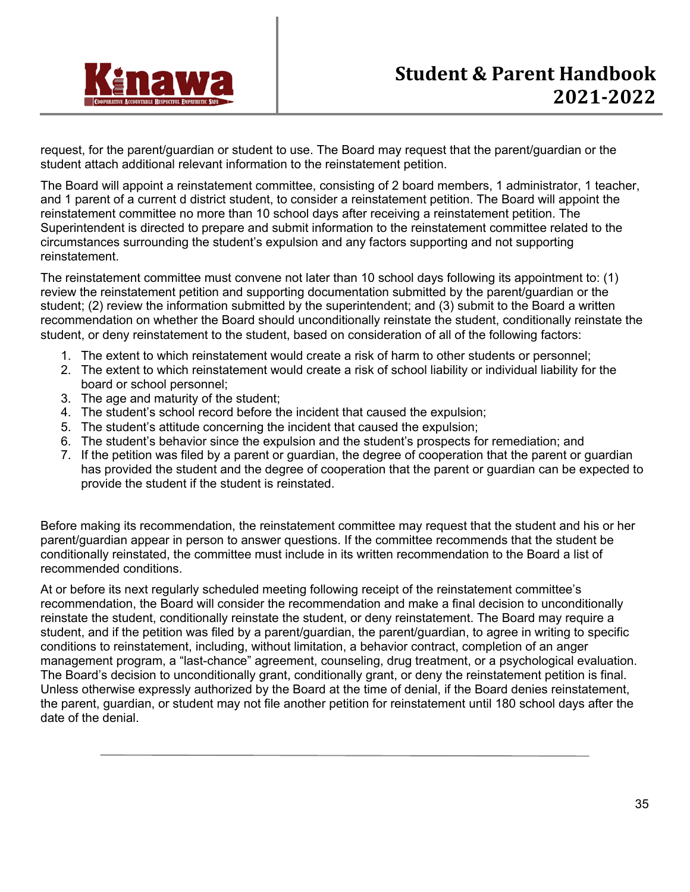request, for the parent/guardian or student to use. The Board may request that the parent/guardian or the student attach additional relevant information to the reinstatement petition.

The Board will appoint a reinstatement committee, consisting of 2 board members, 1 administrator, 1 teacher, and 1 parent of a current d district student, to consider a reinstatement petition. The Board will appoint the reinstatement committee no more than 10 school days after receiving a reinstatement petition. The Superintendent is directed to prepare and submit information to the reinstatement committee related to the circumstances surrounding the student's expulsion and any factors supporting and not supporting reinstatement.

The reinstatement committee must convene not later than 10 school days following its appointment to: (1) review the reinstatement petition and supporting documentation submitted by the parent/guardian or the student; (2) review the information submitted by the superintendent; and (3) submit to the Board a written recommendation on whether the Board should unconditionally reinstate the student, conditionally reinstate the student, or deny reinstatement to the student, based on consideration of all of the following factors:

1. The extent to which reinstatement would create a risk of harm to other students or personnel;
2. The extent to which reinstatement would create a risk of school liability or individual liability for the board or school personnel;
3. The age and maturity of the student;
4. The student's school record before the incident that caused the expulsion;
5. The student's attitude concerning the incident that caused the expulsion;
6. The student's behavior since the expulsion and the student's prospects for remediation; and
7. If the petition was filed by a parent or guardian, the degree of cooperation that the parent or guardian has provided the student and the degree of cooperation that the parent or guardian can be expected to provide the student if the student is reinstated.

Before making its recommendation, the reinstatement committee may request that the student and his or her parent/guardian appear in person to answer questions. If the committee recommends that the student be conditionally reinstated, the committee must include in its written recommendation to the Board a list of recommended conditions.

At or before its next regularly scheduled meeting following receipt of the reinstatement committee's recommendation, the Board will consider the recommendation and make a final decision to unconditionally reinstate the student, conditionally reinstate the student, or deny reinstatement. The Board may require a student, and if the petition was filed by a parent/guardian, the parent/guardian, to agree in writing to specific conditions to reinstatement, including, without limitation, a behavior contract, completion of an anger management program, a "last-chance" agreement, counseling, drug treatment, or a psychological evaluation. The Board's decision to unconditionally grant, conditionally grant, or deny the reinstatement petition is final. Unless otherwise expressly authorized by the Board at the time of denial, if the Board denies reinstatement, the parent, guardian, or student may not file another petition for reinstatement until 180 school days after the date of the denial.

---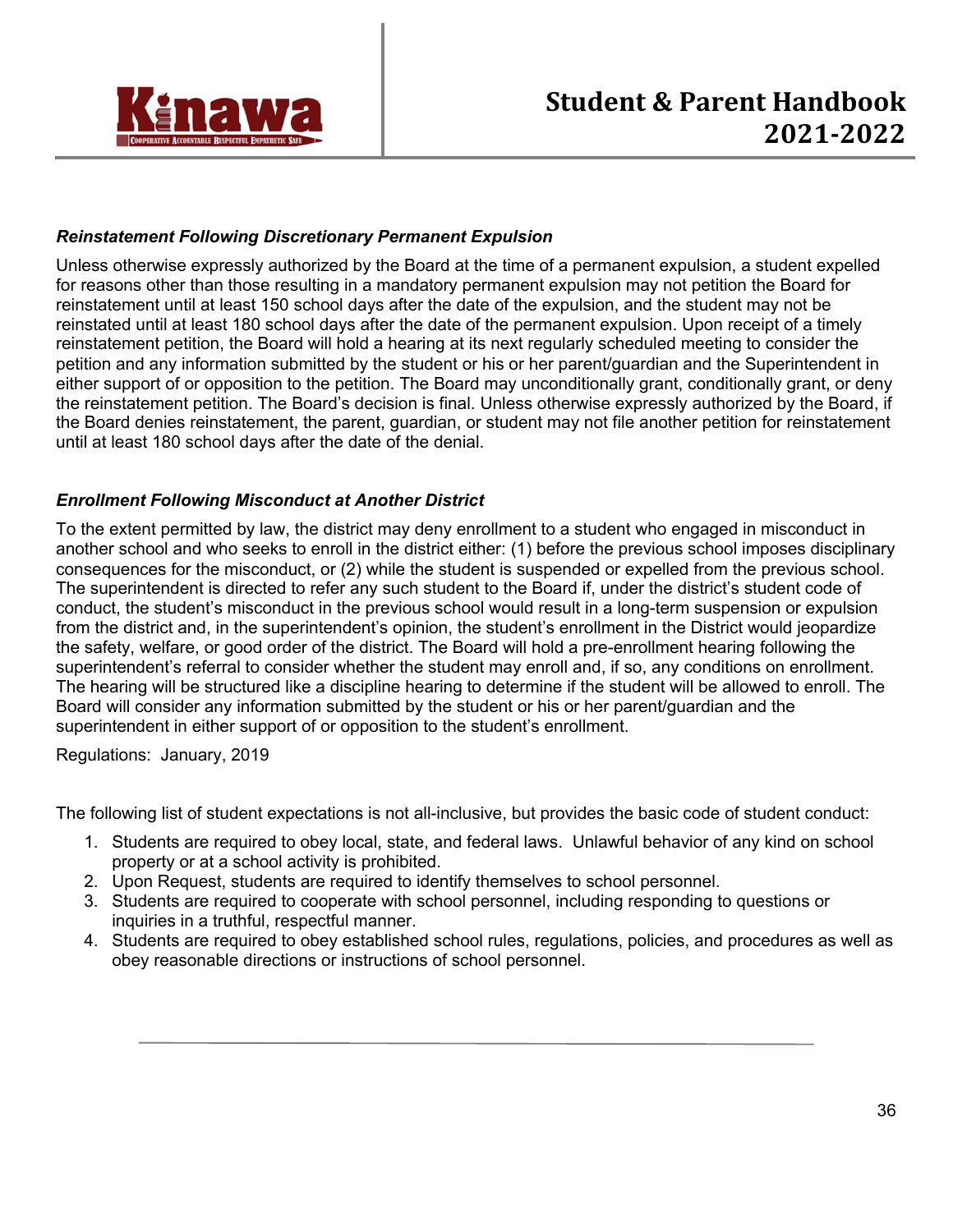***Reinstatement Following Discretionary Permanent Expulsion***

Unless otherwise expressly authorized by the Board at the time of a permanent expulsion, a student expelled for reasons other than those resulting in a mandatory permanent expulsion may not petition the Board for reinstatement until at least 150 school days after the date of the expulsion, and the student may not be reinstated until at least 180 school days after the date of the permanent expulsion. Upon receipt of a timely reinstatement petition, the Board will hold a hearing at its next regularly scheduled meeting to consider the petition and any information submitted by the student or his or her parent/guardian and the Superintendent in either support of or opposition to the petition. The Board may unconditionally grant, conditionally grant, or deny the reinstatement petition. The Board's decision is final. Unless otherwise expressly authorized by the Board, if the Board denies reinstatement, the parent, guardian, or student may not file another petition for reinstatement until at least 180 school days after the date of the denial.

***Enrollment Following Misconduct at Another District***

To the extent permitted by law, the district may deny enrollment to a student who engaged in misconduct in another school and who seeks to enroll in the district either: (1) before the previous school imposes disciplinary consequences for the misconduct, or (2) while the student is suspended or expelled from the previous school. The superintendent is directed to refer any such student to the Board if, under the district's student code of conduct, the student's misconduct in the previous school would result in a long-term suspension or expulsion from the district and, in the superintendent's opinion, the student's enrollment in the District would jeopardize the safety, welfare, or good order of the district. The Board will hold a pre-enrollment hearing following the superintendent's referral to consider whether the student may enroll and, if so, any conditions on enrollment. The hearing will be structured like a discipline hearing to determine if the student will be allowed to enroll. The Board will consider any information submitted by the student or his or her parent/guardian and the superintendent in either support of or opposition to the student's enrollment.

Regulations: January, 2019

The following list of student expectations is not all-inclusive, but provides the basic code of student conduct:

1. Students are required to obey local, state, and federal laws. Unlawful behavior of any kind on school property or at a school activity is prohibited.
2. Upon Request, students are required to identify themselves to school personnel.
3. Students are required to cooperate with school personnel, including responding to questions or inquiries in a truthful, respectful manner.
4. Students are required to obey established school rules, regulations, policies, and procedures as well as obey reasonable directions or instructions of school personnel.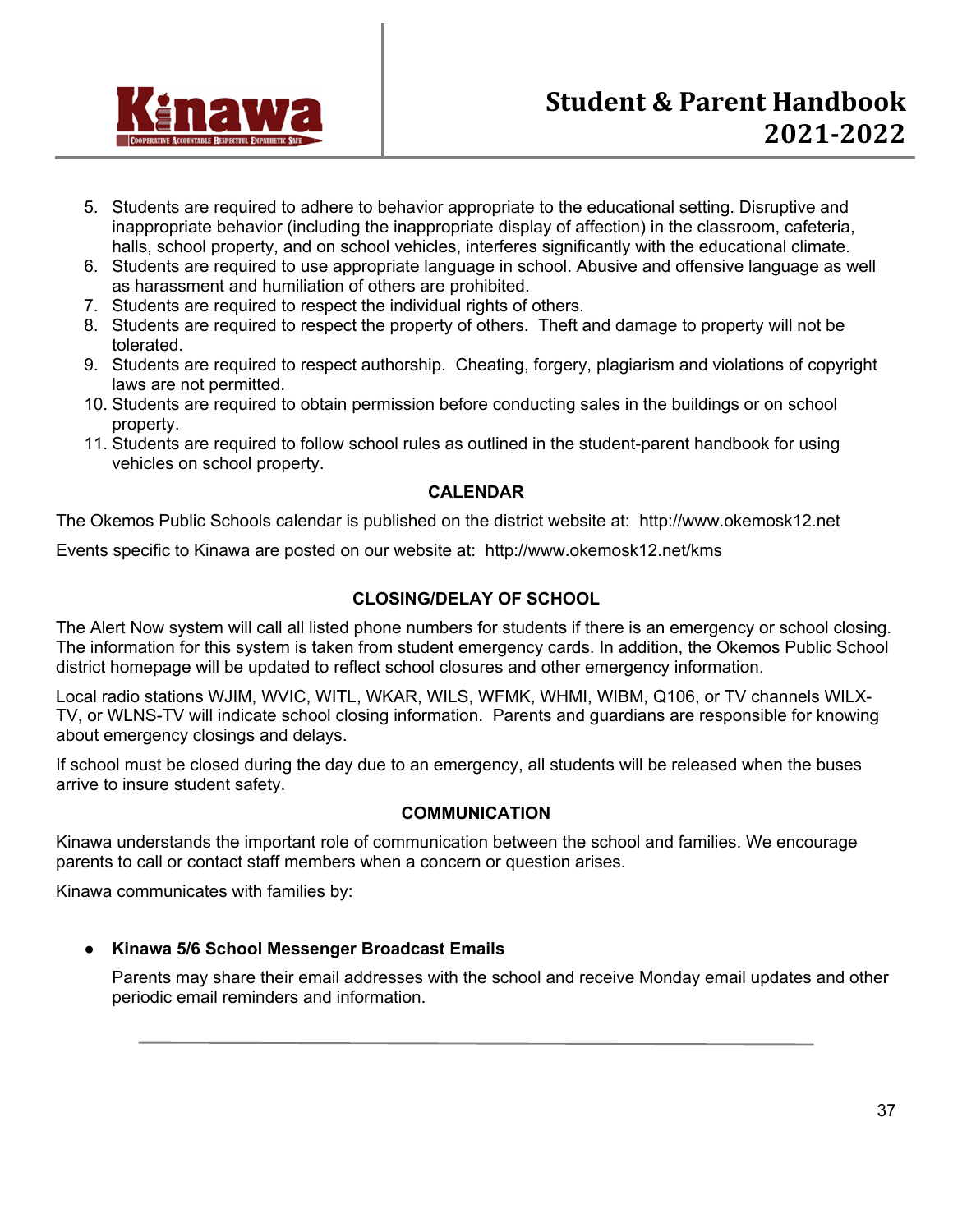5. Students are required to adhere to behavior appropriate to the educational setting. Disruptive and inappropriate behavior (including the inappropriate display of affection) in the classroom, cafeteria, halls, school property, and on school vehicles, interferes significantly with the educational climate.
6. Students are required to use appropriate language in school. Abusive and offensive language as well as harassment and humiliation of others are prohibited.
7. Students are required to respect the individual rights of others.
8. Students are required to respect the property of others. Theft and damage to property will not be tolerated.
9. Students are required to respect authorship. Cheating, forgery, plagiarism and violations of copyright laws are not permitted.
10. Students are required to obtain permission before conducting sales in the buildings or on school property.
11. Students are required to follow school rules as outlined in the student-parent handbook for using vehicles on school property.

## CALENDAR

The Okemos Public Schools calendar is published on the district website at: http://www.okemosk12.net

Events specific to Kinawa are posted on our website at: http://www.okemosk12.net/kms

## CLOSING/DELAY OF SCHOOL

The Alert Now system will call all listed phone numbers for students if there is an emergency or school closing. The information for this system is taken from student emergency cards. In addition, the Okemos Public School district homepage will be updated to reflect school closures and other emergency information.

Local radio stations WJIM, WVIC, WITL, WKAR, WILS, WFMK, WHMI, WIBM, Q106, or TV channels WILX-TV, or WLNS-TV will indicate school closing information. Parents and guardians are responsible for knowing about emergency closings and delays.

If school must be closed during the day due to an emergency, all students will be released when the buses arrive to insure student safety.

## COMMUNICATION

Kinawa understands the important role of communication between the school and families. We encourage parents to call or contact staff members when a concern or question arises.

Kinawa communicates with families by:

- **Kinawa 5/6 School Messenger Broadcast Emails**

  Parents may share their email addresses with the school and receive Monday email updates and other periodic email reminders and information.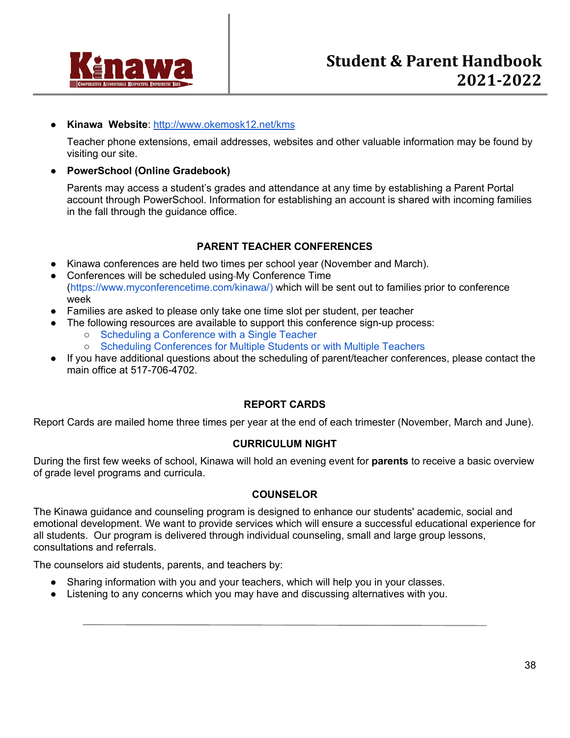- **Kinawa Website**: http://www.okemosk12.net/kms

  Teacher phone extensions, email addresses, websites and other valuable information may be found by visiting our site.

- **PowerSchool (Online Gradebook)**

  Parents may access a student's grades and attendance at any time by establishing a Parent Portal account through PowerSchool. Information for establishing an account is shared with incoming families in the fall through the guidance office.

### PARENT TEACHER CONFERENCES

- Kinawa conferences are held two times per school year (November and March).
- Conferences will be scheduled using My Conference Time (https://www.myconferencetime.com/kinawa/) which will be sent out to families prior to conference week
- Families are asked to please only take one time slot per student, per teacher
- The following resources are available to support this conference sign-up process:
  - Scheduling a Conference with a Single Teacher
  - Scheduling Conferences for Multiple Students or with Multiple Teachers
- If you have additional questions about the scheduling of parent/teacher conferences, please contact the main office at 517-706-4702.

### REPORT CARDS

Report Cards are mailed home three times per year at the end of each trimester (November, March and June).

### CURRICULUM NIGHT

During the first few weeks of school, Kinawa will hold an evening event for **parents** to receive a basic overview of grade level programs and curricula.

### COUNSELOR

The Kinawa guidance and counseling program is designed to enhance our students' academic, social and emotional development. We want to provide services which will ensure a successful educational experience for all students. Our program is delivered through individual counseling, small and large group lessons, consultations and referrals.

The counselors aid students, parents, and teachers by:

- Sharing information with you and your teachers, which will help you in your classes.
- Listening to any concerns which you may have and discussing alternatives with you.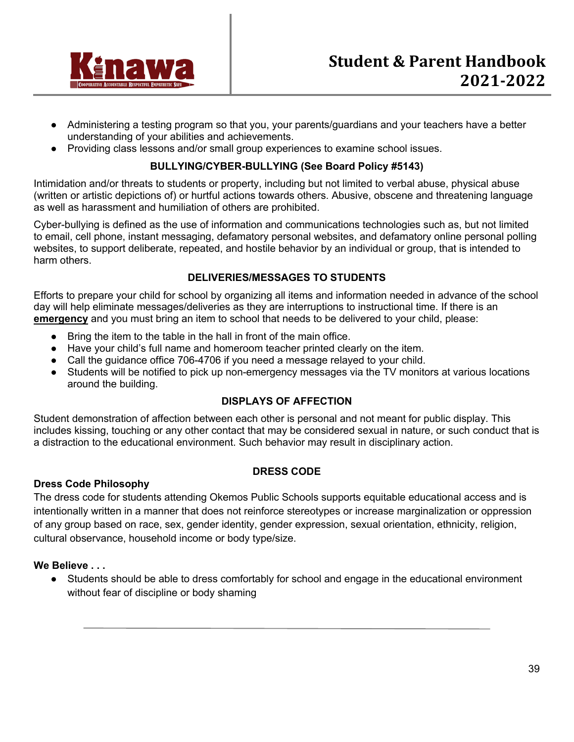- Administering a testing program so that you, your parents/guardians and your teachers have a better understanding of your abilities and achievements.
- Providing class lessons and/or small group experiences to examine school issues.

### BULLYING/CYBER-BULLYING (See Board Policy #5143)

Intimidation and/or threats to students or property, including but not limited to verbal abuse, physical abuse (written or artistic depictions of) or hurtful actions towards others. Abusive, obscene and threatening language as well as harassment and humiliation of others are prohibited.

Cyber-bullying is defined as the use of information and communications technologies such as, but not limited to email, cell phone, instant messaging, defamatory personal websites, and defamatory online personal polling websites, to support deliberate, repeated, and hostile behavior by an individual or group, that is intended to harm others.

### DELIVERIES/MESSAGES TO STUDENTS

Efforts to prepare your child for school by organizing all items and information needed in advance of the school day will help eliminate messages/deliveries as they are interruptions to instructional time. If there is an **emergency** and you must bring an item to school that needs to be delivered to your child, please:

- Bring the item to the table in the hall in front of the main office.
- Have your child's full name and homeroom teacher printed clearly on the item.
- Call the guidance office 706-4706 if you need a message relayed to your child.
- Students will be notified to pick up non-emergency messages via the TV monitors at various locations around the building.

### DISPLAYS OF AFFECTION

Student demonstration of affection between each other is personal and not meant for public display. This includes kissing, touching or any other contact that may be considered sexual in nature, or such conduct that is a distraction to the educational environment. Such behavior may result in disciplinary action.

### DRESS CODE

**Dress Code Philosophy**

The dress code for students attending Okemos Public Schools supports equitable educational access and is intentionally written in a manner that does not reinforce stereotypes or increase marginalization or oppression of any group based on race, sex, gender identity, gender expression, sexual orientation, ethnicity, religion, cultural observance, household income or body type/size.

**We Believe . . .**

- Students should be able to dress comfortably for school and engage in the educational environment without fear of discipline or body shaming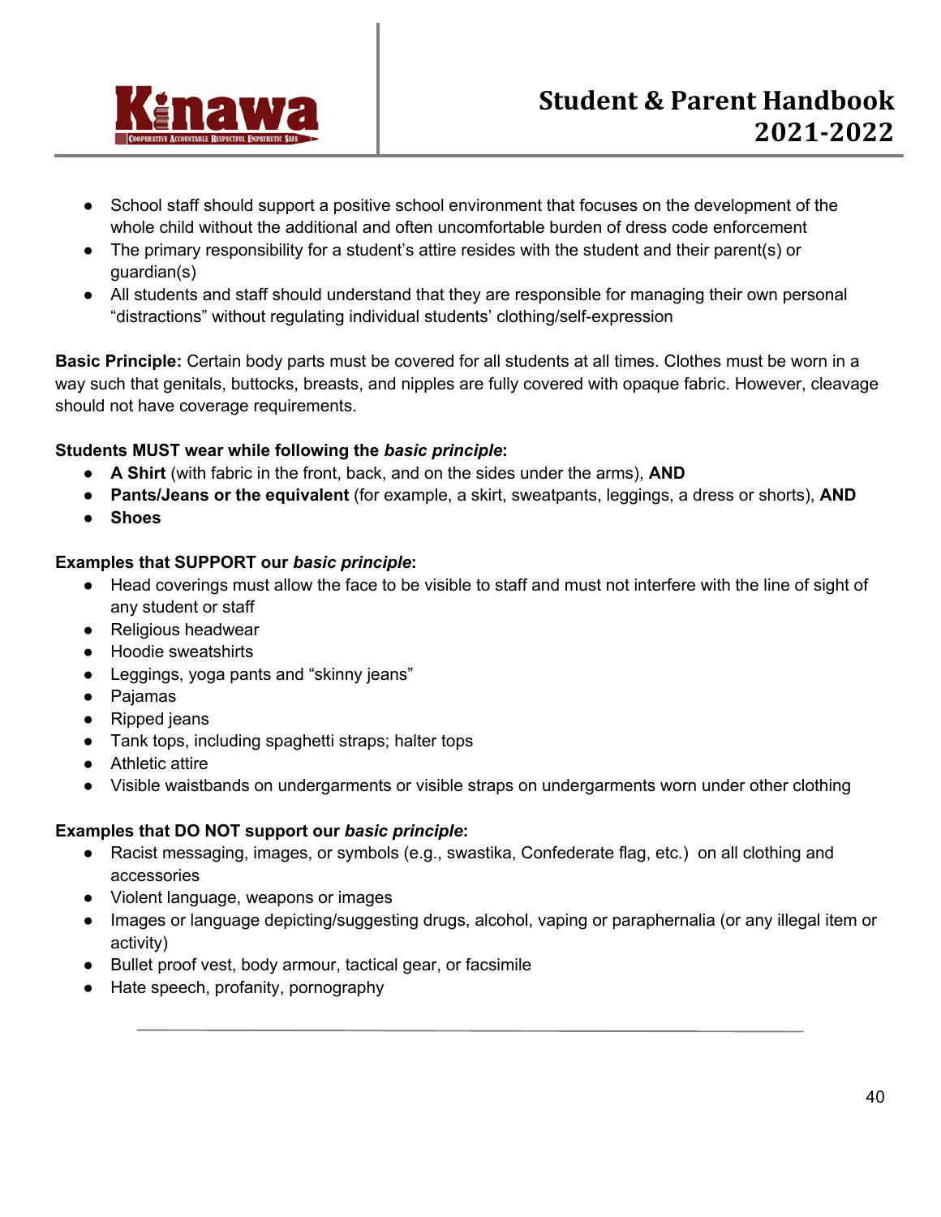- School staff should support a positive school environment that focuses on the development of the whole child without the additional and often uncomfortable burden of dress code enforcement
- The primary responsibility for a student's attire resides with the student and their parent(s) or guardian(s)
- All students and staff should understand that they are responsible for managing their own personal "distractions" without regulating individual students' clothing/self-expression

**Basic Principle:** Certain body parts must be covered for all students at all times. Clothes must be worn in a way such that genitals, buttocks, breasts, and nipples are fully covered with opaque fabric. However, cleavage should not have coverage requirements.

**Students MUST wear while following the *basic principle*:**

- **A Shirt** (with fabric in the front, back, and on the sides under the arms), **AND**
- **Pants/Jeans or the equivalent** (for example, a skirt, sweatpants, leggings, a dress or shorts), **AND**
- **Shoes**

**Examples that SUPPORT our *basic principle*:**

- Head coverings must allow the face to be visible to staff and must not interfere with the line of sight of any student or staff
- Religious headwear
- Hoodie sweatshirts
- Leggings, yoga pants and "skinny jeans"
- Pajamas
- Ripped jeans
- Tank tops, including spaghetti straps; halter tops
- Athletic attire
- Visible waistbands on undergarments or visible straps on undergarments worn under other clothing

**Examples that DO NOT support our *basic principle*:**

- Racist messaging, images, or symbols (e.g., swastika, Confederate flag, etc.) on all clothing and accessories
- Violent language, weapons or images
- Images or language depicting/suggesting drugs, alcohol, vaping or paraphernalia (or any illegal item or activity)
- Bullet proof vest, body armour, tactical gear, or facsimile
- Hate speech, profanity, pornography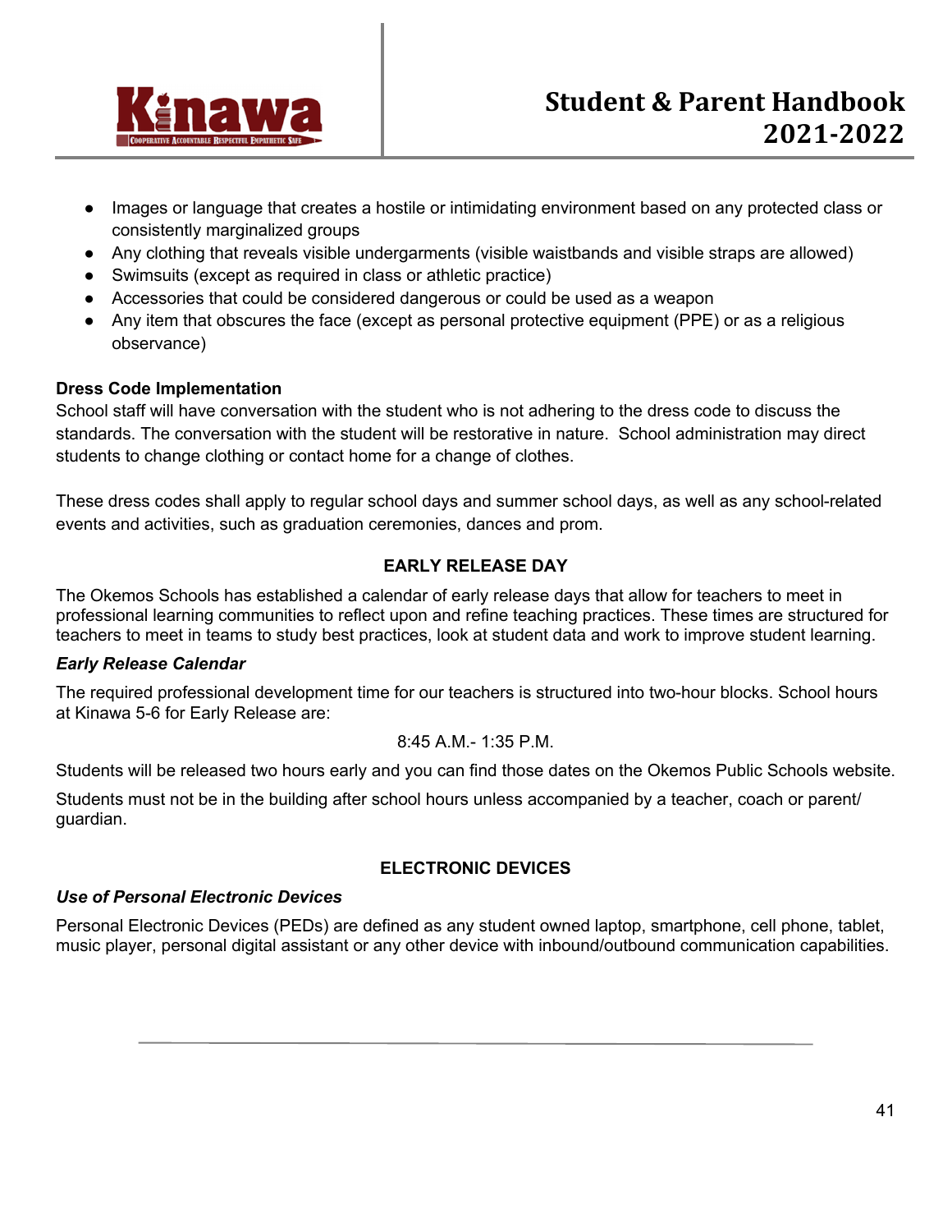- Images or language that creates a hostile or intimidating environment based on any protected class or consistently marginalized groups
- Any clothing that reveals visible undergarments (visible waistbands and visible straps are allowed)
- Swimsuits (except as required in class or athletic practice)
- Accessories that could be considered dangerous or could be used as a weapon
- Any item that obscures the face (except as personal protective equipment (PPE) or as a religious observance)

**Dress Code Implementation**

School staff will have conversation with the student who is not adhering to the dress code to discuss the standards. The conversation with the student will be restorative in nature. School administration may direct students to change clothing or contact home for a change of clothes.

These dress codes shall apply to regular school days and summer school days, as well as any school-related events and activities, such as graduation ceremonies, dances and prom.

## EARLY RELEASE DAY

The Okemos Schools has established a calendar of early release days that allow for teachers to meet in professional learning communities to reflect upon and refine teaching practices. These times are structured for teachers to meet in teams to study best practices, look at student data and work to improve student learning.

### *Early Release Calendar*

The required professional development time for our teachers is structured into two-hour blocks. School hours at Kinawa 5-6 for Early Release are:

8:45 A.M.- 1:35 P.M.

Students will be released two hours early and you can find those dates on the Okemos Public Schools website.

Students must not be in the building after school hours unless accompanied by a teacher, coach or parent/ guardian.

## ELECTRONIC DEVICES

### *Use of Personal Electronic Devices*

Personal Electronic Devices (PEDs) are defined as any student owned laptop, smartphone, cell phone, tablet, music player, personal digital assistant or any other device with inbound/outbound communication capabilities.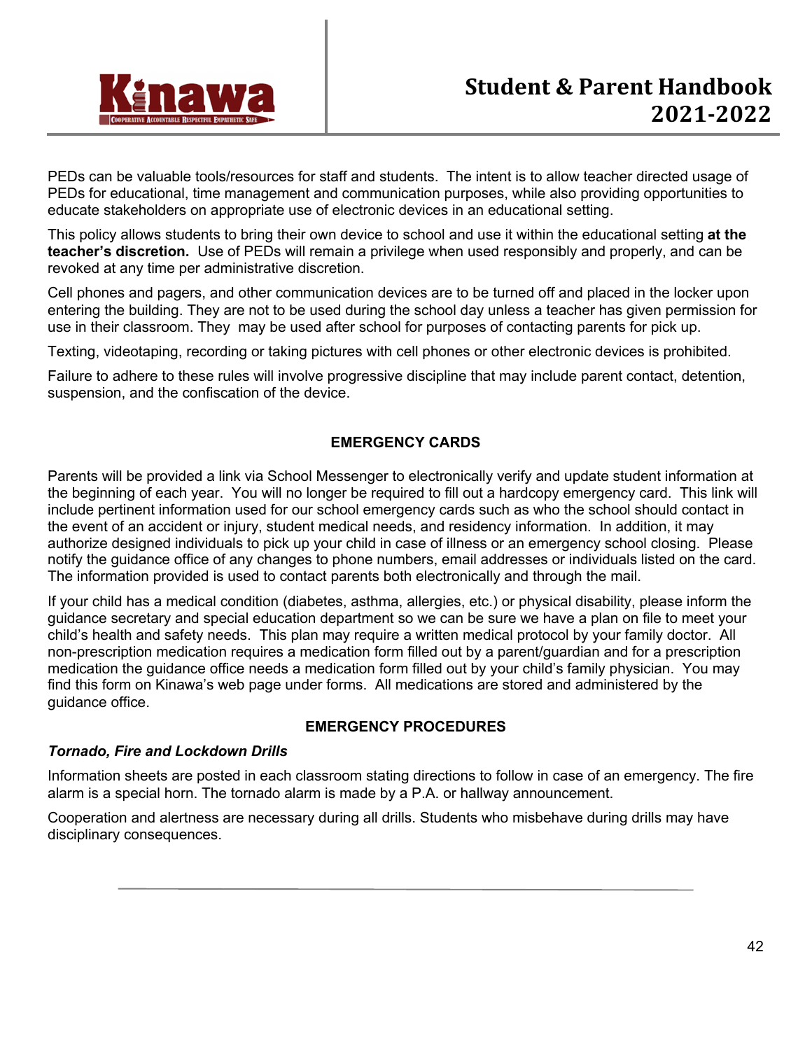PEDs can be valuable tools/resources for staff and students. The intent is to allow teacher directed usage of PEDs for educational, time management and communication purposes, while also providing opportunities to educate stakeholders on appropriate use of electronic devices in an educational setting.

This policy allows students to bring their own device to school and use it within the educational setting **at the teacher's discretion.** Use of PEDs will remain a privilege when used responsibly and properly, and can be revoked at any time per administrative discretion.

Cell phones and pagers, and other communication devices are to be turned off and placed in the locker upon entering the building. They are not to be used during the school day unless a teacher has given permission for use in their classroom. They may be used after school for purposes of contacting parents for pick up.

Texting, videotaping, recording or taking pictures with cell phones or other electronic devices is prohibited.

Failure to adhere to these rules will involve progressive discipline that may include parent contact, detention, suspension, and the confiscation of the device.

## EMERGENCY CARDS

Parents will be provided a link via School Messenger to electronically verify and update student information at the beginning of each year. You will no longer be required to fill out a hardcopy emergency card. This link will include pertinent information used for our school emergency cards such as who the school should contact in the event of an accident or injury, student medical needs, and residency information. In addition, it may authorize designed individuals to pick up your child in case of illness or an emergency school closing. Please notify the guidance office of any changes to phone numbers, email addresses or individuals listed on the card. The information provided is used to contact parents both electronically and through the mail.

If your child has a medical condition (diabetes, asthma, allergies, etc.) or physical disability, please inform the guidance secretary and special education department so we can be sure we have a plan on file to meet your child's health and safety needs. This plan may require a written medical protocol by your family doctor. All non-prescription medication requires a medication form filled out by a parent/guardian and for a prescription medication the guidance office needs a medication form filled out by your child's family physician. You may find this form on Kinawa's web page under forms. All medications are stored and administered by the guidance office.

## EMERGENCY PROCEDURES

### *Tornado, Fire and Lockdown Drills*

Information sheets are posted in each classroom stating directions to follow in case of an emergency. The fire alarm is a special horn. The tornado alarm is made by a P.A. or hallway announcement.

Cooperation and alertness are necessary during all drills. Students who misbehave during drills may have disciplinary consequences.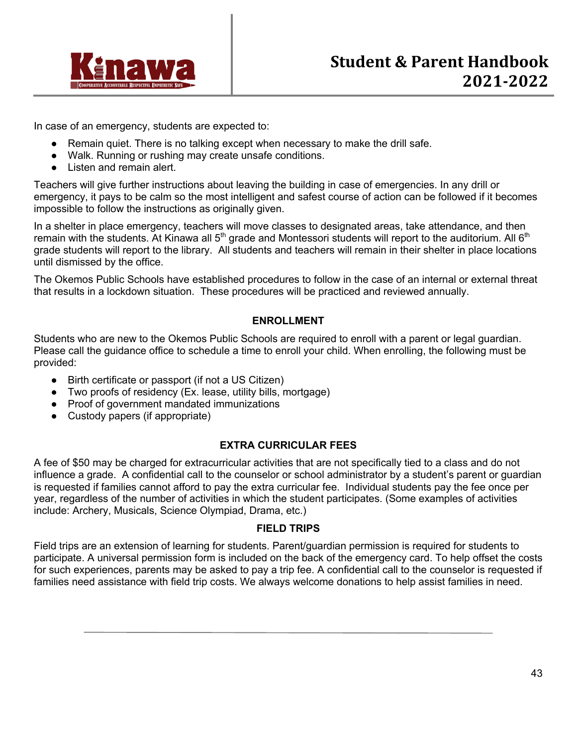In case of an emergency, students are expected to:

- Remain quiet. There is no talking except when necessary to make the drill safe.
- Walk. Running or rushing may create unsafe conditions.
- Listen and remain alert.

Teachers will give further instructions about leaving the building in case of emergencies. In any drill or emergency, it pays to be calm so the most intelligent and safest course of action can be followed if it becomes impossible to follow the instructions as originally given.

In a shelter in place emergency, teachers will move classes to designated areas, take attendance, and then remain with the students. At Kinawa all 5th grade and Montessori students will report to the auditorium. All 6th grade students will report to the library. All students and teachers will remain in their shelter in place locations until dismissed by the office.

The Okemos Public Schools have established procedures to follow in the case of an internal or external threat that results in a lockdown situation. These procedures will be practiced and reviewed annually.

## ENROLLMENT

Students who are new to the Okemos Public Schools are required to enroll with a parent or legal guardian. Please call the guidance office to schedule a time to enroll your child. When enrolling, the following must be provided:

- Birth certificate or passport (if not a US Citizen)
- Two proofs of residency (Ex. lease, utility bills, mortgage)
- Proof of government mandated immunizations
- Custody papers (if appropriate)

## EXTRA CURRICULAR FEES

A fee of $50 may be charged for extracurricular activities that are not specifically tied to a class and do not influence a grade. A confidential call to the counselor or school administrator by a student's parent or guardian is requested if families cannot afford to pay the extra curricular fee. Individual students pay the fee once per year, regardless of the number of activities in which the student participates. (Some examples of activities include: Archery, Musicals, Science Olympiad, Drama, etc.)

## FIELD TRIPS

Field trips are an extension of learning for students. Parent/guardian permission is required for students to participate. A universal permission form is included on the back of the emergency card. To help offset the costs for such experiences, parents may be asked to pay a trip fee. A confidential call to the counselor is requested if families need assistance with field trip costs. We always welcome donations to help assist families in need.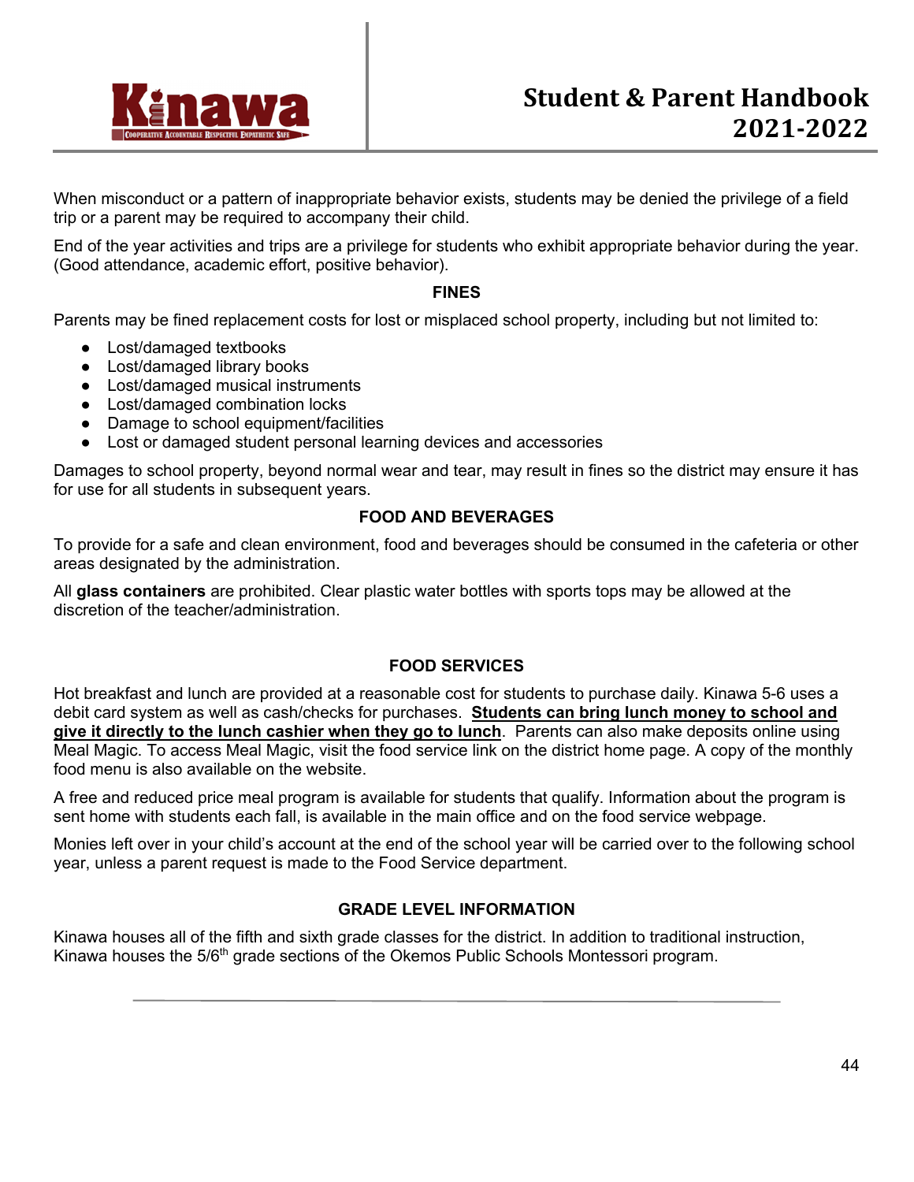When misconduct or a pattern of inappropriate behavior exists, students may be denied the privilege of a field trip or a parent may be required to accompany their child.

End of the year activities and trips are a privilege for students who exhibit appropriate behavior during the year. (Good attendance, academic effort, positive behavior).

## FINES

Parents may be fined replacement costs for lost or misplaced school property, including but not limited to:

- Lost/damaged textbooks
- Lost/damaged library books
- Lost/damaged musical instruments
- Lost/damaged combination locks
- Damage to school equipment/facilities
- Lost or damaged student personal learning devices and accessories

Damages to school property, beyond normal wear and tear, may result in fines so the district may ensure it has for use for all students in subsequent years.

## FOOD AND BEVERAGES

To provide for a safe and clean environment, food and beverages should be consumed in the cafeteria or other areas designated by the administration.

All **glass containers** are prohibited. Clear plastic water bottles with sports tops may be allowed at the discretion of the teacher/administration.

## FOOD SERVICES

Hot breakfast and lunch are provided at a reasonable cost for students to purchase daily. Kinawa 5-6 uses a debit card system as well as cash/checks for purchases. **Students can bring lunch money to school and give it directly to the lunch cashier when they go to lunch**. Parents can also make deposits online using Meal Magic. To access Meal Magic, visit the food service link on the district home page. A copy of the monthly food menu is also available on the website.

A free and reduced price meal program is available for students that qualify. Information about the program is sent home with students each fall, is available in the main office and on the food service webpage.

Monies left over in your child's account at the end of the school year will be carried over to the following school year, unless a parent request is made to the Food Service department.

## GRADE LEVEL INFORMATION

Kinawa houses all of the fifth and sixth grade classes for the district. In addition to traditional instruction, Kinawa houses the 5/6th grade sections of the Okemos Public Schools Montessori program.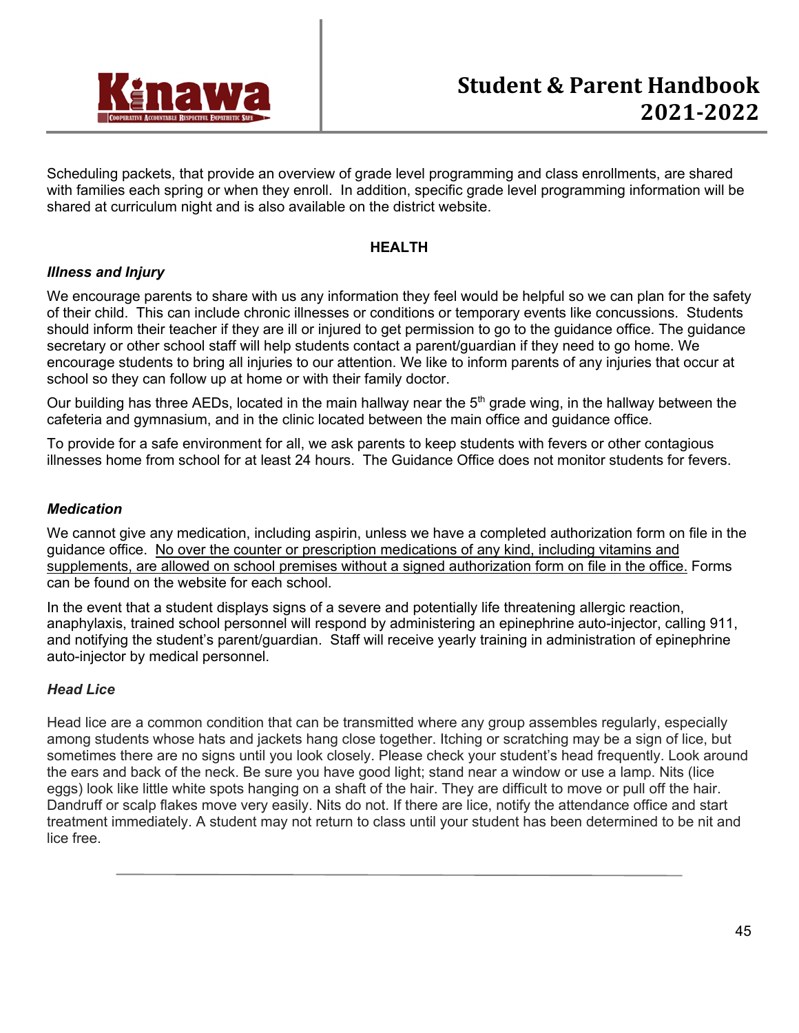Scheduling packets, that provide an overview of grade level programming and class enrollments, are shared with families each spring or when they enroll. In addition, specific grade level programming information will be shared at curriculum night and is also available on the district website.

## HEALTH

### *Illness and Injury*

We encourage parents to share with us any information they feel would be helpful so we can plan for the safety of their child. This can include chronic illnesses or conditions or temporary events like concussions. Students should inform their teacher if they are ill or injured to get permission to go to the guidance office. The guidance secretary or other school staff will help students contact a parent/guardian if they need to go home. We encourage students to bring all injuries to our attention. We like to inform parents of any injuries that occur at school so they can follow up at home or with their family doctor.

Our building has three AEDs, located in the main hallway near the 5th grade wing, in the hallway between the cafeteria and gymnasium, and in the clinic located between the main office and guidance office.

To provide for a safe environment for all, we ask parents to keep students with fevers or other contagious illnesses home from school for at least 24 hours. The Guidance Office does not monitor students for fevers.

### *Medication*

We cannot give any medication, including aspirin, unless we have a completed authorization form on file in the guidance office. <u>No over the counter or prescription medications of any kind, including vitamins and supplements, are allowed on school premises without a signed authorization form on file in the office.</u> Forms can be found on the website for each school.

In the event that a student displays signs of a severe and potentially life threatening allergic reaction, anaphylaxis, trained school personnel will respond by administering an epinephrine auto-injector, calling 911, and notifying the student's parent/guardian. Staff will receive yearly training in administration of epinephrine auto-injector by medical personnel.

### *Head Lice*

Head lice are a common condition that can be transmitted where any group assembles regularly, especially among students whose hats and jackets hang close together. Itching or scratching may be a sign of lice, but sometimes there are no signs until you look closely. Please check your student's head frequently. Look around the ears and back of the neck. Be sure you have good light; stand near a window or use a lamp. Nits (lice eggs) look like little white spots hanging on a shaft of the hair. They are difficult to move or pull off the hair. Dandruff or scalp flakes move very easily. Nits do not. If there are lice, notify the attendance office and start treatment immediately. A student may not return to class until your student has been determined to be nit and lice free.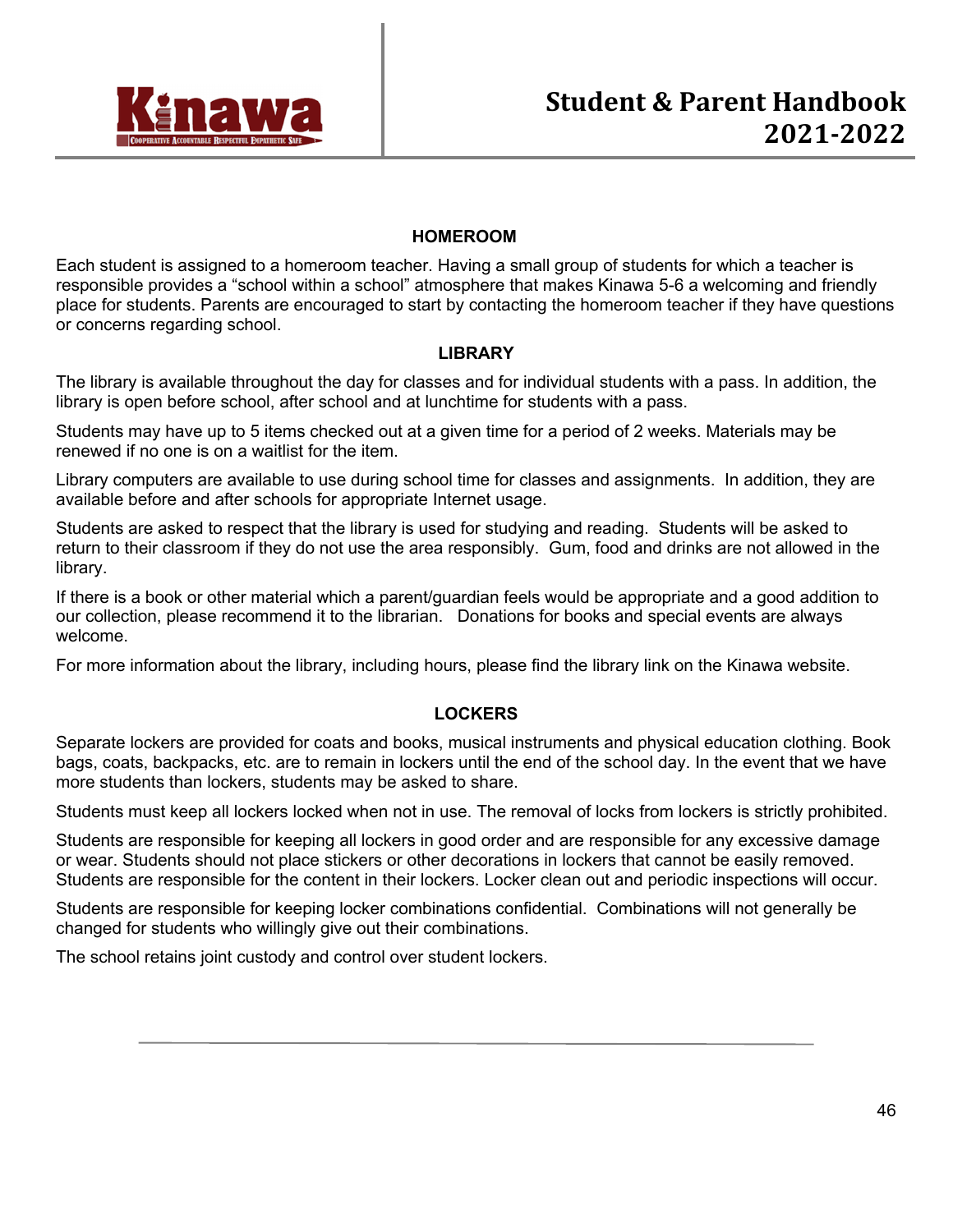## HOMEROOM

Each student is assigned to a homeroom teacher. Having a small group of students for which a teacher is responsible provides a "school within a school" atmosphere that makes Kinawa 5-6 a welcoming and friendly place for students. Parents are encouraged to start by contacting the homeroom teacher if they have questions or concerns regarding school.

## LIBRARY

The library is available throughout the day for classes and for individual students with a pass. In addition, the library is open before school, after school and at lunchtime for students with a pass.

Students may have up to 5 items checked out at a given time for a period of 2 weeks. Materials may be renewed if no one is on a waitlist for the item.

Library computers are available to use during school time for classes and assignments. In addition, they are available before and after schools for appropriate Internet usage.

Students are asked to respect that the library is used for studying and reading. Students will be asked to return to their classroom if they do not use the area responsibly. Gum, food and drinks are not allowed in the library.

If there is a book or other material which a parent/guardian feels would be appropriate and a good addition to our collection, please recommend it to the librarian. Donations for books and special events are always welcome.

For more information about the library, including hours, please find the library link on the Kinawa website.

## LOCKERS

Separate lockers are provided for coats and books, musical instruments and physical education clothing. Book bags, coats, backpacks, etc. are to remain in lockers until the end of the school day. In the event that we have more students than lockers, students may be asked to share.

Students must keep all lockers locked when not in use. The removal of locks from lockers is strictly prohibited.

Students are responsible for keeping all lockers in good order and are responsible for any excessive damage or wear. Students should not place stickers or other decorations in lockers that cannot be easily removed. Students are responsible for the content in their lockers. Locker clean out and periodic inspections will occur.

Students are responsible for keeping locker combinations confidential. Combinations will not generally be changed for students who willingly give out their combinations.

The school retains joint custody and control over student lockers.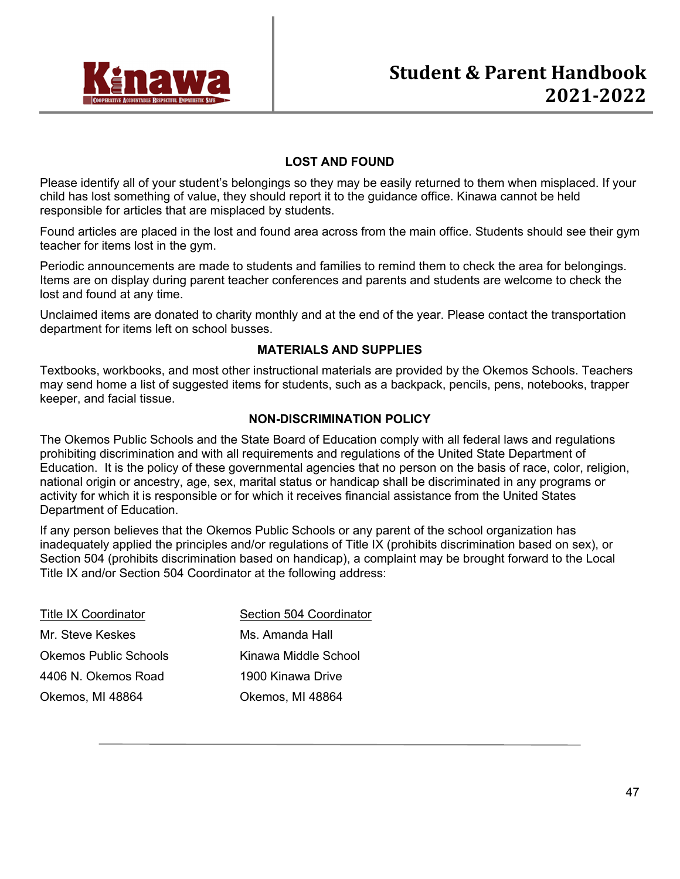## LOST AND FOUND

Please identify all of your student's belongings so they may be easily returned to them when misplaced. If your child has lost something of value, they should report it to the guidance office. Kinawa cannot be held responsible for articles that are misplaced by students.

Found articles are placed in the lost and found area across from the main office. Students should see their gym teacher for items lost in the gym.

Periodic announcements are made to students and families to remind them to check the area for belongings. Items are on display during parent teacher conferences and parents and students are welcome to check the lost and found at any time.

Unclaimed items are donated to charity monthly and at the end of the year. Please contact the transportation department for items left on school busses.

## MATERIALS AND SUPPLIES

Textbooks, workbooks, and most other instructional materials are provided by the Okemos Schools. Teachers may send home a list of suggested items for students, such as a backpack, pencils, pens, notebooks, trapper keeper, and facial tissue.

## NON-DISCRIMINATION POLICY

The Okemos Public Schools and the State Board of Education comply with all federal laws and regulations prohibiting discrimination and with all requirements and regulations of the United State Department of Education. It is the policy of these governmental agencies that no person on the basis of race, color, religion, national origin or ancestry, age, sex, marital status or handicap shall be discriminated in any programs or activity for which it is responsible or for which it receives financial assistance from the United States Department of Education.

If any person believes that the Okemos Public Schools or any parent of the school organization has inadequately applied the principles and/or regulations of Title IX (prohibits discrimination based on sex), or Section 504 (prohibits discrimination based on handicap), a complaint may be brought forward to the Local Title IX and/or Section 504 Coordinator at the following address:

| Title IX Coordinator | Section 504 Coordinator |
| --- | --- |
| Mr. Steve Keskes | Ms. Amanda Hall |
| Okemos Public Schools | Kinawa Middle School |
| 4406 N. Okemos Road | 1900 Kinawa Drive |
| Okemos, MI 48864 | Okemos, MI 48864 |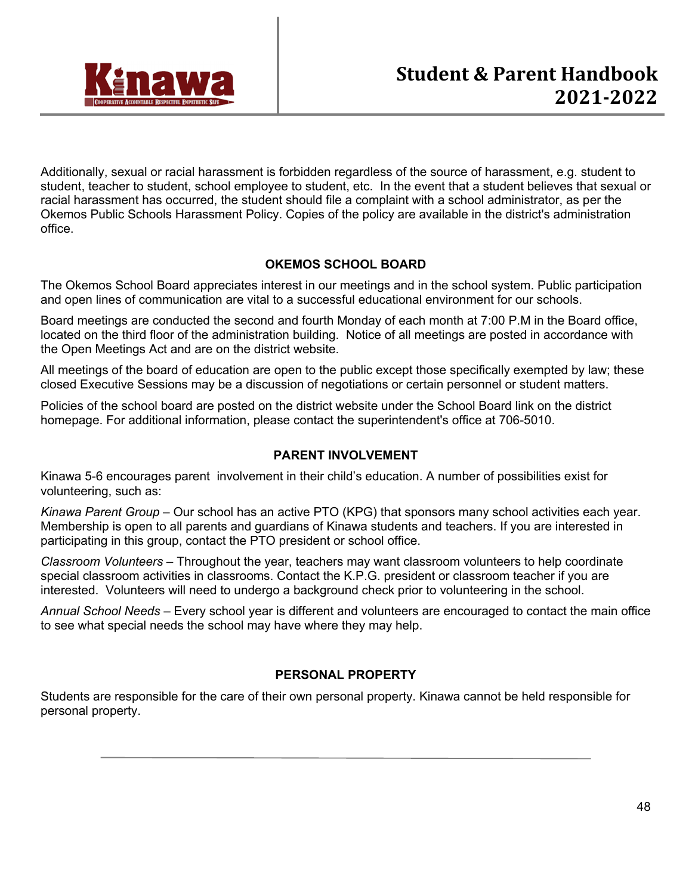Additionally, sexual or racial harassment is forbidden regardless of the source of harassment, e.g. student to student, teacher to student, school employee to student, etc. In the event that a student believes that sexual or racial harassment has occurred, the student should file a complaint with a school administrator, as per the Okemos Public Schools Harassment Policy. Copies of the policy are available in the district's administration office.

## OKEMOS SCHOOL BOARD

The Okemos School Board appreciates interest in our meetings and in the school system. Public participation and open lines of communication are vital to a successful educational environment for our schools.

Board meetings are conducted the second and fourth Monday of each month at 7:00 P.M in the Board office, located on the third floor of the administration building. Notice of all meetings are posted in accordance with the Open Meetings Act and are on the district website.

All meetings of the board of education are open to the public except those specifically exempted by law; these closed Executive Sessions may be a discussion of negotiations or certain personnel or student matters.

Policies of the school board are posted on the district website under the School Board link on the district homepage. For additional information, please contact the superintendent's office at 706-5010.

## PARENT INVOLVEMENT

Kinawa 5-6 encourages parent involvement in their child's education. A number of possibilities exist for volunteering, such as:

*Kinawa Parent Group* – Our school has an active PTO (KPG) that sponsors many school activities each year. Membership is open to all parents and guardians of Kinawa students and teachers. If you are interested in participating in this group, contact the PTO president or school office.

*Classroom Volunteers* – Throughout the year, teachers may want classroom volunteers to help coordinate special classroom activities in classrooms. Contact the K.P.G. president or classroom teacher if you are interested. Volunteers will need to undergo a background check prior to volunteering in the school.

*Annual School Needs* – Every school year is different and volunteers are encouraged to contact the main office to see what special needs the school may have where they may help.

## PERSONAL PROPERTY

Students are responsible for the care of their own personal property. Kinawa cannot be held responsible for personal property.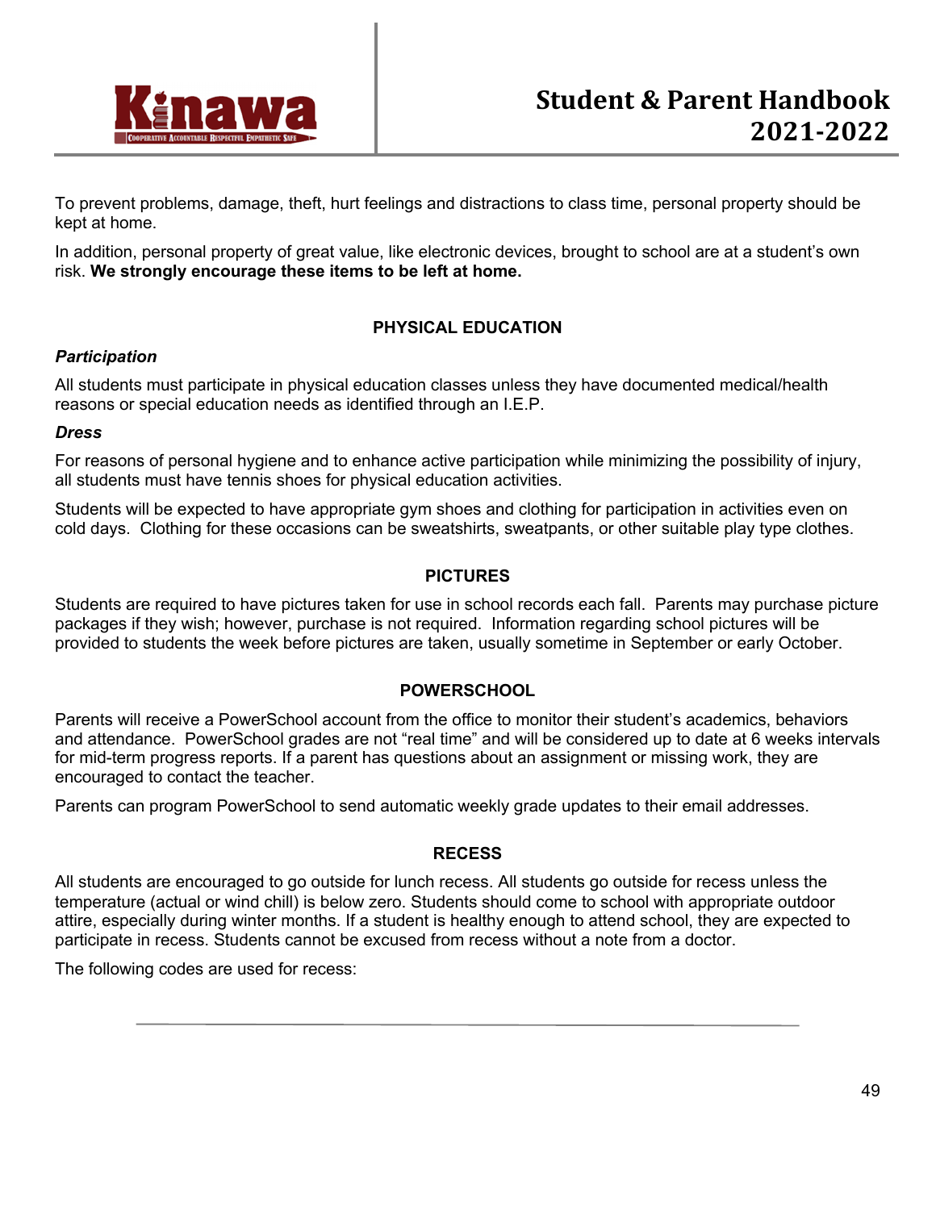To prevent problems, damage, theft, hurt feelings and distractions to class time, personal property should be kept at home.

In addition, personal property of great value, like electronic devices, brought to school are at a student's own risk. **We strongly encourage these items to be left at home.**

## PHYSICAL EDUCATION

***Participation***

All students must participate in physical education classes unless they have documented medical/health reasons or special education needs as identified through an I.E.P.

***Dress***

For reasons of personal hygiene and to enhance active participation while minimizing the possibility of injury, all students must have tennis shoes for physical education activities.

Students will be expected to have appropriate gym shoes and clothing for participation in activities even on cold days. Clothing for these occasions can be sweatshirts, sweatpants, or other suitable play type clothes.

## PICTURES

Students are required to have pictures taken for use in school records each fall. Parents may purchase picture packages if they wish; however, purchase is not required. Information regarding school pictures will be provided to students the week before pictures are taken, usually sometime in September or early October.

## POWERSCHOOL

Parents will receive a PowerSchool account from the office to monitor their student's academics, behaviors and attendance. PowerSchool grades are not "real time" and will be considered up to date at 6 weeks intervals for mid-term progress reports. If a parent has questions about an assignment or missing work, they are encouraged to contact the teacher.

Parents can program PowerSchool to send automatic weekly grade updates to their email addresses.

## RECESS

All students are encouraged to go outside for lunch recess. All students go outside for recess unless the temperature (actual or wind chill) is below zero. Students should come to school with appropriate outdoor attire, especially during winter months. If a student is healthy enough to attend school, they are expected to participate in recess. Students cannot be excused from recess without a note from a doctor.

The following codes are used for recess: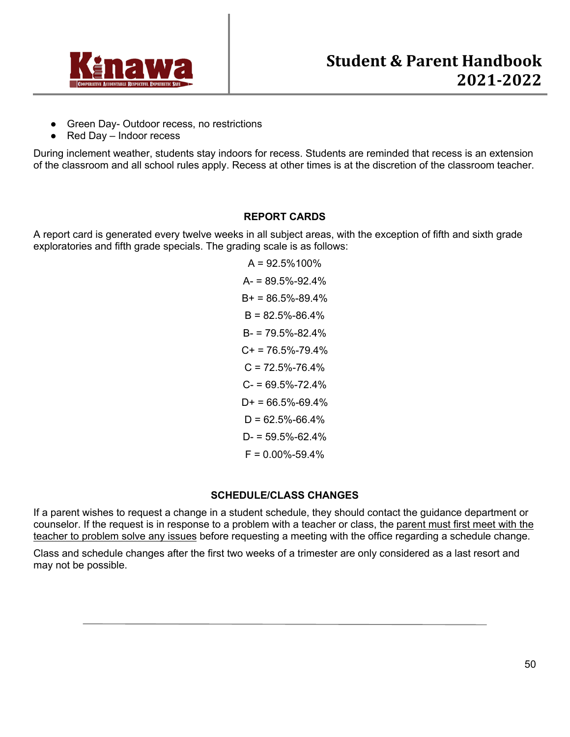- Green Day- Outdoor recess, no restrictions
- Red Day – Indoor recess

During inclement weather, students stay indoors for recess. Students are reminded that recess is an extension of the classroom and all school rules apply. Recess at other times is at the discretion of the classroom teacher.

## REPORT CARDS

A report card is generated every twelve weeks in all subject areas, with the exception of fifth and sixth grade exploratories and fifth grade specials. The grading scale is as follows:

A = 92.5%100%

A- = 89.5%-92.4%

B+ = 86.5%-89.4%

B = 82.5%-86.4%

B- = 79.5%-82.4%

C+ = 76.5%-79.4%

C = 72.5%-76.4%

C- = 69.5%-72.4%

D+ = 66.5%-69.4%

D = 62.5%-66.4%

D- = 59.5%-62.4%

F = 0.00%-59.4%

## SCHEDULE/CLASS CHANGES

If a parent wishes to request a change in a student schedule, they should contact the guidance department or counselor. If the request is in response to a problem with a teacher or class, the parent must first meet with the teacher to problem solve any issues before requesting a meeting with the office regarding a schedule change.

Class and schedule changes after the first two weeks of a trimester are only considered as a last resort and may not be possible.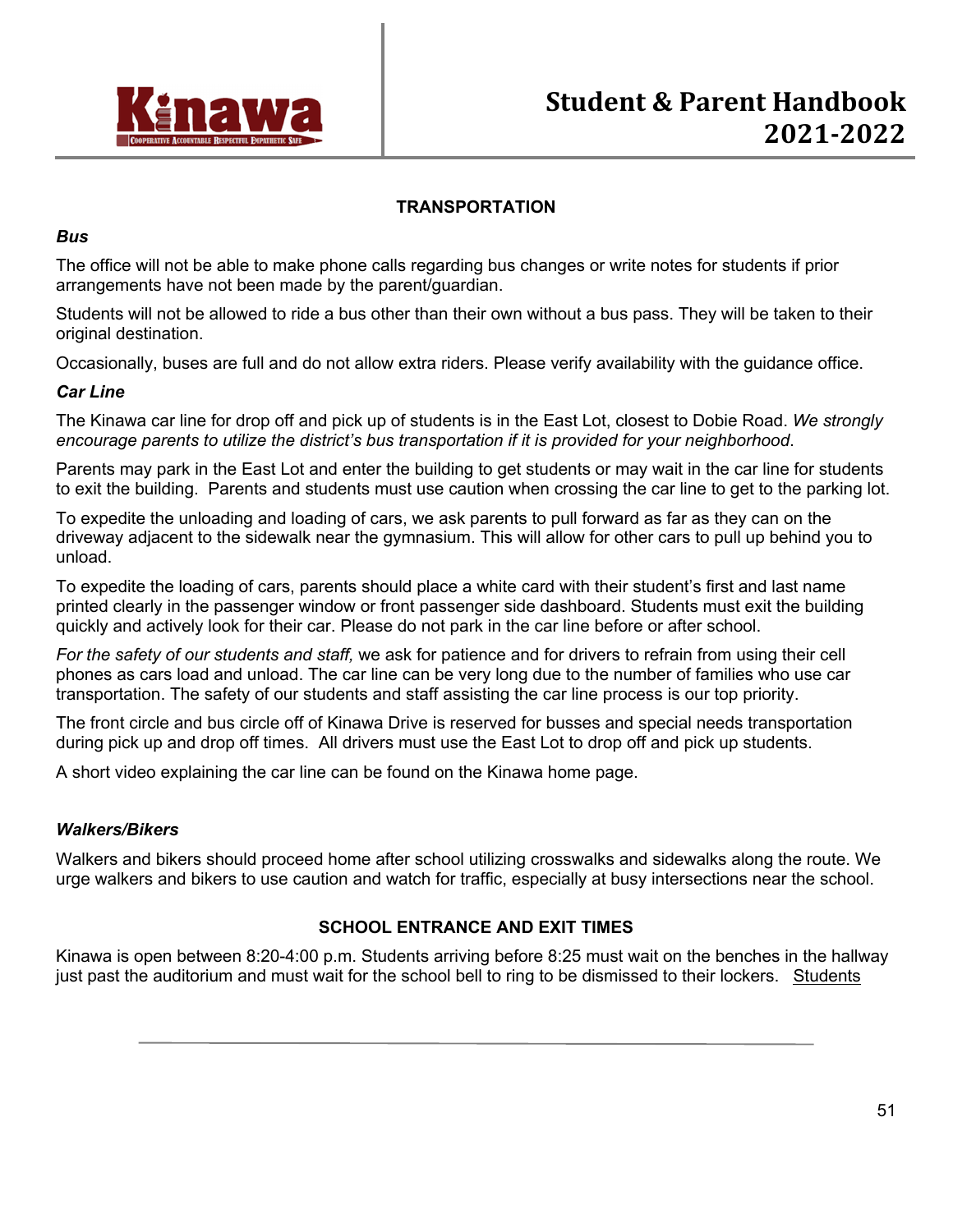## TRANSPORTATION

### *Bus*

The office will not be able to make phone calls regarding bus changes or write notes for students if prior arrangements have not been made by the parent/guardian.

Students will not be allowed to ride a bus other than their own without a bus pass. They will be taken to their original destination.

Occasionally, buses are full and do not allow extra riders. Please verify availability with the guidance office.

### *Car Line*

The Kinawa car line for drop off and pick up of students is in the East Lot, closest to Dobie Road. *We strongly encourage parents to utilize the district's bus transportation if it is provided for your neighborhood.*

Parents may park in the East Lot and enter the building to get students or may wait in the car line for students to exit the building. Parents and students must use caution when crossing the car line to get to the parking lot.

To expedite the unloading and loading of cars, we ask parents to pull forward as far as they can on the driveway adjacent to the sidewalk near the gymnasium. This will allow for other cars to pull up behind you to unload.

To expedite the loading of cars, parents should place a white card with their student's first and last name printed clearly in the passenger window or front passenger side dashboard. Students must exit the building quickly and actively look for their car. Please do not park in the car line before or after school.

*For the safety of our students and staff,* we ask for patience and for drivers to refrain from using their cell phones as cars load and unload. The car line can be very long due to the number of families who use car transportation. The safety of our students and staff assisting the car line process is our top priority.

The front circle and bus circle off of Kinawa Drive is reserved for busses and special needs transportation during pick up and drop off times. All drivers must use the East Lot to drop off and pick up students.

A short video explaining the car line can be found on the Kinawa home page.

### *Walkers/Bikers*

Walkers and bikers should proceed home after school utilizing crosswalks and sidewalks along the route. We urge walkers and bikers to use caution and watch for traffic, especially at busy intersections near the school.

## SCHOOL ENTRANCE AND EXIT TIMES

Kinawa is open between 8:20-4:00 p.m. Students arriving before 8:25 must wait on the benches in the hallway just past the auditorium and must wait for the school bell to ring to be dismissed to their lockers. <u>Students</u>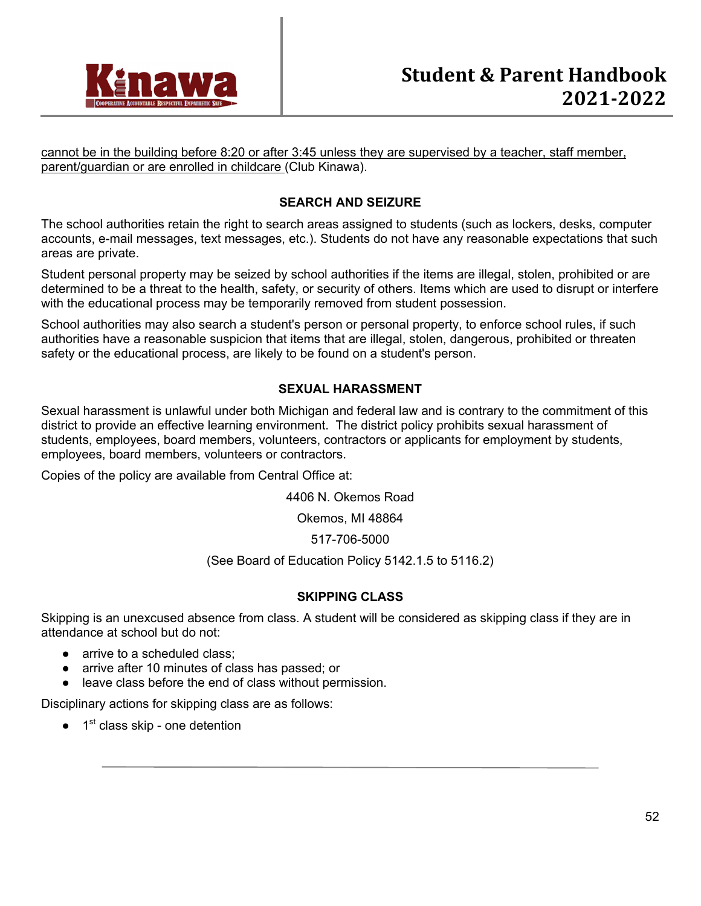cannot be in the building before 8:20 or after 3:45 unless they are supervised by a teacher, staff member, parent/guardian or are enrolled in childcare (Club Kinawa).

### SEARCH AND SEIZURE

The school authorities retain the right to search areas assigned to students (such as lockers, desks, computer accounts, e-mail messages, text messages, etc.). Students do not have any reasonable expectations that such areas are private.

Student personal property may be seized by school authorities if the items are illegal, stolen, prohibited or are determined to be a threat to the health, safety, or security of others. Items which are used to disrupt or interfere with the educational process may be temporarily removed from student possession.

School authorities may also search a student's person or personal property, to enforce school rules, if such authorities have a reasonable suspicion that items that are illegal, stolen, dangerous, prohibited or threaten safety or the educational process, are likely to be found on a student's person.

### SEXUAL HARASSMENT

Sexual harassment is unlawful under both Michigan and federal law and is contrary to the commitment of this district to provide an effective learning environment. The district policy prohibits sexual harassment of students, employees, board members, volunteers, contractors or applicants for employment by students, employees, board members, volunteers or contractors.

Copies of the policy are available from Central Office at:

4406 N. Okemos Road

Okemos, MI 48864

517-706-5000

(See Board of Education Policy 5142.1.5 to 5116.2)

### SKIPPING CLASS

Skipping is an unexcused absence from class. A student will be considered as skipping class if they are in attendance at school but do not:

- arrive to a scheduled class;
- arrive after 10 minutes of class has passed; or
- leave class before the end of class without permission.

Disciplinary actions for skipping class are as follows:

- 1st class skip - one detention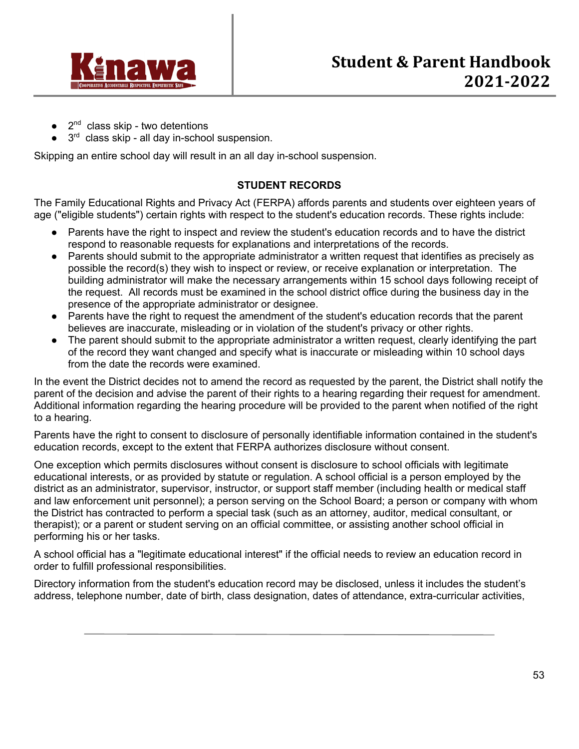- 2nd class skip - two detentions
- 3rd class skip - all day in-school suspension.

Skipping an entire school day will result in an all day in-school suspension.

## STUDENT RECORDS

The Family Educational Rights and Privacy Act (FERPA) affords parents and students over eighteen years of age ("eligible students") certain rights with respect to the student's education records. These rights include:

- Parents have the right to inspect and review the student's education records and to have the district respond to reasonable requests for explanations and interpretations of the records.
- Parents should submit to the appropriate administrator a written request that identifies as precisely as possible the record(s) they wish to inspect or review, or receive explanation or interpretation. The building administrator will make the necessary arrangements within 15 school days following receipt of the request. All records must be examined in the school district office during the business day in the presence of the appropriate administrator or designee.
- Parents have the right to request the amendment of the student's education records that the parent believes are inaccurate, misleading or in violation of the student's privacy or other rights.
- The parent should submit to the appropriate administrator a written request, clearly identifying the part of the record they want changed and specify what is inaccurate or misleading within 10 school days from the date the records were examined.

In the event the District decides not to amend the record as requested by the parent, the District shall notify the parent of the decision and advise the parent of their rights to a hearing regarding their request for amendment. Additional information regarding the hearing procedure will be provided to the parent when notified of the right to a hearing.

Parents have the right to consent to disclosure of personally identifiable information contained in the student's education records, except to the extent that FERPA authorizes disclosure without consent.

One exception which permits disclosures without consent is disclosure to school officials with legitimate educational interests, or as provided by statute or regulation. A school official is a person employed by the district as an administrator, supervisor, instructor, or support staff member (including health or medical staff and law enforcement unit personnel); a person serving on the School Board; a person or company with whom the District has contracted to perform a special task (such as an attorney, auditor, medical consultant, or therapist); or a parent or student serving on an official committee, or assisting another school official in performing his or her tasks.

A school official has a "legitimate educational interest" if the official needs to review an education record in order to fulfill professional responsibilities.

Directory information from the student's education record may be disclosed, unless it includes the student's address, telephone number, date of birth, class designation, dates of attendance, extra-curricular activities,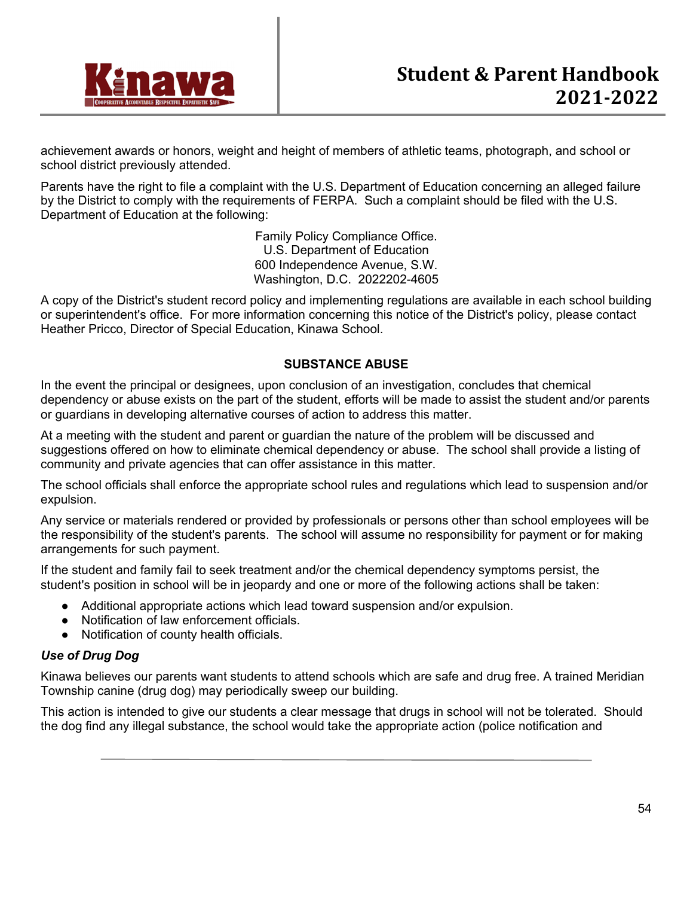achievement awards or honors, weight and height of members of athletic teams, photograph, and school or school district previously attended.

Parents have the right to file a complaint with the U.S. Department of Education concerning an alleged failure by the District to comply with the requirements of FERPA. Such a complaint should be filed with the U.S. Department of Education at the following:

Family Policy Compliance Office.
U.S. Department of Education
600 Independence Avenue, S.W.
Washington, D.C. 2022202-4605

A copy of the District's student record policy and implementing regulations are available in each school building or superintendent's office. For more information concerning this notice of the District's policy, please contact Heather Pricco, Director of Special Education, Kinawa School.

## SUBSTANCE ABUSE

In the event the principal or designees, upon conclusion of an investigation, concludes that chemical dependency or abuse exists on the part of the student, efforts will be made to assist the student and/or parents or guardians in developing alternative courses of action to address this matter.

At a meeting with the student and parent or guardian the nature of the problem will be discussed and suggestions offered on how to eliminate chemical dependency or abuse. The school shall provide a listing of community and private agencies that can offer assistance in this matter.

The school officials shall enforce the appropriate school rules and regulations which lead to suspension and/or expulsion.

Any service or materials rendered or provided by professionals or persons other than school employees will be the responsibility of the student's parents. The school will assume no responsibility for payment or for making arrangements for such payment.

If the student and family fail to seek treatment and/or the chemical dependency symptoms persist, the student's position in school will be in jeopardy and one or more of the following actions shall be taken:

- Additional appropriate actions which lead toward suspension and/or expulsion.
- Notification of law enforcement officials.
- Notification of county health officials.

### *Use of Drug Dog*

Kinawa believes our parents want students to attend schools which are safe and drug free. A trained Meridian Township canine (drug dog) may periodically sweep our building.

This action is intended to give our students a clear message that drugs in school will not be tolerated. Should the dog find any illegal substance, the school would take the appropriate action (police notification and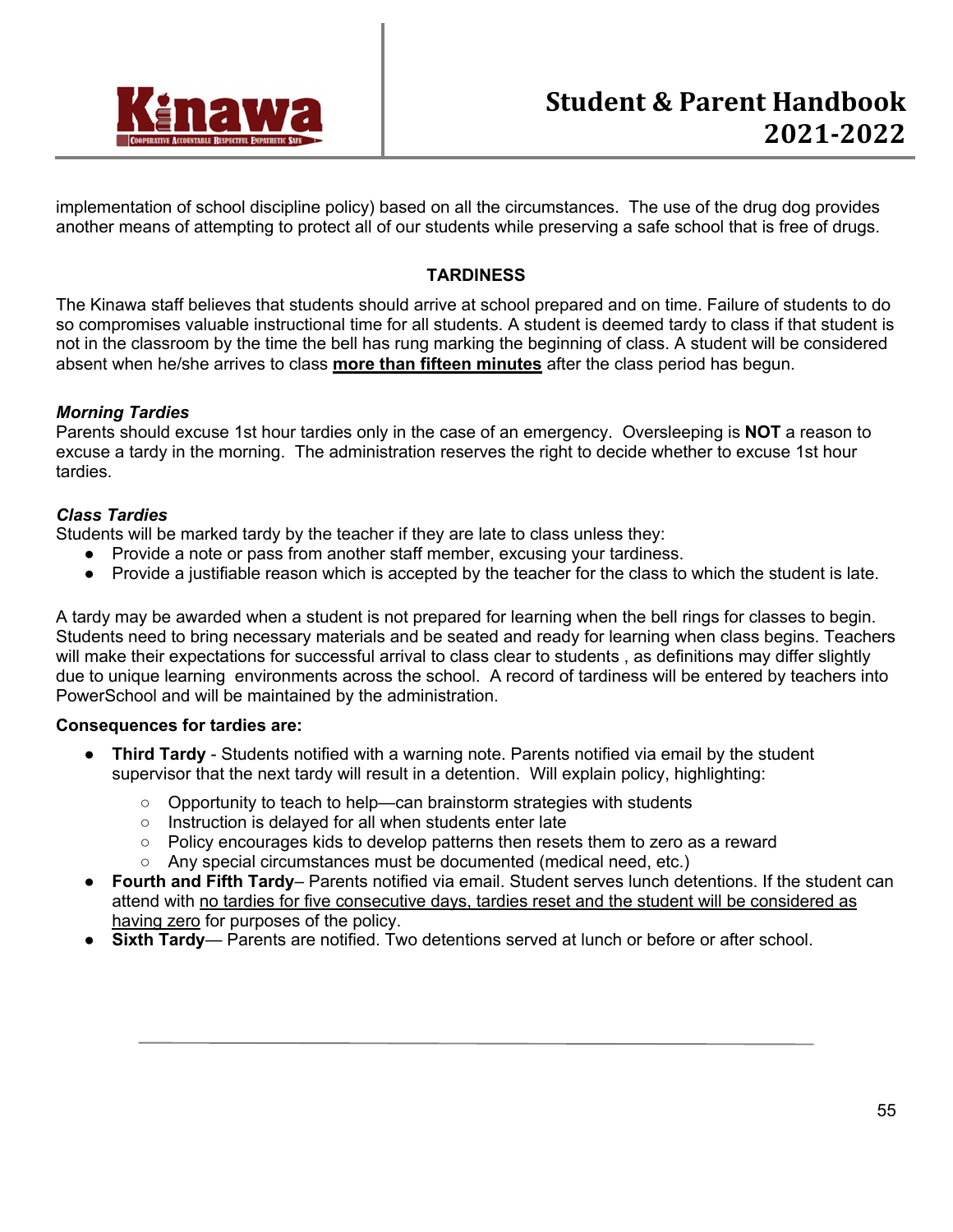implementation of school discipline policy) based on all the circumstances. The use of the drug dog provides another means of attempting to protect all of our students while preserving a safe school that is free of drugs.

## TARDINESS

The Kinawa staff believes that students should arrive at school prepared and on time. Failure of students to do so compromises valuable instructional time for all students. A student is deemed tardy to class if that student is not in the classroom by the time the bell has rung marking the beginning of class. A student will be considered absent when he/she arrives to class **more than fifteen minutes** after the class period has begun.

***Morning Tardies***
Parents should excuse 1st hour tardies only in the case of an emergency. Oversleeping is **NOT** a reason to excuse a tardy in the morning. The administration reserves the right to decide whether to excuse 1st hour tardies.

***Class Tardies***
Students will be marked tardy by the teacher if they are late to class unless they:

- Provide a note or pass from another staff member, excusing your tardiness.
- Provide a justifiable reason which is accepted by the teacher for the class to which the student is late.

A tardy may be awarded when a student is not prepared for learning when the bell rings for classes to begin. Students need to bring necessary materials and be seated and ready for learning when class begins. Teachers will make their expectations for successful arrival to class clear to students , as definitions may differ slightly due to unique learning environments across the school. A record of tardiness will be entered by teachers into PowerSchool and will be maintained by the administration.

**Consequences for tardies are:**

- **Third Tardy** - Students notified with a warning note. Parents notified via email by the student supervisor that the next tardy will result in a detention. Will explain policy, highlighting:
  - Opportunity to teach to help—can brainstorm strategies with students
  - Instruction is delayed for all when students enter late
  - Policy encourages kids to develop patterns then resets them to zero as a reward
  - Any special circumstances must be documented (medical need, etc.)
- **Fourth and Fifth Tardy**– Parents notified via email. Student serves lunch detentions. If the student can attend with no tardies for five consecutive days, tardies reset and the student will be considered as having zero for purposes of the policy.
- **Sixth Tardy**— Parents are notified. Two detentions served at lunch or before or after school.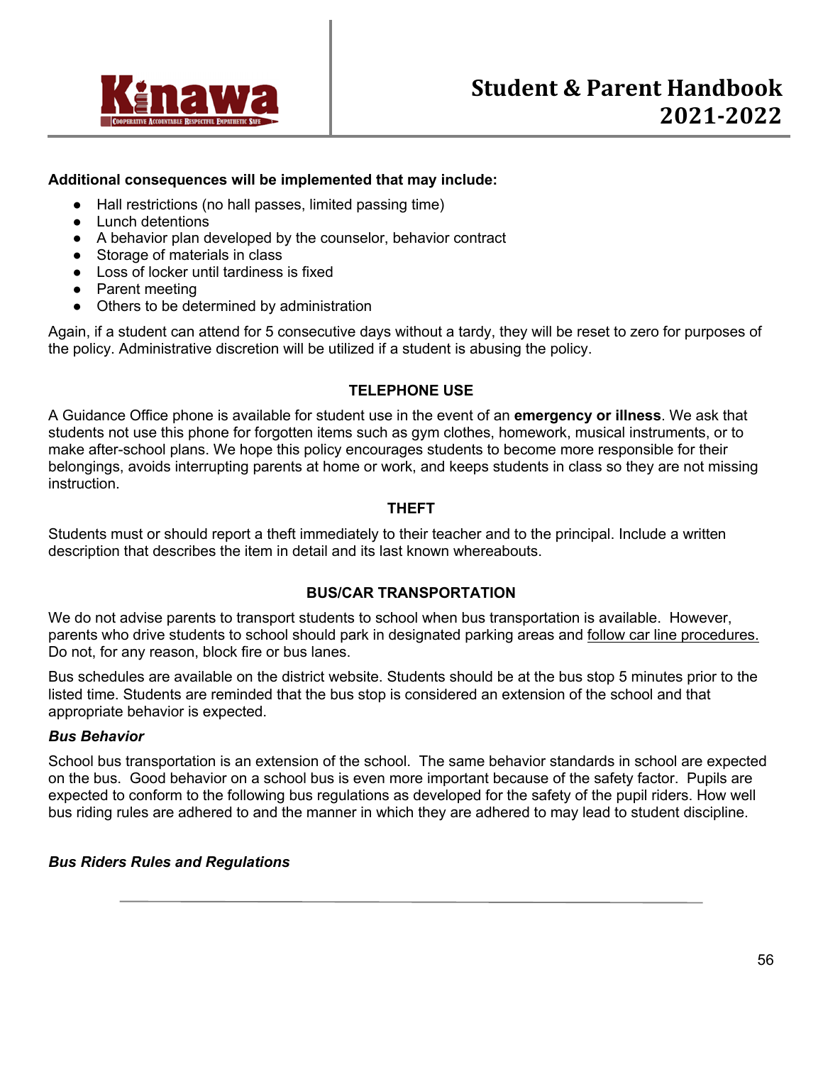**Additional consequences will be implemented that may include:**

- Hall restrictions (no hall passes, limited passing time)
- Lunch detentions
- A behavior plan developed by the counselor, behavior contract
- Storage of materials in class
- Loss of locker until tardiness is fixed
- Parent meeting
- Others to be determined by administration

Again, if a student can attend for 5 consecutive days without a tardy, they will be reset to zero for purposes of the policy. Administrative discretion will be utilized if a student is abusing the policy.

## TELEPHONE USE

A Guidance Office phone is available for student use in the event of an **emergency or illness**. We ask that students not use this phone for forgotten items such as gym clothes, homework, musical instruments, or to make after-school plans. We hope this policy encourages students to become more responsible for their belongings, avoids interrupting parents at home or work, and keeps students in class so they are not missing instruction.

## THEFT

Students must or should report a theft immediately to their teacher and to the principal. Include a written description that describes the item in detail and its last known whereabouts.

## BUS/CAR TRANSPORTATION

We do not advise parents to transport students to school when bus transportation is available. However, parents who drive students to school should park in designated parking areas and follow car line procedures. Do not, for any reason, block fire or bus lanes.

Bus schedules are available on the district website. Students should be at the bus stop 5 minutes prior to the listed time. Students are reminded that the bus stop is considered an extension of the school and that appropriate behavior is expected.

### *Bus Behavior*

School bus transportation is an extension of the school. The same behavior standards in school are expected on the bus. Good behavior on a school bus is even more important because of the safety factor. Pupils are expected to conform to the following bus regulations as developed for the safety of the pupil riders. How well bus riding rules are adhered to and the manner in which they are adhered to may lead to student discipline.

### *Bus Riders Rules and Regulations*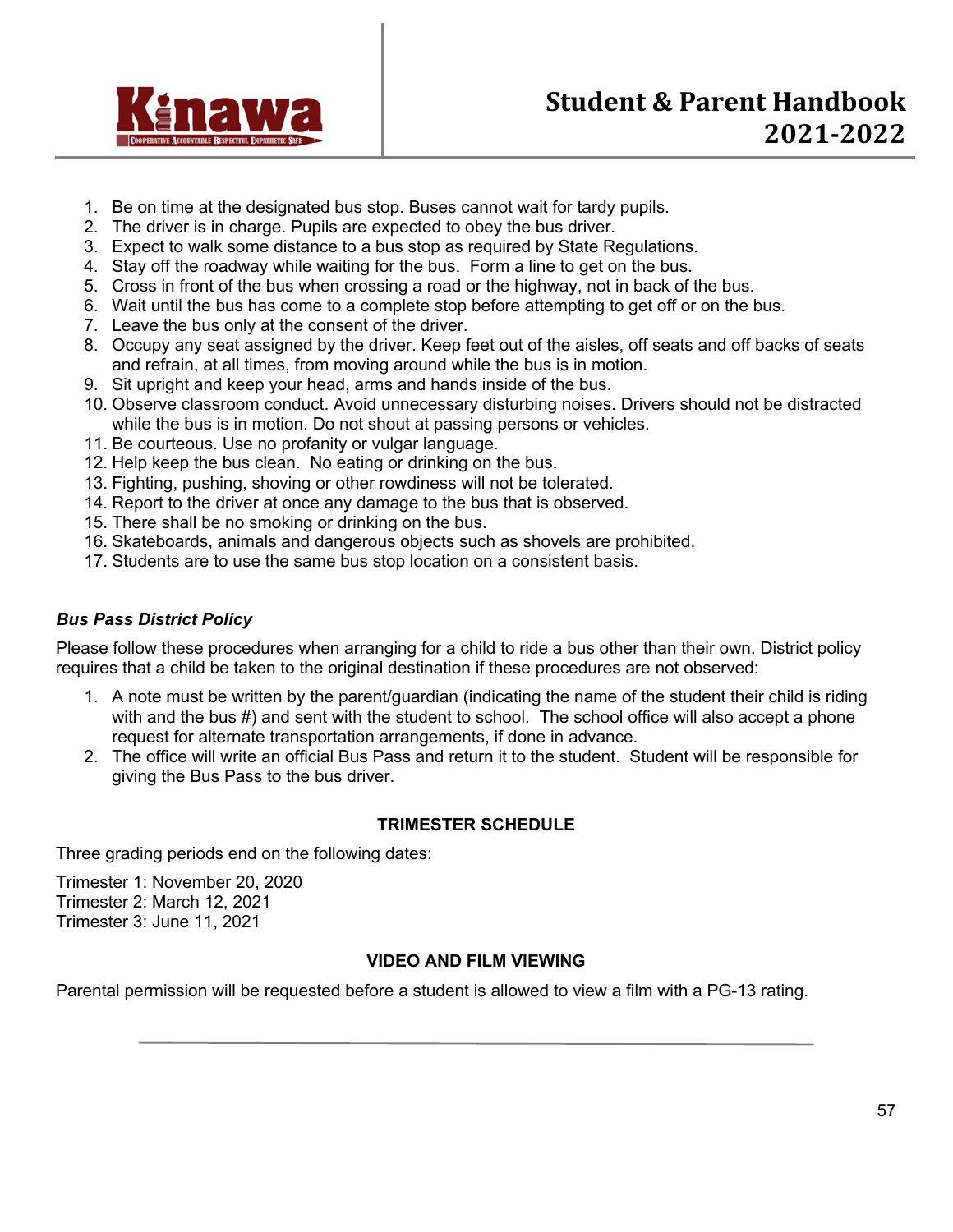1. Be on time at the designated bus stop. Buses cannot wait for tardy pupils.
2. The driver is in charge. Pupils are expected to obey the bus driver.
3. Expect to walk some distance to a bus stop as required by State Regulations.
4. Stay off the roadway while waiting for the bus. Form a line to get on the bus.
5. Cross in front of the bus when crossing a road or the highway, not in back of the bus.
6. Wait until the bus has come to a complete stop before attempting to get off or on the bus.
7. Leave the bus only at the consent of the driver.
8. Occupy any seat assigned by the driver. Keep feet out of the aisles, off seats and off backs of seats and refrain, at all times, from moving around while the bus is in motion.
9. Sit upright and keep your head, arms and hands inside of the bus.
10. Observe classroom conduct. Avoid unnecessary disturbing noises. Drivers should not be distracted while the bus is in motion. Do not shout at passing persons or vehicles.
11. Be courteous. Use no profanity or vulgar language.
12. Help keep the bus clean. No eating or drinking on the bus.
13. Fighting, pushing, shoving or other rowdiness will not be tolerated.
14. Report to the driver at once any damage to the bus that is observed.
15. There shall be no smoking or drinking on the bus.
16. Skateboards, animals and dangerous objects such as shovels are prohibited.
17. Students are to use the same bus stop location on a consistent basis.

### *Bus Pass District Policy*

Please follow these procedures when arranging for a child to ride a bus other than their own. District policy requires that a child be taken to the original destination if these procedures are not observed:

1. A note must be written by the parent/guardian (indicating the name of the student their child is riding with and the bus #) and sent with the student to school. The school office will also accept a phone request for alternate transportation arrangements, if done in advance.
2. The office will write an official Bus Pass and return it to the student. Student will be responsible for giving the Bus Pass to the bus driver.

## TRIMESTER SCHEDULE

Three grading periods end on the following dates:

Trimester 1: November 20, 2020
Trimester 2: March 12, 2021
Trimester 3: June 11, 2021

## VIDEO AND FILM VIEWING

Parental permission will be requested before a student is allowed to view a film with a PG-13 rating.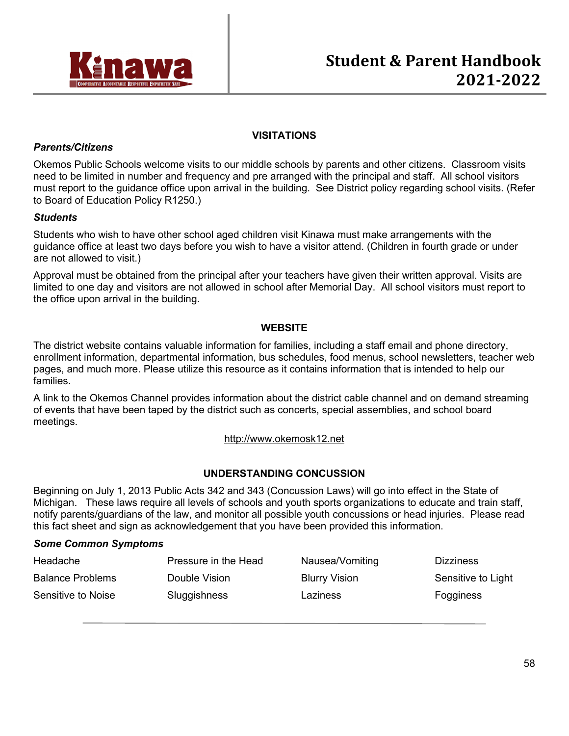## VISITATIONS

***Parents/Citizens***

Okemos Public Schools welcome visits to our middle schools by parents and other citizens. Classroom visits need to be limited in number and frequency and pre arranged with the principal and staff. All school visitors must report to the guidance office upon arrival in the building. See District policy regarding school visits. (Refer to Board of Education Policy R1250.)

***Students***

Students who wish to have other school aged children visit Kinawa must make arrangements with the guidance office at least two days before you wish to have a visitor attend. (Children in fourth grade or under are not allowed to visit.)

Approval must be obtained from the principal after your teachers have given their written approval. Visits are limited to one day and visitors are not allowed in school after Memorial Day. All school visitors must report to the office upon arrival in the building.

## WEBSITE

The district website contains valuable information for families, including a staff email and phone directory, enrollment information, departmental information, bus schedules, food menus, school newsletters, teacher web pages, and much more. Please utilize this resource as it contains information that is intended to help our families.

A link to the Okemos Channel provides information about the district cable channel and on demand streaming of events that have been taped by the district such as concerts, special assemblies, and school board meetings.

http://www.okemosk12.net

## UNDERSTANDING CONCUSSION

Beginning on July 1, 2013 Public Acts 342 and 343 (Concussion Laws) will go into effect in the State of Michigan. These laws require all levels of schools and youth sports organizations to educate and train staff, notify parents/guardians of the law, and monitor all possible youth concussions or head injuries. Please read this fact sheet and sign as acknowledgement that you have been provided this information.

***Some Common Symptoms***

| | | | |
|---|---|---|---|
| Headache | Pressure in the Head | Nausea/Vomiting | Dizziness |
| Balance Problems | Double Vision | Blurry Vision | Sensitive to Light |
| Sensitive to Noise | Sluggishness | Laziness | Fogginess |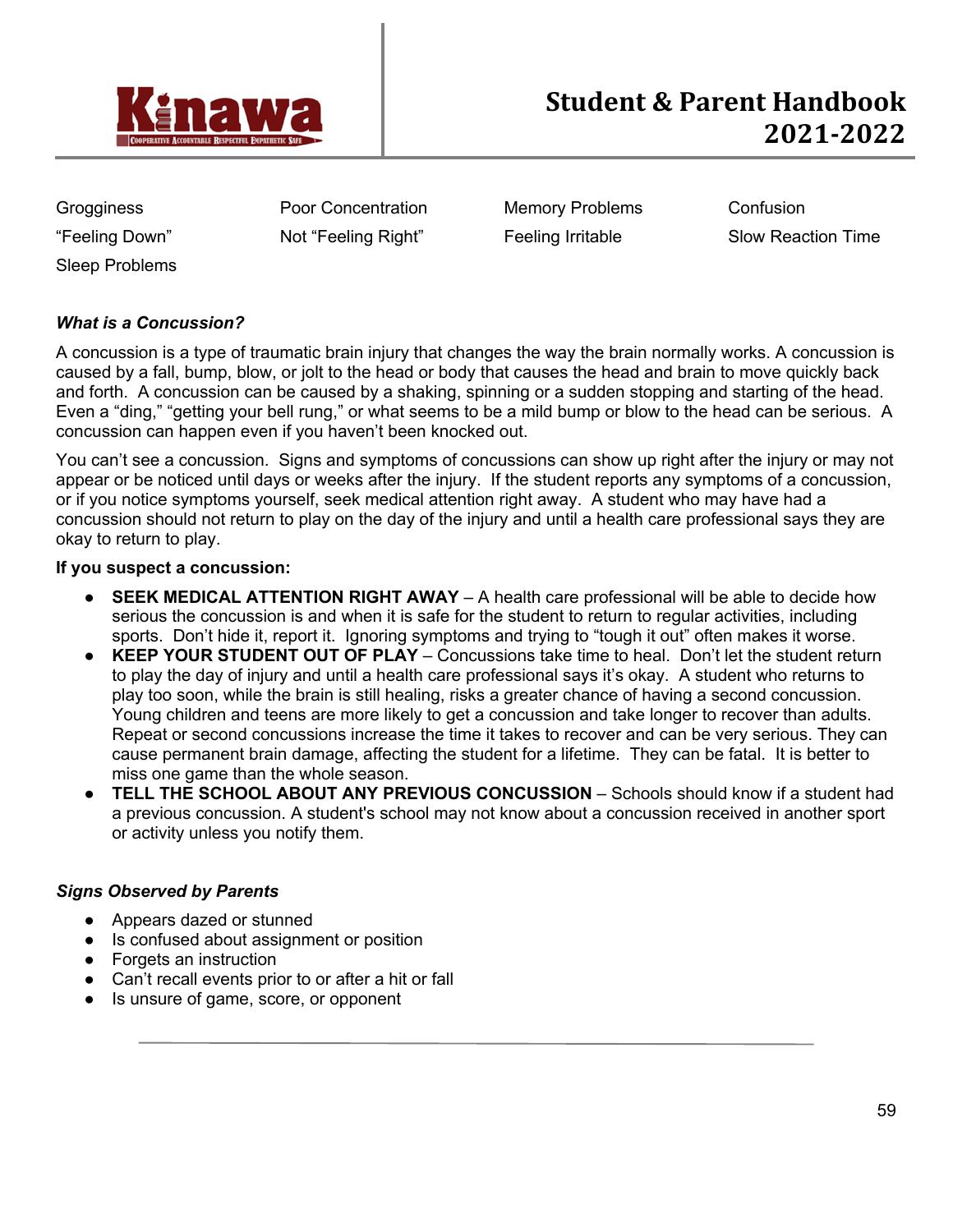| | | | |
|---|---|---|---|
| Grogginess | Poor Concentration | Memory Problems | Confusion |
| "Feeling Down" | Not "Feeling Right" | Feeling Irritable | Slow Reaction Time |
| Sleep Problems | | | |

***What is a Concussion?***

A concussion is a type of traumatic brain injury that changes the way the brain normally works. A concussion is caused by a fall, bump, blow, or jolt to the head or body that causes the head and brain to move quickly back and forth. A concussion can be caused by a shaking, spinning or a sudden stopping and starting of the head. Even a "ding," "getting your bell rung," or what seems to be a mild bump or blow to the head can be serious. A concussion can happen even if you haven't been knocked out.

You can't see a concussion. Signs and symptoms of concussions can show up right after the injury or may not appear or be noticed until days or weeks after the injury. If the student reports any symptoms of a concussion, or if you notice symptoms yourself, seek medical attention right away. A student who may have had a concussion should not return to play on the day of the injury and until a health care professional says they are okay to return to play.

**If you suspect a concussion:**

- **SEEK MEDICAL ATTENTION RIGHT AWAY** – A health care professional will be able to decide how serious the concussion is and when it is safe for the student to return to regular activities, including sports. Don't hide it, report it. Ignoring symptoms and trying to "tough it out" often makes it worse.
- **KEEP YOUR STUDENT OUT OF PLAY** – Concussions take time to heal. Don't let the student return to play the day of injury and until a health care professional says it's okay. A student who returns to play too soon, while the brain is still healing, risks a greater chance of having a second concussion. Young children and teens are more likely to get a concussion and take longer to recover than adults. Repeat or second concussions increase the time it takes to recover and can be very serious. They can cause permanent brain damage, affecting the student for a lifetime. They can be fatal. It is better to miss one game than the whole season.
- **TELL THE SCHOOL ABOUT ANY PREVIOUS CONCUSSION** – Schools should know if a student had a previous concussion. A student's school may not know about a concussion received in another sport or activity unless you notify them.

***Signs Observed by Parents***

- Appears dazed or stunned
- Is confused about assignment or position
- Forgets an instruction
- Can't recall events prior to or after a hit or fall
- Is unsure of game, score, or opponent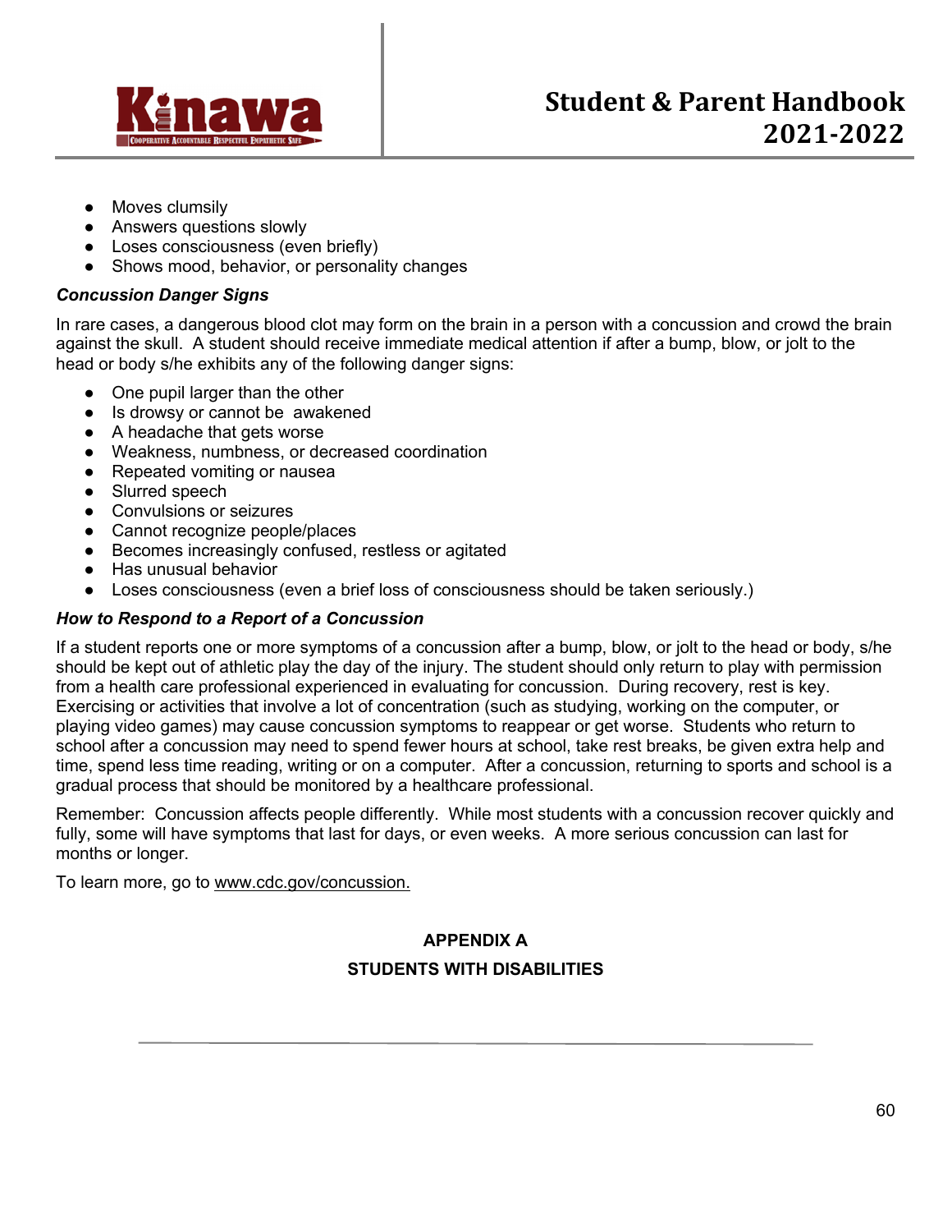- Moves clumsily
- Answers questions slowly
- Loses consciousness (even briefly)
- Shows mood, behavior, or personality changes

***Concussion Danger Signs***

In rare cases, a dangerous blood clot may form on the brain in a person with a concussion and crowd the brain against the skull. A student should receive immediate medical attention if after a bump, blow, or jolt to the head or body s/he exhibits any of the following danger signs:

- One pupil larger than the other
- Is drowsy or cannot be awakened
- A headache that gets worse
- Weakness, numbness, or decreased coordination
- Repeated vomiting or nausea
- Slurred speech
- Convulsions or seizures
- Cannot recognize people/places
- Becomes increasingly confused, restless or agitated
- Has unusual behavior
- Loses consciousness (even a brief loss of consciousness should be taken seriously.)

***How to Respond to a Report of a Concussion***

If a student reports one or more symptoms of a concussion after a bump, blow, or jolt to the head or body, s/he should be kept out of athletic play the day of the injury. The student should only return to play with permission from a health care professional experienced in evaluating for concussion. During recovery, rest is key. Exercising or activities that involve a lot of concentration (such as studying, working on the computer, or playing video games) may cause concussion symptoms to reappear or get worse. Students who return to school after a concussion may need to spend fewer hours at school, take rest breaks, be given extra help and time, spend less time reading, writing or on a computer. After a concussion, returning to sports and school is a gradual process that should be monitored by a healthcare professional.

Remember: Concussion affects people differently. While most students with a concussion recover quickly and fully, some will have symptoms that last for days, or even weeks. A more serious concussion can last for months or longer.

To learn more, go to www.cdc.gov/concussion.

**APPENDIX A**

**STUDENTS WITH DISABILITIES**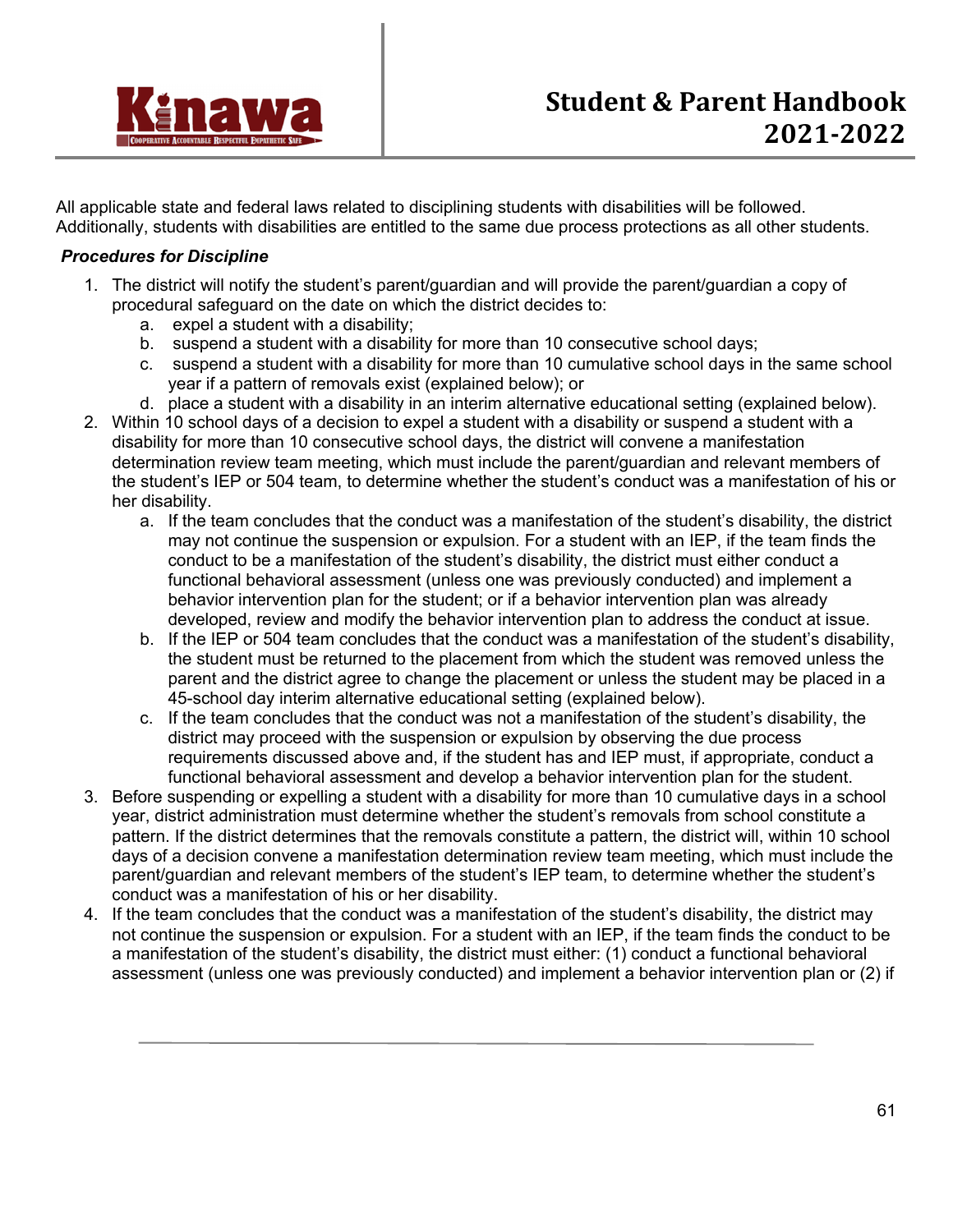All applicable state and federal laws related to disciplining students with disabilities will be followed. Additionally, students with disabilities are entitled to the same due process protections as all other students.

***Procedures for Discipline***

1. The district will notify the student's parent/guardian and will provide the parent/guardian a copy of procedural safeguard on the date on which the district decides to:
   a. expel a student with a disability;
   b. suspend a student with a disability for more than 10 consecutive school days;
   c. suspend a student with a disability for more than 10 cumulative school days in the same school year if a pattern of removals exist (explained below); or
   d. place a student with a disability in an interim alternative educational setting (explained below).
2. Within 10 school days of a decision to expel a student with a disability or suspend a student with a disability for more than 10 consecutive school days, the district will convene a manifestation determination review team meeting, which must include the parent/guardian and relevant members of the student's IEP or 504 team, to determine whether the student's conduct was a manifestation of his or her disability.
   a. If the team concludes that the conduct was a manifestation of the student's disability, the district may not continue the suspension or expulsion. For a student with an IEP, if the team finds the conduct to be a manifestation of the student's disability, the district must either conduct a functional behavioral assessment (unless one was previously conducted) and implement a behavior intervention plan for the student; or if a behavior intervention plan was already developed, review and modify the behavior intervention plan to address the conduct at issue.
   b. If the IEP or 504 team concludes that the conduct was a manifestation of the student's disability, the student must be returned to the placement from which the student was removed unless the parent and the district agree to change the placement or unless the student may be placed in a 45-school day interim alternative educational setting (explained below).
   c. If the team concludes that the conduct was not a manifestation of the student's disability, the district may proceed with the suspension or expulsion by observing the due process requirements discussed above and, if the student has and IEP must, if appropriate, conduct a functional behavioral assessment and develop a behavior intervention plan for the student.
3. Before suspending or expelling a student with a disability for more than 10 cumulative days in a school year, district administration must determine whether the student's removals from school constitute a pattern. If the district determines that the removals constitute a pattern, the district will, within 10 school days of a decision convene a manifestation determination review team meeting, which must include the parent/guardian and relevant members of the student's IEP team, to determine whether the student's conduct was a manifestation of his or her disability.
4. If the team concludes that the conduct was a manifestation of the student's disability, the district may not continue the suspension or expulsion. For a student with an IEP, if the team finds the conduct to be a manifestation of the student's disability, the district must either: (1) conduct a functional behavioral assessment (unless one was previously conducted) and implement a behavior intervention plan or (2) if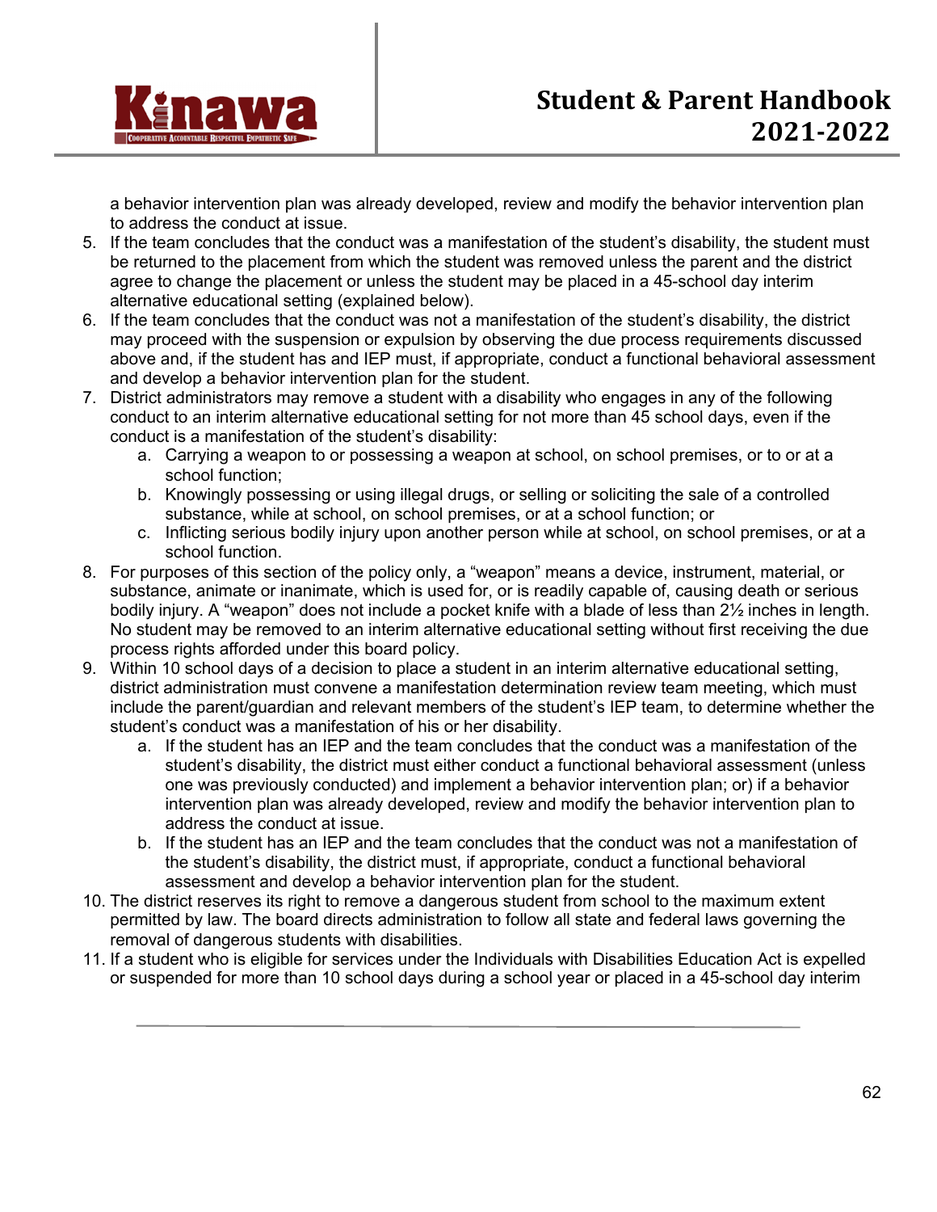a behavior intervention plan was already developed, review and modify the behavior intervention plan to address the conduct at issue.

5. If the team concludes that the conduct was a manifestation of the student's disability, the student must be returned to the placement from which the student was removed unless the parent and the district agree to change the placement or unless the student may be placed in a 45-school day interim alternative educational setting (explained below).
6. If the team concludes that the conduct was not a manifestation of the student's disability, the district may proceed with the suspension or expulsion by observing the due process requirements discussed above and, if the student has and IEP must, if appropriate, conduct a functional behavioral assessment and develop a behavior intervention plan for the student.
7. District administrators may remove a student with a disability who engages in any of the following conduct to an interim alternative educational setting for not more than 45 school days, even if the conduct is a manifestation of the student's disability:
   a. Carrying a weapon to or possessing a weapon at school, on school premises, or to or at a school function;
   b. Knowingly possessing or using illegal drugs, or selling or soliciting the sale of a controlled substance, while at school, on school premises, or at a school function; or
   c. Inflicting serious bodily injury upon another person while at school, on school premises, or at a school function.
8. For purposes of this section of the policy only, a "weapon" means a device, instrument, material, or substance, animate or inanimate, which is used for, or is readily capable of, causing death or serious bodily injury. A "weapon" does not include a pocket knife with a blade of less than 2½ inches in length. No student may be removed to an interim alternative educational setting without first receiving the due process rights afforded under this board policy.
9. Within 10 school days of a decision to place a student in an interim alternative educational setting, district administration must convene a manifestation determination review team meeting, which must include the parent/guardian and relevant members of the student's IEP team, to determine whether the student's conduct was a manifestation of his or her disability.
   a. If the student has an IEP and the team concludes that the conduct was a manifestation of the student's disability, the district must either conduct a functional behavioral assessment (unless one was previously conducted) and implement a behavior intervention plan; or) if a behavior intervention plan was already developed, review and modify the behavior intervention plan to address the conduct at issue.
   b. If the student has an IEP and the team concludes that the conduct was not a manifestation of the student's disability, the district must, if appropriate, conduct a functional behavioral assessment and develop a behavior intervention plan for the student.
10. The district reserves its right to remove a dangerous student from school to the maximum extent permitted by law. The board directs administration to follow all state and federal laws governing the removal of dangerous students with disabilities.
11. If a student who is eligible for services under the Individuals with Disabilities Education Act is expelled or suspended for more than 10 school days during a school year or placed in a 45-school day interim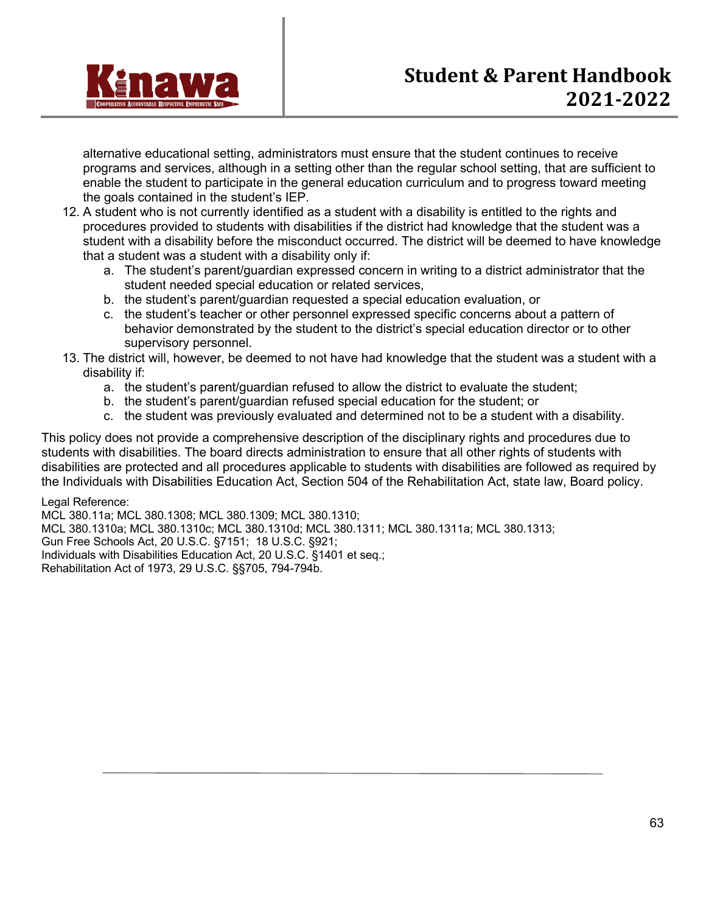alternative educational setting, administrators must ensure that the student continues to receive programs and services, although in a setting other than the regular school setting, that are sufficient to enable the student to participate in the general education curriculum and to progress toward meeting the goals contained in the student's IEP.

12. A student who is not currently identified as a student with a disability is entitled to the rights and procedures provided to students with disabilities if the district had knowledge that the student was a student with a disability before the misconduct occurred. The district will be deemed to have knowledge that a student was a student with a disability only if:
    a. The student's parent/guardian expressed concern in writing to a district administrator that the student needed special education or related services,
    b. the student's parent/guardian requested a special education evaluation, or
    c. the student's teacher or other personnel expressed specific concerns about a pattern of behavior demonstrated by the student to the district's special education director or to other supervisory personnel.
13. The district will, however, be deemed to not have had knowledge that the student was a student with a disability if:
    a. the student's parent/guardian refused to allow the district to evaluate the student;
    b. the student's parent/guardian refused special education for the student; or
    c. the student was previously evaluated and determined not to be a student with a disability.

This policy does not provide a comprehensive description of the disciplinary rights and procedures due to students with disabilities. The board directs administration to ensure that all other rights of students with disabilities are protected and all procedures applicable to students with disabilities are followed as required by the Individuals with Disabilities Education Act, Section 504 of the Rehabilitation Act, state law, Board policy.

Legal Reference:
MCL 380.11a; MCL 380.1308; MCL 380.1309; MCL 380.1310;
MCL 380.1310a; MCL 380.1310c; MCL 380.1310d; MCL 380.1311; MCL 380.1311a; MCL 380.1313;
Gun Free Schools Act, 20 U.S.C. §7151; 18 U.S.C. §921;
Individuals with Disabilities Education Act, 20 U.S.C. §1401 et seq.;
Rehabilitation Act of 1973, 29 U.S.C. §§705, 794-794b.